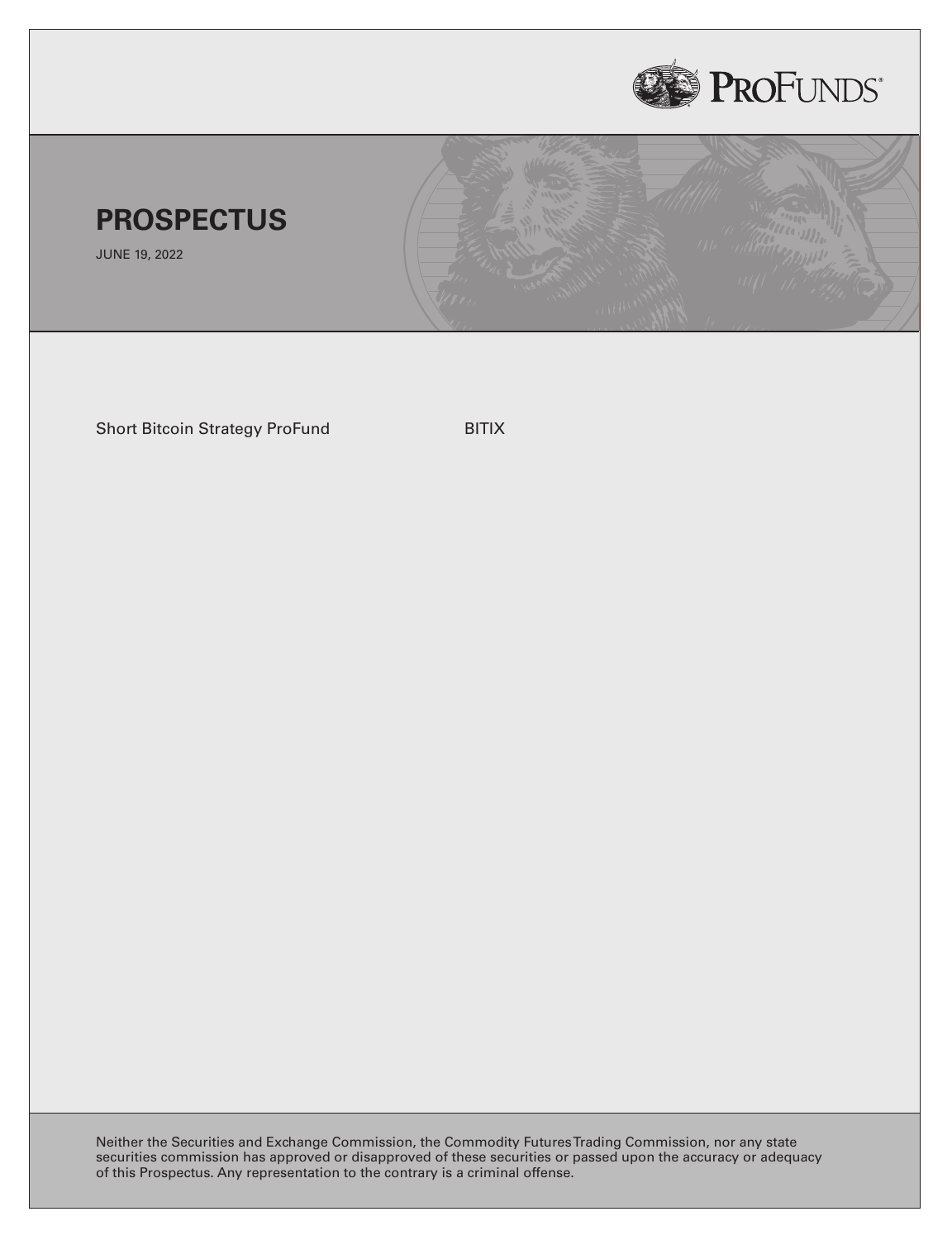ProFunds®

# PROSPECTUS

JUNE 19, 2022

| | |
|---|---|
| Short Bitcoin Strategy ProFund | BITIX |

Neither the Securities and Exchange Commission, the Commodity Futures Trading Commission, nor any state securities commission has approved or disapproved of these securities or passed upon the accuracy or adequacy of this Prospectus. Any representation to the contrary is a criminal offense.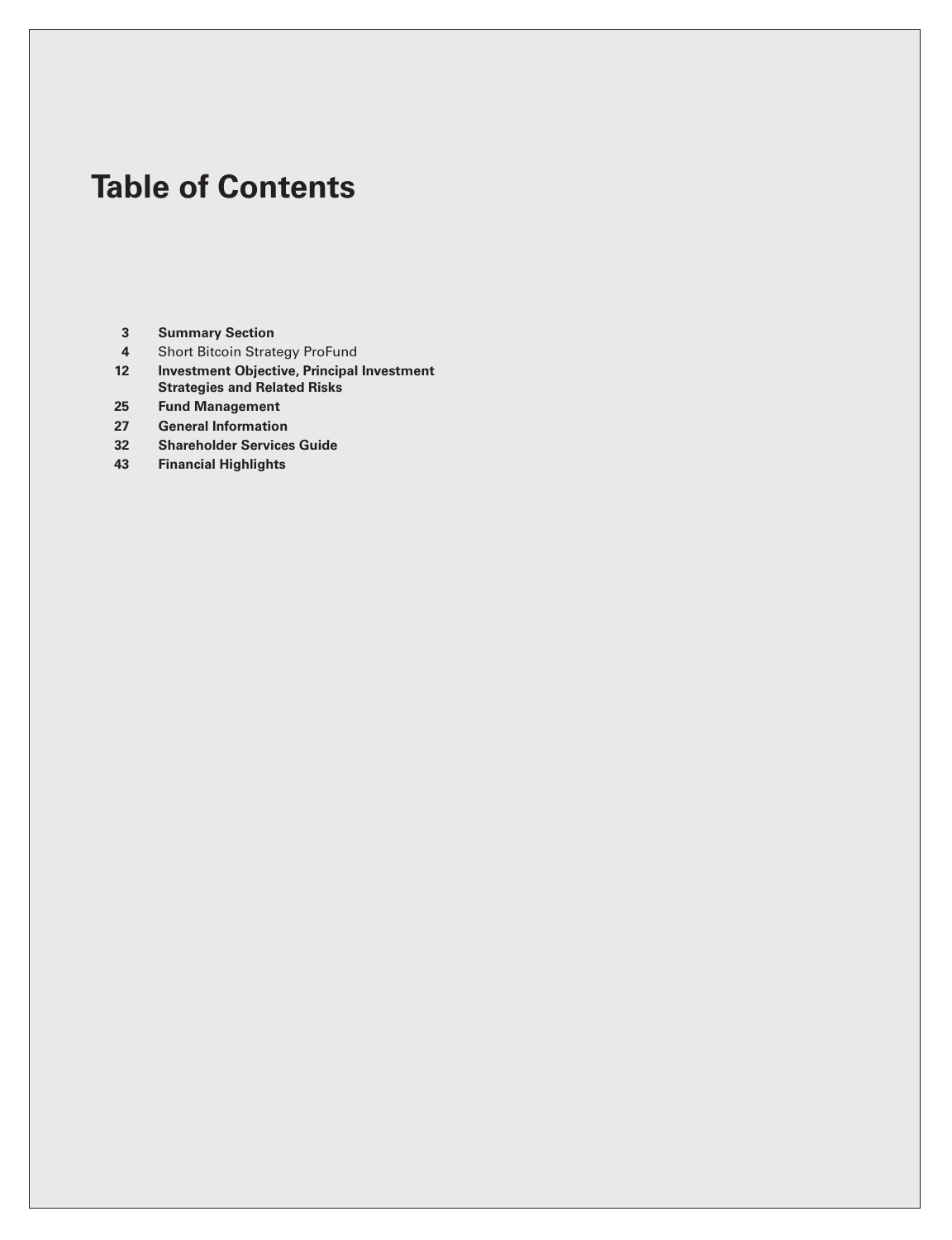# Table of Contents

| | |
|---|---|
| 3 | **Summary Section** |
| 4 | Short Bitcoin Strategy ProFund |
| 12 | **Investment Objective, Principal Investment Strategies and Related Risks** |
| 25 | **Fund Management** |
| 27 | **General Information** |
| 32 | **Shareholder Services Guide** |
| 43 | **Financial Highlights** |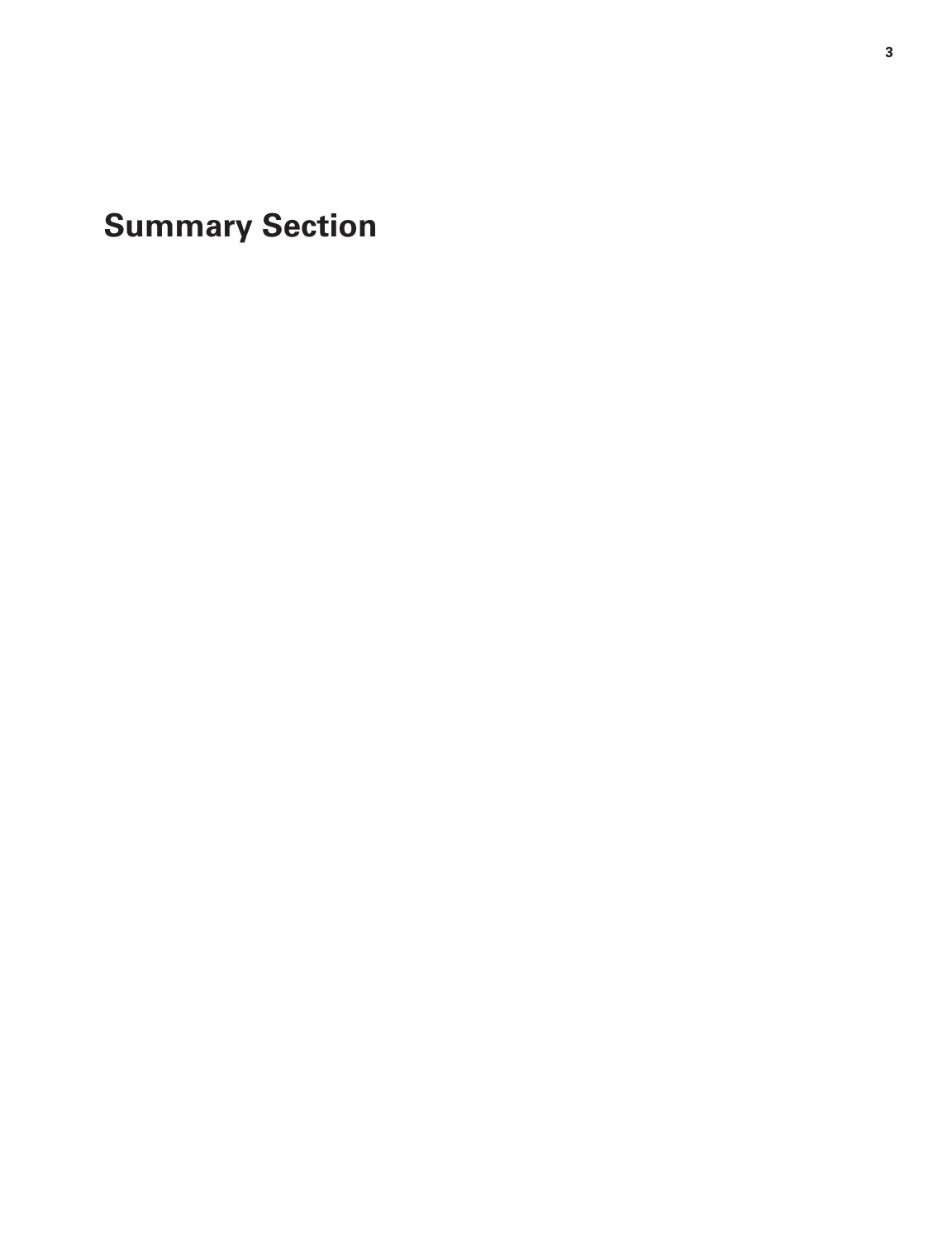# Summary Section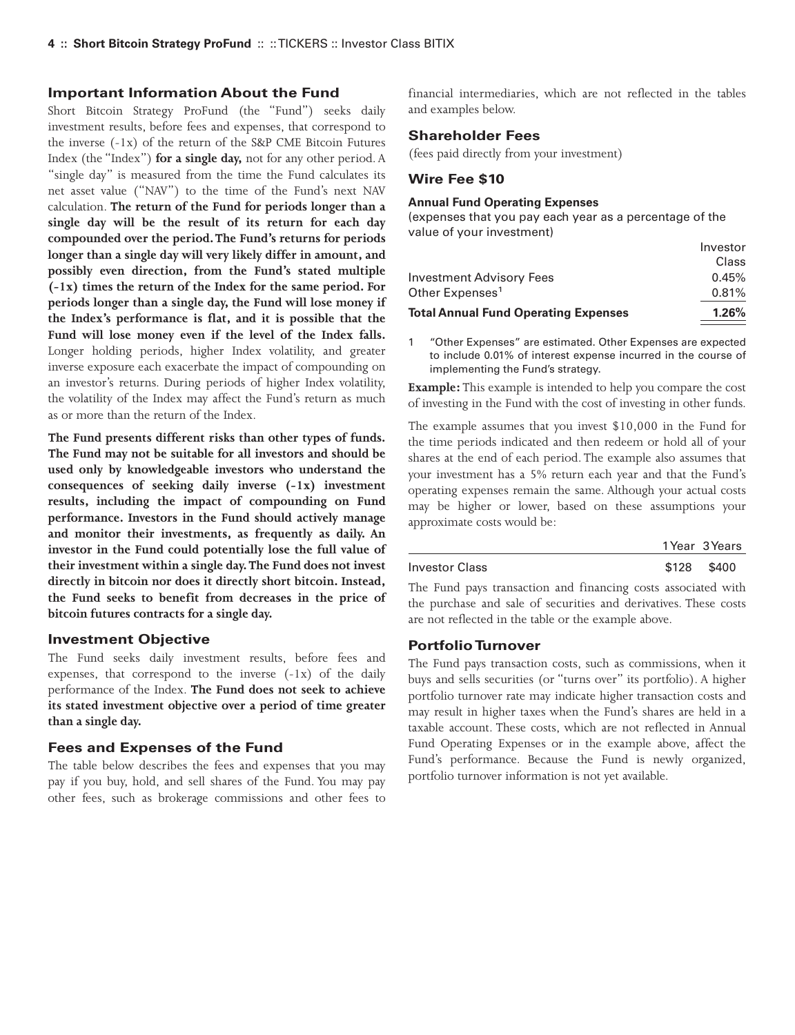## Important Information About the Fund

Short Bitcoin Strategy ProFund (the "Fund") seeks daily investment results, before fees and expenses, that correspond to the inverse (-1x) of the return of the S&P CME Bitcoin Futures Index (the "Index") **for a single day,** not for any other period. A "single day" is measured from the time the Fund calculates its net asset value ("NAV") to the time of the Fund's next NAV calculation. **The return of the Fund for periods longer than a single day will be the result of its return for each day compounded over the period. The Fund's returns for periods longer than a single day will very likely differ in amount, and possibly even direction, from the Fund's stated multiple (-1x) times the return of the Index for the same period. For periods longer than a single day, the Fund will lose money if the Index's performance is flat, and it is possible that the Fund will lose money even if the level of the Index falls.** Longer holding periods, higher Index volatility, and greater inverse exposure each exacerbate the impact of compounding on an investor's returns. During periods of higher Index volatility, the volatility of the Index may affect the Fund's return as much as or more than the return of the Index.

**The Fund presents different risks than other types of funds. The Fund may not be suitable for all investors and should be used only by knowledgeable investors who understand the consequences of seeking daily inverse (-1x) investment results, including the impact of compounding on Fund performance. Investors in the Fund should actively manage and monitor their investments, as frequently as daily. An investor in the Fund could potentially lose the full value of their investment within a single day. The Fund does not invest directly in bitcoin nor does it directly short bitcoin. Instead, the Fund seeks to benefit from decreases in the price of bitcoin futures contracts for a single day.**

## Investment Objective

The Fund seeks daily investment results, before fees and expenses, that correspond to the inverse (-1x) of the daily performance of the Index. **The Fund does not seek to achieve its stated investment objective over a period of time greater than a single day.**

## Fees and Expenses of the Fund

The table below describes the fees and expenses that you may pay if you buy, hold, and sell shares of the Fund. You may pay other fees, such as brokerage commissions and other fees to financial intermediaries, which are not reflected in the tables and examples below.

## Shareholder Fees

(fees paid directly from your investment)

## Wire Fee $10

**Annual Fund Operating Expenses**

(expenses that you pay each year as a percentage of the value of your investment)

| | Investor Class |
|---|---|
| Investment Advisory Fees | 0.45% |
| Other Expenses[1] | 0.81% |
| **Total Annual Fund Operating Expenses** | **1.26%** |

1 "Other Expenses" are estimated. Other Expenses are expected to include 0.01% of interest expense incurred in the course of implementing the Fund's strategy.

**Example:** This example is intended to help you compare the cost of investing in the Fund with the cost of investing in other funds.

The example assumes that you invest $10,000 in the Fund for the time periods indicated and then redeem or hold all of your shares at the end of each period. The example also assumes that your investment has a 5% return each year and that the Fund's operating expenses remain the same. Although your actual costs may be higher or lower, based on these assumptions your approximate costs would be:

| | 1 Year | 3 Years |
|---|---|---|
| Investor Class | $128 | $400 |

The Fund pays transaction and financing costs associated with the purchase and sale of securities and derivatives. These costs are not reflected in the table or the example above.

## Portfolio Turnover

The Fund pays transaction costs, such as commissions, when it buys and sells securities (or "turns over" its portfolio). A higher portfolio turnover rate may indicate higher transaction costs and may result in higher taxes when the Fund's shares are held in a taxable account. These costs, which are not reflected in Annual Fund Operating Expenses or in the example above, affect the Fund's performance. Because the Fund is newly organized, portfolio turnover information is not yet available.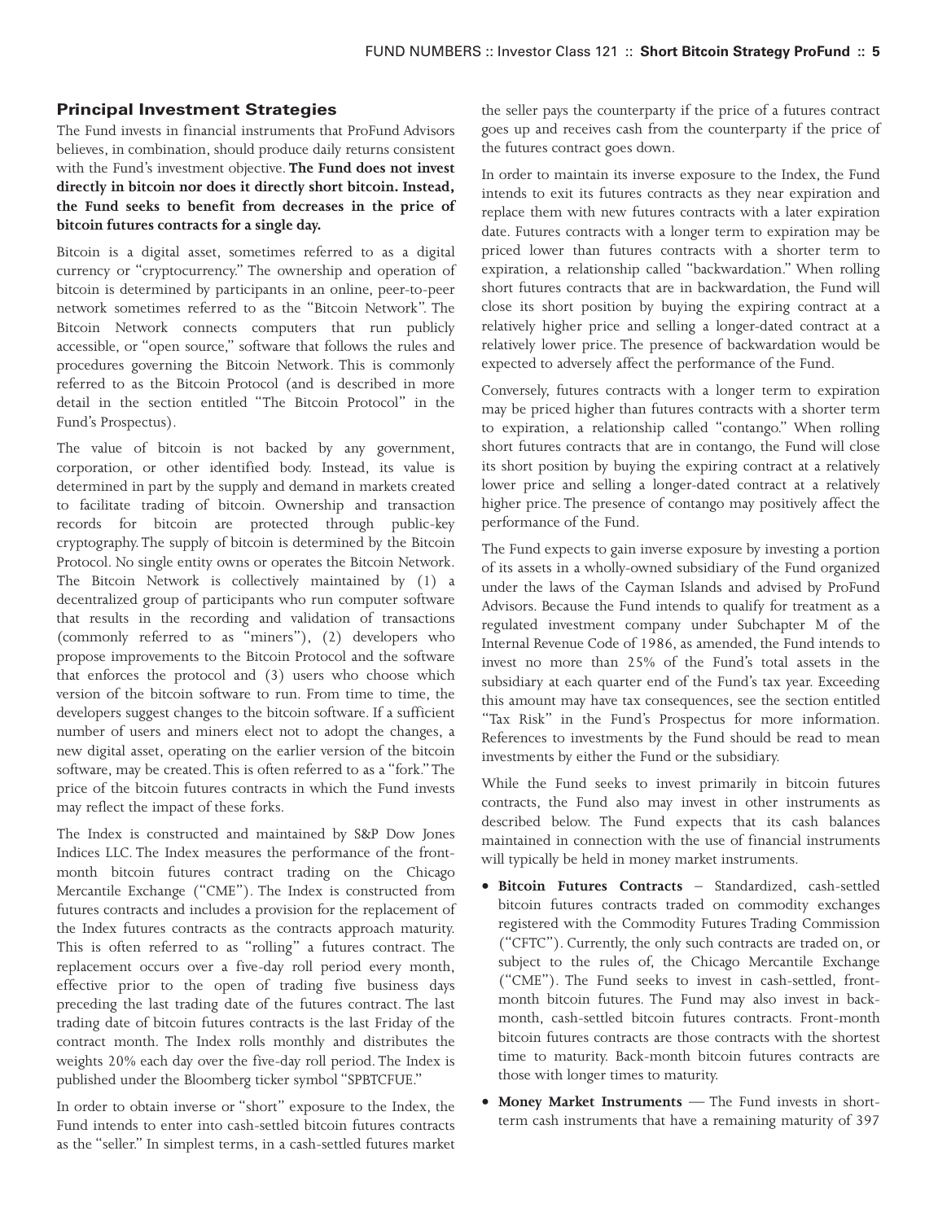## Principal Investment Strategies

The Fund invests in financial instruments that ProFund Advisors believes, in combination, should produce daily returns consistent with the Fund's investment objective. **The Fund does not invest directly in bitcoin nor does it directly short bitcoin. Instead, the Fund seeks to benefit from decreases in the price of bitcoin futures contracts for a single day.**

Bitcoin is a digital asset, sometimes referred to as a digital currency or "cryptocurrency." The ownership and operation of bitcoin is determined by participants in an online, peer-to-peer network sometimes referred to as the "Bitcoin Network". The Bitcoin Network connects computers that run publicly accessible, or "open source," software that follows the rules and procedures governing the Bitcoin Network. This is commonly referred to as the Bitcoin Protocol (and is described in more detail in the section entitled "The Bitcoin Protocol" in the Fund's Prospectus).

The value of bitcoin is not backed by any government, corporation, or other identified body. Instead, its value is determined in part by the supply and demand in markets created to facilitate trading of bitcoin. Ownership and transaction records for bitcoin are protected through public-key cryptography. The supply of bitcoin is determined by the Bitcoin Protocol. No single entity owns or operates the Bitcoin Network. The Bitcoin Network is collectively maintained by (1) a decentralized group of participants who run computer software that results in the recording and validation of transactions (commonly referred to as "miners"), (2) developers who propose improvements to the Bitcoin Protocol and the software that enforces the protocol and (3) users who choose which version of the bitcoin software to run. From time to time, the developers suggest changes to the bitcoin software. If a sufficient number of users and miners elect not to adopt the changes, a new digital asset, operating on the earlier version of the bitcoin software, may be created. This is often referred to as a "fork." The price of the bitcoin futures contracts in which the Fund invests may reflect the impact of these forks.

The Index is constructed and maintained by S&P Dow Jones Indices LLC. The Index measures the performance of the front-month bitcoin futures contract trading on the Chicago Mercantile Exchange ("CME"). The Index is constructed from futures contracts and includes a provision for the replacement of the Index futures contracts as the contracts approach maturity. This is often referred to as "rolling" a futures contract. The replacement occurs over a five-day roll period every month, effective prior to the open of trading five business days preceding the last trading date of the futures contract. The last trading date of bitcoin futures contracts is the last Friday of the contract month. The Index rolls monthly and distributes the weights 20% each day over the five-day roll period. The Index is published under the Bloomberg ticker symbol "SPBTCFUE."

In order to obtain inverse or "short" exposure to the Index, the Fund intends to enter into cash-settled bitcoin futures contracts as the "seller." In simplest terms, in a cash-settled futures market the seller pays the counterparty if the price of a futures contract goes up and receives cash from the counterparty if the price of the futures contract goes down.

In order to maintain its inverse exposure to the Index, the Fund intends to exit its futures contracts as they near expiration and replace them with new futures contracts with a later expiration date. Futures contracts with a longer term to expiration may be priced lower than futures contracts with a shorter term to expiration, a relationship called "backwardation." When rolling short futures contracts that are in backwardation, the Fund will close its short position by buying the expiring contract at a relatively higher price and selling a longer-dated contract at a relatively lower price. The presence of backwardation would be expected to adversely affect the performance of the Fund.

Conversely, futures contracts with a longer term to expiration may be priced higher than futures contracts with a shorter term to expiration, a relationship called "contango." When rolling short futures contracts that are in contango, the Fund will close its short position by buying the expiring contract at a relatively lower price and selling a longer-dated contract at a relatively higher price. The presence of contango may positively affect the performance of the Fund.

The Fund expects to gain inverse exposure by investing a portion of its assets in a wholly-owned subsidiary of the Fund organized under the laws of the Cayman Islands and advised by ProFund Advisors. Because the Fund intends to qualify for treatment as a regulated investment company under Subchapter M of the Internal Revenue Code of 1986, as amended, the Fund intends to invest no more than 25% of the Fund's total assets in the subsidiary at each quarter end of the Fund's tax year. Exceeding this amount may have tax consequences, see the section entitled "Tax Risk" in the Fund's Prospectus for more information. References to investments by the Fund should be read to mean investments by either the Fund or the subsidiary.

While the Fund seeks to invest primarily in bitcoin futures contracts, the Fund also may invest in other instruments as described below. The Fund expects that its cash balances maintained in connection with the use of financial instruments will typically be held in money market instruments.

- **Bitcoin Futures Contracts** – Standardized, cash-settled bitcoin futures contracts traded on commodity exchanges registered with the Commodity Futures Trading Commission ("CFTC"). Currently, the only such contracts are traded on, or subject to the rules of, the Chicago Mercantile Exchange ("CME"). The Fund seeks to invest in cash-settled, front-month bitcoin futures. The Fund may also invest in back-month, cash-settled bitcoin futures contracts. Front-month bitcoin futures contracts are those contracts with the shortest time to maturity. Back-month bitcoin futures contracts are those with longer times to maturity.
- **Money Market Instruments** — The Fund invests in short-term cash instruments that have a remaining maturity of 397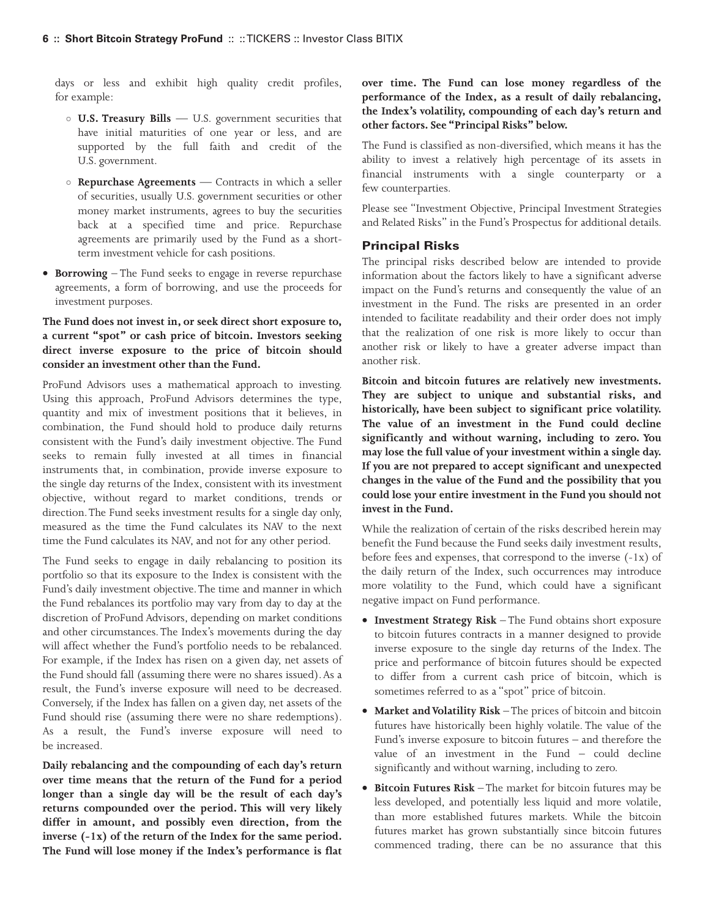days or less and exhibit high quality credit profiles, for example:

- **U.S. Treasury Bills** — U.S. government securities that have initial maturities of one year or less, and are supported by the full faith and credit of the U.S. government.
- **Repurchase Agreements** — Contracts in which a seller of securities, usually U.S. government securities or other money market instruments, agrees to buy the securities back at a specified time and price. Repurchase agreements are primarily used by the Fund as a short-term investment vehicle for cash positions.

- **Borrowing** – The Fund seeks to engage in reverse repurchase agreements, a form of borrowing, and use the proceeds for investment purposes.

**The Fund does not invest in, or seek direct short exposure to, a current "spot" or cash price of bitcoin. Investors seeking direct inverse exposure to the price of bitcoin should consider an investment other than the Fund.**

ProFund Advisors uses a mathematical approach to investing. Using this approach, ProFund Advisors determines the type, quantity and mix of investment positions that it believes, in combination, the Fund should hold to produce daily returns consistent with the Fund's daily investment objective. The Fund seeks to remain fully invested at all times in financial instruments that, in combination, provide inverse exposure to the single day returns of the Index, consistent with its investment objective, without regard to market conditions, trends or direction. The Fund seeks investment results for a single day only, measured as the time the Fund calculates its NAV to the next time the Fund calculates its NAV, and not for any other period.

The Fund seeks to engage in daily rebalancing to position its portfolio so that its exposure to the Index is consistent with the Fund's daily investment objective. The time and manner in which the Fund rebalances its portfolio may vary from day to day at the discretion of ProFund Advisors, depending on market conditions and other circumstances. The Index's movements during the day will affect whether the Fund's portfolio needs to be rebalanced. For example, if the Index has risen on a given day, net assets of the Fund should fall (assuming there were no shares issued). As a result, the Fund's inverse exposure will need to be decreased. Conversely, if the Index has fallen on a given day, net assets of the Fund should rise (assuming there were no share redemptions). As a result, the Fund's inverse exposure will need to be increased.

**Daily rebalancing and the compounding of each day's return over time means that the return of the Fund for a period longer than a single day will be the result of each day's returns compounded over the period. This will very likely differ in amount, and possibly even direction, from the inverse (-1x) of the return of the Index for the same period. The Fund will lose money if the Index's performance is flat over time. The Fund can lose money regardless of the performance of the Index, as a result of daily rebalancing, the Index's volatility, compounding of each day's return and other factors. See "Principal Risks" below.**

The Fund is classified as non-diversified, which means it has the ability to invest a relatively high percentage of its assets in financial instruments with a single counterparty or a few counterparties.

Please see "Investment Objective, Principal Investment Strategies and Related Risks" in the Fund's Prospectus for additional details.

## Principal Risks

The principal risks described below are intended to provide information about the factors likely to have a significant adverse impact on the Fund's returns and consequently the value of an investment in the Fund. The risks are presented in an order intended to facilitate readability and their order does not imply that the realization of one risk is more likely to occur than another risk or likely to have a greater adverse impact than another risk.

**Bitcoin and bitcoin futures are relatively new investments. They are subject to unique and substantial risks, and historically, have been subject to significant price volatility. The value of an investment in the Fund could decline significantly and without warning, including to zero. You may lose the full value of your investment within a single day. If you are not prepared to accept significant and unexpected changes in the value of the Fund and the possibility that you could lose your entire investment in the Fund you should not invest in the Fund.**

While the realization of certain of the risks described herein may benefit the Fund because the Fund seeks daily investment results, before fees and expenses, that correspond to the inverse (-1x) of the daily return of the Index, such occurrences may introduce more volatility to the Fund, which could have a significant negative impact on Fund performance.

- **Investment Strategy Risk** – The Fund obtains short exposure to bitcoin futures contracts in a manner designed to provide inverse exposure to the single day returns of the Index. The price and performance of bitcoin futures should be expected to differ from a current cash price of bitcoin, which is sometimes referred to as a "spot" price of bitcoin.
- **Market and Volatility Risk** – The prices of bitcoin and bitcoin futures have historically been highly volatile. The value of the Fund's inverse exposure to bitcoin futures – and therefore the value of an investment in the Fund – could decline significantly and without warning, including to zero.
- **Bitcoin Futures Risk** – The market for bitcoin futures may be less developed, and potentially less liquid and more volatile, than more established futures markets. While the bitcoin futures market has grown substantially since bitcoin futures commenced trading, there can be no assurance that this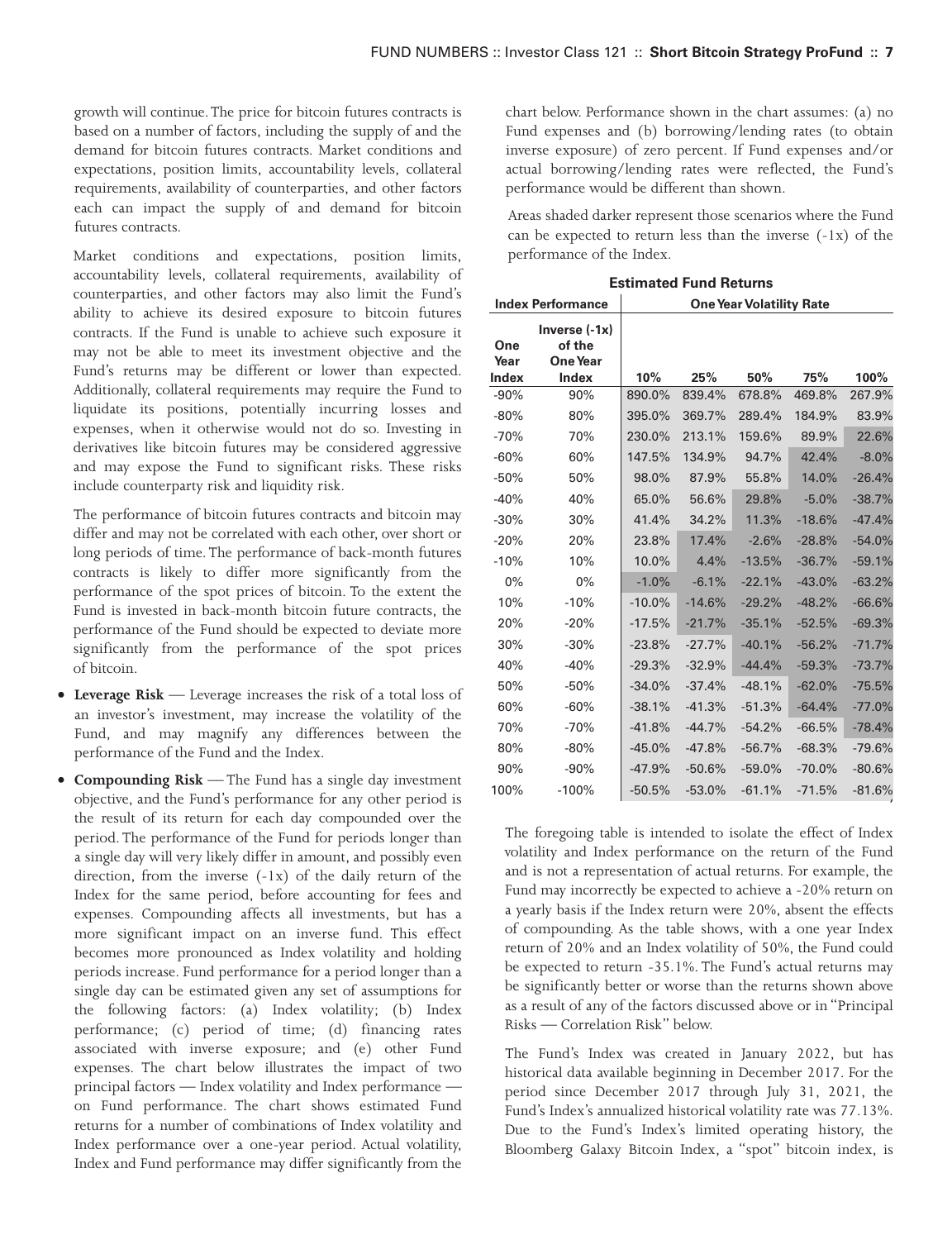growth will continue. The price for bitcoin futures contracts is based on a number of factors, including the supply of and the demand for bitcoin futures contracts. Market conditions and expectations, position limits, accountability levels, collateral requirements, availability of counterparties, and other factors each can impact the supply of and demand for bitcoin futures contracts.

Market conditions and expectations, position limits, accountability levels, collateral requirements, availability of counterparties, and other factors may also limit the Fund's ability to achieve its desired exposure to bitcoin futures contracts. If the Fund is unable to achieve such exposure it may not be able to meet its investment objective and the Fund's returns may be different or lower than expected. Additionally, collateral requirements may require the Fund to liquidate its positions, potentially incurring losses and expenses, when it otherwise would not do so. Investing in derivatives like bitcoin futures may be considered aggressive and may expose the Fund to significant risks. These risks include counterparty risk and liquidity risk.

The performance of bitcoin futures contracts and bitcoin may differ and may not be correlated with each other, over short or long periods of time. The performance of back-month futures contracts is likely to differ more significantly from the performance of the spot prices of bitcoin. To the extent the Fund is invested in back-month bitcoin future contracts, the performance of the Fund should be expected to deviate more significantly from the performance of the spot prices of bitcoin.

- **Leverage Risk** — Leverage increases the risk of a total loss of an investor's investment, may increase the volatility of the Fund, and may magnify any differences between the performance of the Fund and the Index.
- **Compounding Risk** — The Fund has a single day investment objective, and the Fund's performance for any other period is the result of its return for each day compounded over the period. The performance of the Fund for periods longer than a single day will very likely differ in amount, and possibly even direction, from the inverse (-1x) of the daily return of the Index for the same period, before accounting for fees and expenses. Compounding affects all investments, but has a more significant impact on an inverse fund. This effect becomes more pronounced as Index volatility and holding periods increase. Fund performance for a period longer than a single day can be estimated given any set of assumptions for the following factors: (a) Index volatility; (b) Index performance; (c) period of time; (d) financing rates associated with inverse exposure; and (e) other Fund expenses. The chart below illustrates the impact of two principal factors — Index volatility and Index performance — on Fund performance. The chart shows estimated Fund returns for a number of combinations of Index volatility and Index performance over a one-year period. Actual volatility, Index and Fund performance may differ significantly from the chart below. Performance shown in the chart assumes: (a) no Fund expenses and (b) borrowing/lending rates (to obtain inverse exposure) of zero percent. If Fund expenses and/or actual borrowing/lending rates were reflected, the Fund's performance would be different than shown.

  Areas shaded darker represent those scenarios where the Fund can be expected to return less than the inverse (-1x) of the performance of the Index.

**Estimated Fund Returns**

| Index Performance | | One Year Volatility Rate | | | | |
|---|---|---|---|---|---|---|
| One Year Index | Inverse (-1x) of the One Year Index | 10% | 25% | 50% | 75% | 100% |
| -90% | 90% | 890.0% | 839.4% | 678.8% | 469.8% | 267.9% |
| -80% | 80% | 395.0% | 369.7% | 289.4% | 184.9% | 83.9% |
| -70% | 70% | 230.0% | 213.1% | 159.6% | 89.9% | 22.6% |
| -60% | 60% | 147.5% | 134.9% | 94.7% | 42.4% | -8.0% |
| -50% | 50% | 98.0% | 87.9% | 55.8% | 14.0% | -26.4% |
| -40% | 40% | 65.0% | 56.6% | 29.8% | -5.0% | -38.7% |
| -30% | 30% | 41.4% | 34.2% | 11.3% | -18.6% | -47.4% |
| -20% | 20% | 23.8% | 17.4% | -2.6% | -28.8% | -54.0% |
| -10% | 10% | 10.0% | 4.4% | -13.5% | -36.7% | -59.1% |
| 0% | 0% | -1.0% | -6.1% | -22.1% | -43.0% | -63.2% |
| 10% | -10% | -10.0% | -14.6% | -29.2% | -48.2% | -66.6% |
| 20% | -20% | -17.5% | -21.7% | -35.1% | -52.5% | -69.3% |
| 30% | -30% | -23.8% | -27.7% | -40.1% | -56.2% | -71.7% |
| 40% | -40% | -29.3% | -32.9% | -44.4% | -59.3% | -73.7% |
| 50% | -50% | -34.0% | -37.4% | -48.1% | -62.0% | -75.5% |
| 60% | -60% | -38.1% | -41.3% | -51.3% | -64.4% | -77.0% |
| 70% | -70% | -41.8% | -44.7% | -54.2% | -66.5% | -78.4% |
| 80% | -80% | -45.0% | -47.8% | -56.7% | -68.3% | -79.6% |
| 90% | -90% | -47.9% | -50.6% | -59.0% | -70.0% | -80.6% |
| 100% | -100% | -50.5% | -53.0% | -61.1% | -71.5% | -81.6% |

The foregoing table is intended to isolate the effect of Index volatility and Index performance on the return of the Fund and is not a representation of actual returns. For example, the Fund may incorrectly be expected to achieve a -20% return on a yearly basis if the Index return were 20%, absent the effects of compounding. As the table shows, with a one year Index return of 20% and an Index volatility of 50%, the Fund could be expected to return -35.1%. The Fund's actual returns may be significantly better or worse than the returns shown above as a result of any of the factors discussed above or in "Principal Risks — Correlation Risk" below.

The Fund's Index was created in January 2022, but has historical data available beginning in December 2017. For the period since December 2017 through July 31, 2021, the Fund's Index's annualized historical volatility rate was 77.13%. Due to the Fund's Index's limited operating history, the Bloomberg Galaxy Bitcoin Index, a "spot" bitcoin index, is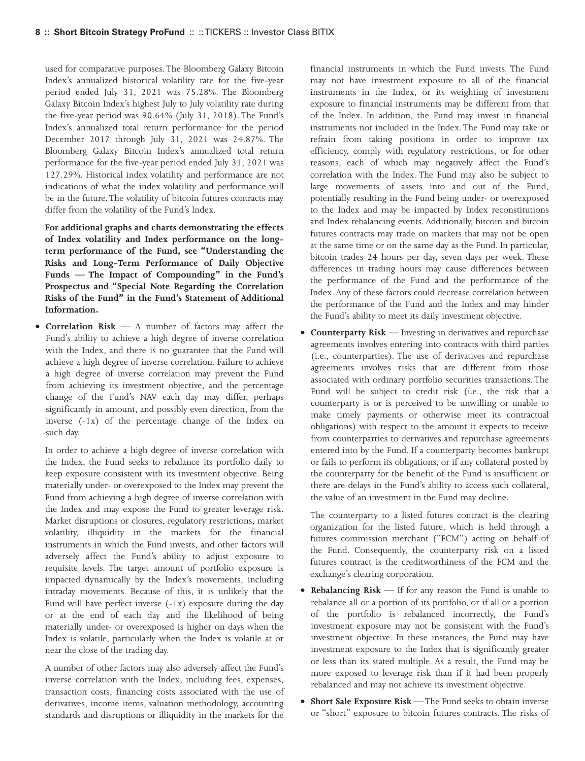used for comparative purposes. The Bloomberg Galaxy Bitcoin Index's annualized historical volatility rate for the five-year period ended July 31, 2021 was 75.28%. The Bloomberg Galaxy Bitcoin Index's highest July to July volatility rate during the five-year period was 90.64% (July 31, 2018). The Fund's Index's annualized total return performance for the period December 2017 through July 31, 2021 was 24.87%. The Bloomberg Galaxy Bitcoin Index's annualized total return performance for the five-year period ended July 31, 2021 was 127.29%. Historical index volatility and performance are not indications of what the index volatility and performance will be in the future. The volatility of bitcoin futures contracts may differ from the volatility of the Fund's Index.

**For additional graphs and charts demonstrating the effects of Index volatility and Index performance on the long-term performance of the Fund, see "Understanding the Risks and Long-Term Performance of Daily Objective Funds — The Impact of Compounding" in the Fund's Prospectus and "Special Note Regarding the Correlation Risks of the Fund" in the Fund's Statement of Additional Information.**

- **Correlation Risk** — A number of factors may affect the Fund's ability to achieve a high degree of inverse correlation with the Index, and there is no guarantee that the Fund will achieve a high degree of inverse correlation. Failure to achieve a high degree of inverse correlation may prevent the Fund from achieving its investment objective, and the percentage change of the Fund's NAV each day may differ, perhaps significantly in amount, and possibly even direction, from the inverse (-1x) of the percentage change of the Index on such day.

  In order to achieve a high degree of inverse correlation with the Index, the Fund seeks to rebalance its portfolio daily to keep exposure consistent with its investment objective. Being materially under- or overexposed to the Index may prevent the Fund from achieving a high degree of inverse correlation with the Index and may expose the Fund to greater leverage risk. Market disruptions or closures, regulatory restrictions, market volatility, illiquidity in the markets for the financial instruments in which the Fund invests, and other factors will adversely affect the Fund's ability to adjust exposure to requisite levels. The target amount of portfolio exposure is impacted dynamically by the Index's movements, including intraday movements. Because of this, it is unlikely that the Fund will have perfect inverse (-1x) exposure during the day or at the end of each day and the likelihood of being materially under- or overexposed is higher on days when the Index is volatile, particularly when the Index is volatile at or near the close of the trading day.

  A number of other factors may also adversely affect the Fund's inverse correlation with the Index, including fees, expenses, transaction costs, financing costs associated with the use of derivatives, income items, valuation methodology, accounting standards and disruptions or illiquidity in the markets for the financial instruments in which the Fund invests. The Fund may not have investment exposure to all of the financial instruments in the Index, or its weighting of investment exposure to financial instruments may be different from that of the Index. In addition, the Fund may invest in financial instruments not included in the Index. The Fund may take or refrain from taking positions in order to improve tax efficiency, comply with regulatory restrictions, or for other reasons, each of which may negatively affect the Fund's correlation with the Index. The Fund may also be subject to large movements of assets into and out of the Fund, potentially resulting in the Fund being under- or overexposed to the Index and may be impacted by Index reconstitutions and Index rebalancing events. Additionally, bitcoin and bitcoin futures contracts may trade on markets that may not be open at the same time or on the same day as the Fund. In particular, bitcoin trades 24 hours per day, seven days per week. These differences in trading hours may cause differences between the performance of the Fund and the performance of the Index. Any of these factors could decrease correlation between the performance of the Fund and the Index and may hinder the Fund's ability to meet its daily investment objective.

- **Counterparty Risk** — Investing in derivatives and repurchase agreements involves entering into contracts with third parties (i.e., counterparties). The use of derivatives and repurchase agreements involves risks that are different from those associated with ordinary portfolio securities transactions. The Fund will be subject to credit risk (i.e., the risk that a counterparty is or is perceived to be unwilling or unable to make timely payments or otherwise meet its contractual obligations) with respect to the amount it expects to receive from counterparties to derivatives and repurchase agreements entered into by the Fund. If a counterparty becomes bankrupt or fails to perform its obligations, or if any collateral posted by the counterparty for the benefit of the Fund is insufficient or there are delays in the Fund's ability to access such collateral, the value of an investment in the Fund may decline.

  The counterparty to a listed futures contract is the clearing organization for the listed future, which is held through a futures commission merchant ("FCM") acting on behalf of the Fund. Consequently, the counterparty risk on a listed futures contract is the creditworthiness of the FCM and the exchange's clearing corporation.

- **Rebalancing Risk** — If for any reason the Fund is unable to rebalance all or a portion of its portfolio, or if all or a portion of the portfolio is rebalanced incorrectly, the Fund's investment exposure may not be consistent with the Fund's investment objective. In these instances, the Fund may have investment exposure to the Index that is significantly greater or less than its stated multiple. As a result, the Fund may be more exposed to leverage risk than if it had been properly rebalanced and may not achieve its investment objective.

- **Short Sale Exposure Risk** — The Fund seeks to obtain inverse or "short" exposure to bitcoin futures contracts. The risks of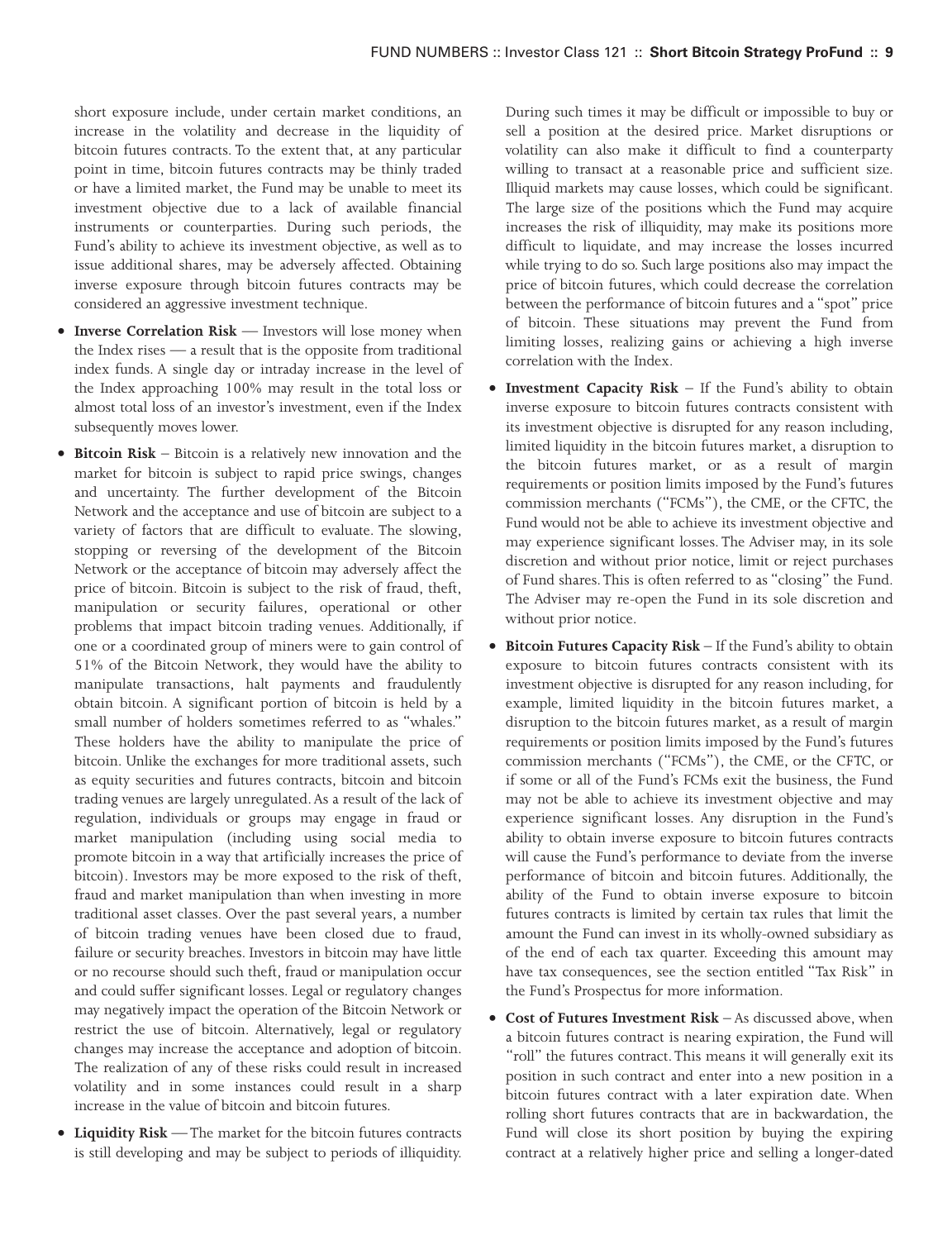short exposure include, under certain market conditions, an increase in the volatility and decrease in the liquidity of bitcoin futures contracts. To the extent that, at any particular point in time, bitcoin futures contracts may be thinly traded or have a limited market, the Fund may be unable to meet its investment objective due to a lack of available financial instruments or counterparties. During such periods, the Fund's ability to achieve its investment objective, as well as to issue additional shares, may be adversely affected. Obtaining inverse exposure through bitcoin futures contracts may be considered an aggressive investment technique.

- **Inverse Correlation Risk** — Investors will lose money when the Index rises — a result that is the opposite from traditional index funds. A single day or intraday increase in the level of the Index approaching 100% may result in the total loss or almost total loss of an investor's investment, even if the Index subsequently moves lower.
- **Bitcoin Risk** – Bitcoin is a relatively new innovation and the market for bitcoin is subject to rapid price swings, changes and uncertainty. The further development of the Bitcoin Network and the acceptance and use of bitcoin are subject to a variety of factors that are difficult to evaluate. The slowing, stopping or reversing of the development of the Bitcoin Network or the acceptance of bitcoin may adversely affect the price of bitcoin. Bitcoin is subject to the risk of fraud, theft, manipulation or security failures, operational or other problems that impact bitcoin trading venues. Additionally, if one or a coordinated group of miners were to gain control of 51% of the Bitcoin Network, they would have the ability to manipulate transactions, halt payments and fraudulently obtain bitcoin. A significant portion of bitcoin is held by a small number of holders sometimes referred to as "whales." These holders have the ability to manipulate the price of bitcoin. Unlike the exchanges for more traditional assets, such as equity securities and futures contracts, bitcoin and bitcoin trading venues are largely unregulated. As a result of the lack of regulation, individuals or groups may engage in fraud or market manipulation (including using social media to promote bitcoin in a way that artificially increases the price of bitcoin). Investors may be more exposed to the risk of theft, fraud and market manipulation than when investing in more traditional asset classes. Over the past several years, a number of bitcoin trading venues have been closed due to fraud, failure or security breaches. Investors in bitcoin may have little or no recourse should such theft, fraud or manipulation occur and could suffer significant losses. Legal or regulatory changes may negatively impact the operation of the Bitcoin Network or restrict the use of bitcoin. Alternatively, legal or regulatory changes may increase the acceptance and adoption of bitcoin. The realization of any of these risks could result in increased volatility and in some instances could result in a sharp increase in the value of bitcoin and bitcoin futures.
- **Liquidity Risk** — The market for the bitcoin futures contracts is still developing and may be subject to periods of illiquidity. During such times it may be difficult or impossible to buy or sell a position at the desired price. Market disruptions or volatility can also make it difficult to find a counterparty willing to transact at a reasonable price and sufficient size. Illiquid markets may cause losses, which could be significant. The large size of the positions which the Fund may acquire increases the risk of illiquidity, may make its positions more difficult to liquidate, and may increase the losses incurred while trying to do so. Such large positions also may impact the price of bitcoin futures, which could decrease the correlation between the performance of bitcoin futures and a "spot" price of bitcoin. These situations may prevent the Fund from limiting losses, realizing gains or achieving a high inverse correlation with the Index.
- **Investment Capacity Risk** – If the Fund's ability to obtain inverse exposure to bitcoin futures contracts consistent with its investment objective is disrupted for any reason including, limited liquidity in the bitcoin futures market, a disruption to the bitcoin futures market, or as a result of margin requirements or position limits imposed by the Fund's futures commission merchants ("FCMs"), the CME, or the CFTC, the Fund would not be able to achieve its investment objective and may experience significant losses. The Adviser may, in its sole discretion and without prior notice, limit or reject purchases of Fund shares. This is often referred to as "closing" the Fund. The Adviser may re-open the Fund in its sole discretion and without prior notice.
- **Bitcoin Futures Capacity Risk** – If the Fund's ability to obtain exposure to bitcoin futures contracts consistent with its investment objective is disrupted for any reason including, for example, limited liquidity in the bitcoin futures market, a disruption to the bitcoin futures market, as a result of margin requirements or position limits imposed by the Fund's futures commission merchants ("FCMs"), the CME, or the CFTC, or if some or all of the Fund's FCMs exit the business, the Fund may not be able to achieve its investment objective and may experience significant losses. Any disruption in the Fund's ability to obtain inverse exposure to bitcoin futures contracts will cause the Fund's performance to deviate from the inverse performance of bitcoin and bitcoin futures. Additionally, the ability of the Fund to obtain inverse exposure to bitcoin futures contracts is limited by certain tax rules that limit the amount the Fund can invest in its wholly-owned subsidiary as of the end of each tax quarter. Exceeding this amount may have tax consequences, see the section entitled "Tax Risk" in the Fund's Prospectus for more information.
- **Cost of Futures Investment Risk** – As discussed above, when a bitcoin futures contract is nearing expiration, the Fund will "roll" the futures contract. This means it will generally exit its position in such contract and enter into a new position in a bitcoin futures contract with a later expiration date. When rolling short futures contracts that are in backwardation, the Fund will close its short position by buying the expiring contract at a relatively higher price and selling a longer-dated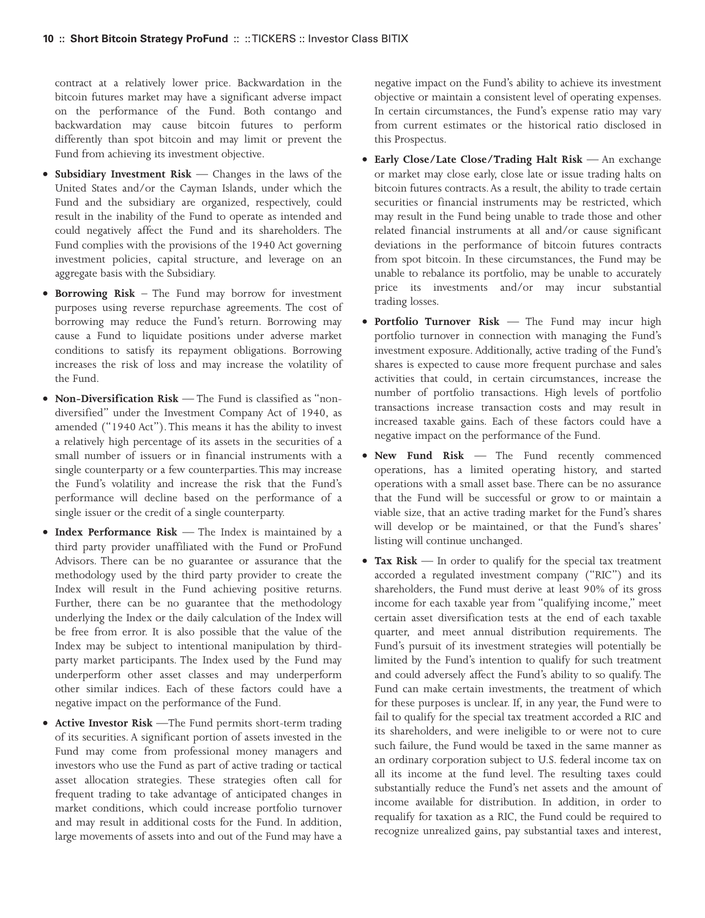contract at a relatively lower price. Backwardation in the bitcoin futures market may have a significant adverse impact on the performance of the Fund. Both contango and backwardation may cause bitcoin futures to perform differently than spot bitcoin and may limit or prevent the Fund from achieving its investment objective.

- **Subsidiary Investment Risk** — Changes in the laws of the United States and/or the Cayman Islands, under which the Fund and the subsidiary are organized, respectively, could result in the inability of the Fund to operate as intended and could negatively affect the Fund and its shareholders. The Fund complies with the provisions of the 1940 Act governing investment policies, capital structure, and leverage on an aggregate basis with the Subsidiary.
- **Borrowing Risk** – The Fund may borrow for investment purposes using reverse repurchase agreements. The cost of borrowing may reduce the Fund's return. Borrowing may cause a Fund to liquidate positions under adverse market conditions to satisfy its repayment obligations. Borrowing increases the risk of loss and may increase the volatility of the Fund.
- **Non-Diversification Risk** — The Fund is classified as "non-diversified" under the Investment Company Act of 1940, as amended ("1940 Act"). This means it has the ability to invest a relatively high percentage of its assets in the securities of a small number of issuers or in financial instruments with a single counterparty or a few counterparties. This may increase the Fund's volatility and increase the risk that the Fund's performance will decline based on the performance of a single issuer or the credit of a single counterparty.
- **Index Performance Risk** — The Index is maintained by a third party provider unaffiliated with the Fund or ProFund Advisors. There can be no guarantee or assurance that the methodology used by the third party provider to create the Index will result in the Fund achieving positive returns. Further, there can be no guarantee that the methodology underlying the Index or the daily calculation of the Index will be free from error. It is also possible that the value of the Index may be subject to intentional manipulation by third-party market participants. The Index used by the Fund may underperform other asset classes and may underperform other similar indices. Each of these factors could have a negative impact on the performance of the Fund.
- **Active Investor Risk** —The Fund permits short-term trading of its securities. A significant portion of assets invested in the Fund may come from professional money managers and investors who use the Fund as part of active trading or tactical asset allocation strategies. These strategies often call for frequent trading to take advantage of anticipated changes in market conditions, which could increase portfolio turnover and may result in additional costs for the Fund. In addition, large movements of assets into and out of the Fund may have a negative impact on the Fund's ability to achieve its investment objective or maintain a consistent level of operating expenses. In certain circumstances, the Fund's expense ratio may vary from current estimates or the historical ratio disclosed in this Prospectus.
- **Early Close/Late Close/Trading Halt Risk** — An exchange or market may close early, close late or issue trading halts on bitcoin futures contracts. As a result, the ability to trade certain securities or financial instruments may be restricted, which may result in the Fund being unable to trade those and other related financial instruments at all and/or cause significant deviations in the performance of bitcoin futures contracts from spot bitcoin. In these circumstances, the Fund may be unable to rebalance its portfolio, may be unable to accurately price its investments and/or may incur substantial trading losses.
- **Portfolio Turnover Risk** — The Fund may incur high portfolio turnover in connection with managing the Fund's investment exposure. Additionally, active trading of the Fund's shares is expected to cause more frequent purchase and sales activities that could, in certain circumstances, increase the number of portfolio transactions. High levels of portfolio transactions increase transaction costs and may result in increased taxable gains. Each of these factors could have a negative impact on the performance of the Fund.
- **New Fund Risk** — The Fund recently commenced operations, has a limited operating history, and started operations with a small asset base. There can be no assurance that the Fund will be successful or grow to or maintain a viable size, that an active trading market for the Fund's shares will develop or be maintained, or that the Fund's shares' listing will continue unchanged.
- **Tax Risk** — In order to qualify for the special tax treatment accorded a regulated investment company ("RIC") and its shareholders, the Fund must derive at least 90% of its gross income for each taxable year from "qualifying income," meet certain asset diversification tests at the end of each taxable quarter, and meet annual distribution requirements. The Fund's pursuit of its investment strategies will potentially be limited by the Fund's intention to qualify for such treatment and could adversely affect the Fund's ability to so qualify. The Fund can make certain investments, the treatment of which for these purposes is unclear. If, in any year, the Fund were to fail to qualify for the special tax treatment accorded a RIC and its shareholders, and were ineligible to or were not to cure such failure, the Fund would be taxed in the same manner as an ordinary corporation subject to U.S. federal income tax on all its income at the fund level. The resulting taxes could substantially reduce the Fund's net assets and the amount of income available for distribution. In addition, in order to requalify for taxation as a RIC, the Fund could be required to recognize unrealized gains, pay substantial taxes and interest,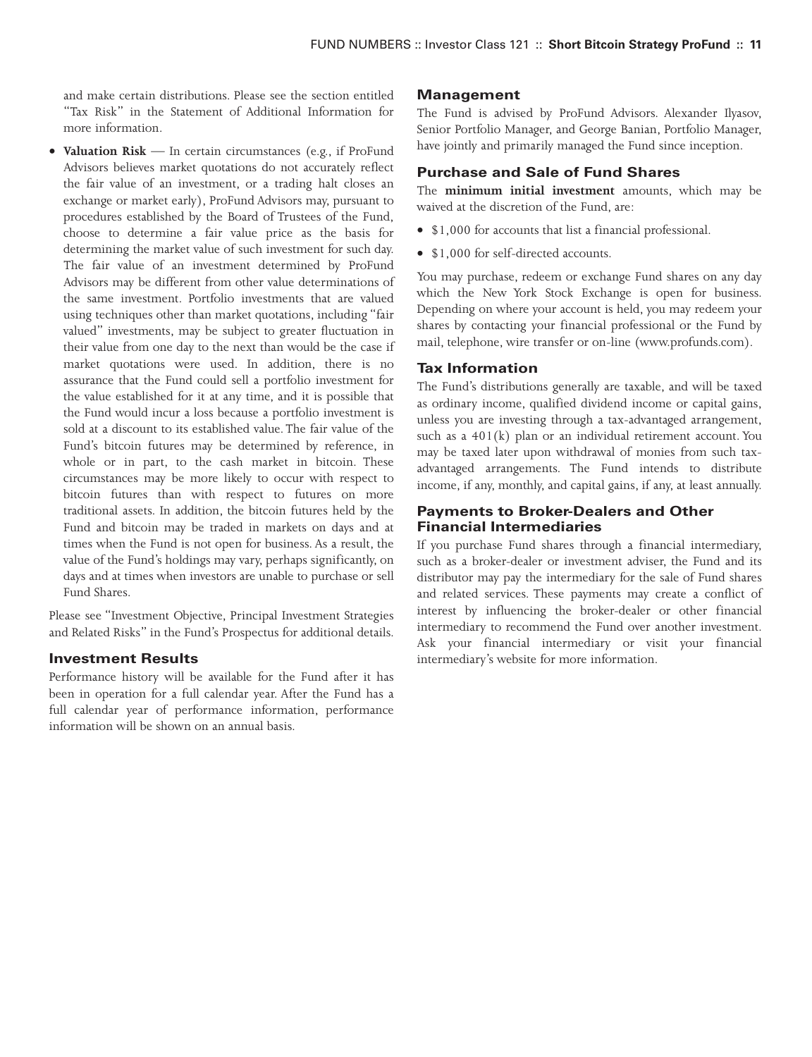and make certain distributions. Please see the section entitled "Tax Risk" in the Statement of Additional Information for more information.

- **Valuation Risk** — In certain circumstances (e.g., if ProFund Advisors believes market quotations do not accurately reflect the fair value of an investment, or a trading halt closes an exchange or market early), ProFund Advisors may, pursuant to procedures established by the Board of Trustees of the Fund, choose to determine a fair value price as the basis for determining the market value of such investment for such day. The fair value of an investment determined by ProFund Advisors may be different from other value determinations of the same investment. Portfolio investments that are valued using techniques other than market quotations, including "fair valued" investments, may be subject to greater fluctuation in their value from one day to the next than would be the case if market quotations were used. In addition, there is no assurance that the Fund could sell a portfolio investment for the value established for it at any time, and it is possible that the Fund would incur a loss because a portfolio investment is sold at a discount to its established value. The fair value of the Fund's bitcoin futures may be determined by reference, in whole or in part, to the cash market in bitcoin. These circumstances may be more likely to occur with respect to bitcoin futures than with respect to futures on more traditional assets. In addition, the bitcoin futures held by the Fund and bitcoin may be traded in markets on days and at times when the Fund is not open for business. As a result, the value of the Fund's holdings may vary, perhaps significantly, on days and at times when investors are unable to purchase or sell Fund Shares.

Please see "Investment Objective, Principal Investment Strategies and Related Risks" in the Fund's Prospectus for additional details.

## Investment Results

Performance history will be available for the Fund after it has been in operation for a full calendar year. After the Fund has a full calendar year of performance information, performance information will be shown on an annual basis.

## Management

The Fund is advised by ProFund Advisors. Alexander Ilyasov, Senior Portfolio Manager, and George Banian, Portfolio Manager, have jointly and primarily managed the Fund since inception.

## Purchase and Sale of Fund Shares

The **minimum initial investment** amounts, which may be waived at the discretion of the Fund, are:

- $1,000 for accounts that list a financial professional.
- $1,000 for self-directed accounts.

You may purchase, redeem or exchange Fund shares on any day which the New York Stock Exchange is open for business. Depending on where your account is held, you may redeem your shares by contacting your financial professional or the Fund by mail, telephone, wire transfer or on-line (www.profunds.com).

## Tax Information

The Fund's distributions generally are taxable, and will be taxed as ordinary income, qualified dividend income or capital gains, unless you are investing through a tax-advantaged arrangement, such as a 401(k) plan or an individual retirement account. You may be taxed later upon withdrawal of monies from such tax-advantaged arrangements. The Fund intends to distribute income, if any, monthly, and capital gains, if any, at least annually.

## Payments to Broker-Dealers and Other Financial Intermediaries

If you purchase Fund shares through a financial intermediary, such as a broker-dealer or investment adviser, the Fund and its distributor may pay the intermediary for the sale of Fund shares and related services. These payments may create a conflict of interest by influencing the broker-dealer or other financial intermediary to recommend the Fund over another investment. Ask your financial intermediary or visit your financial intermediary's website for more information.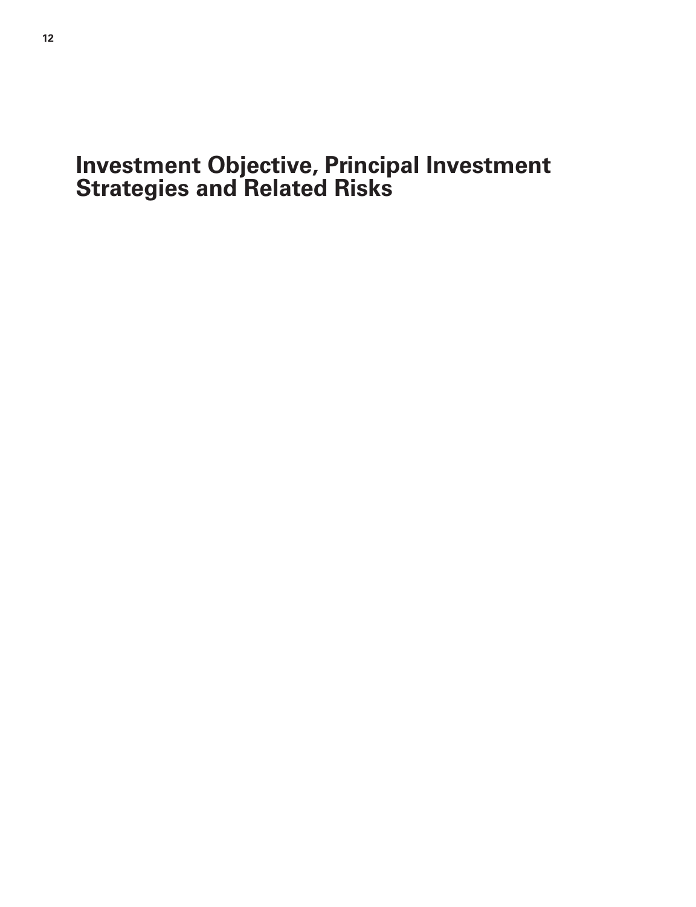# Investment Objective, Principal Investment Strategies and Related Risks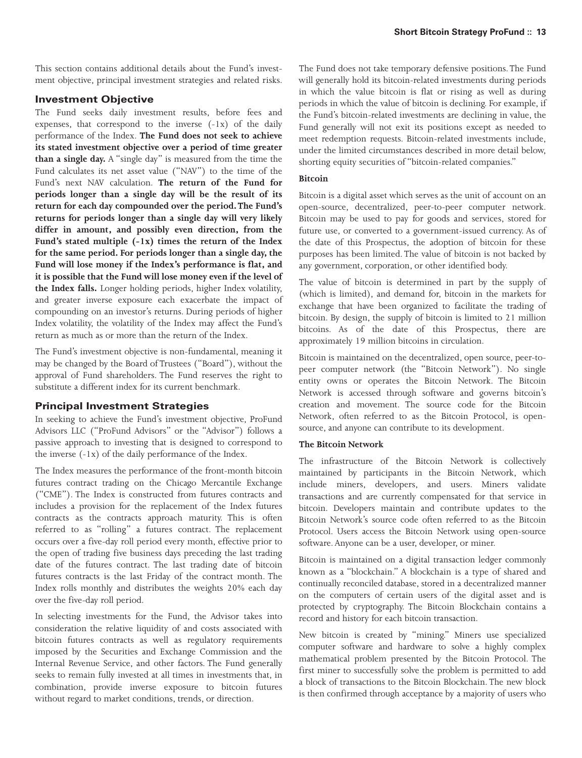This section contains additional details about the Fund's investment objective, principal investment strategies and related risks.

## Investment Objective

The Fund seeks daily investment results, before fees and expenses, that correspond to the inverse (-1x) of the daily performance of the Index. **The Fund does not seek to achieve its stated investment objective over a period of time greater than a single day.** A "single day" is measured from the time the Fund calculates its net asset value ("NAV") to the time of the Fund's next NAV calculation. **The return of the Fund for periods longer than a single day will be the result of its return for each day compounded over the period. The Fund's returns for periods longer than a single day will very likely differ in amount, and possibly even direction, from the Fund's stated multiple (-1x) times the return of the Index for the same period. For periods longer than a single day, the Fund will lose money if the Index's performance is flat, and it is possible that the Fund will lose money even if the level of the Index falls.** Longer holding periods, higher Index volatility, and greater inverse exposure each exacerbate the impact of compounding on an investor's returns. During periods of higher Index volatility, the volatility of the Index may affect the Fund's return as much as or more than the return of the Index.

The Fund's investment objective is non-fundamental, meaning it may be changed by the Board of Trustees ("Board"), without the approval of Fund shareholders. The Fund reserves the right to substitute a different index for its current benchmark.

## Principal Investment Strategies

In seeking to achieve the Fund's investment objective, ProFund Advisors LLC ("ProFund Advisors" or the "Advisor") follows a passive approach to investing that is designed to correspond to the inverse (-1x) of the daily performance of the Index.

The Index measures the performance of the front-month bitcoin futures contract trading on the Chicago Mercantile Exchange ("CME"). The Index is constructed from futures contracts and includes a provision for the replacement of the Index futures contracts as the contracts approach maturity. This is often referred to as "rolling" a futures contract. The replacement occurs over a five-day roll period every month, effective prior to the open of trading five business days preceding the last trading date of the futures contract. The last trading date of bitcoin futures contracts is the last Friday of the contract month. The Index rolls monthly and distributes the weights 20% each day over the five-day roll period.

In selecting investments for the Fund, the Advisor takes into consideration the relative liquidity of and costs associated with bitcoin futures contracts as well as regulatory requirements imposed by the Securities and Exchange Commission and the Internal Revenue Service, and other factors. The Fund generally seeks to remain fully invested at all times in investments that, in combination, provide inverse exposure to bitcoin futures without regard to market conditions, trends, or direction.

The Fund does not take temporary defensive positions. The Fund will generally hold its bitcoin-related investments during periods in which the value bitcoin is flat or rising as well as during periods in which the value of bitcoin is declining. For example, if the Fund's bitcoin-related investments are declining in value, the Fund generally will not exit its positions except as needed to meet redemption requests. Bitcoin-related investments include, under the limited circumstances described in more detail below, shorting equity securities of "bitcoin-related companies."

### Bitcoin

Bitcoin is a digital asset which serves as the unit of account on an open-source, decentralized, peer-to-peer computer network. Bitcoin may be used to pay for goods and services, stored for future use, or converted to a government-issued currency. As of the date of this Prospectus, the adoption of bitcoin for these purposes has been limited. The value of bitcoin is not backed by any government, corporation, or other identified body.

The value of bitcoin is determined in part by the supply of (which is limited), and demand for, bitcoin in the markets for exchange that have been organized to facilitate the trading of bitcoin. By design, the supply of bitcoin is limited to 21 million bitcoins. As of the date of this Prospectus, there are approximately 19 million bitcoins in circulation.

Bitcoin is maintained on the decentralized, open source, peer-to-peer computer network (the "Bitcoin Network"). No single entity owns or operates the Bitcoin Network. The Bitcoin Network is accessed through software and governs bitcoin's creation and movement. The source code for the Bitcoin Network, often referred to as the Bitcoin Protocol, is open-source, and anyone can contribute to its development.

### The Bitcoin Network

The infrastructure of the Bitcoin Network is collectively maintained by participants in the Bitcoin Network, which include miners, developers, and users. Miners validate transactions and are currently compensated for that service in bitcoin. Developers maintain and contribute updates to the Bitcoin Network's source code often referred to as the Bitcoin Protocol. Users access the Bitcoin Network using open-source software. Anyone can be a user, developer, or miner.

Bitcoin is maintained on a digital transaction ledger commonly known as a "blockchain." A blockchain is a type of shared and continually reconciled database, stored in a decentralized manner on the computers of certain users of the digital asset and is protected by cryptography. The Bitcoin Blockchain contains a record and history for each bitcoin transaction.

New bitcoin is created by "mining." Miners use specialized computer software and hardware to solve a highly complex mathematical problem presented by the Bitcoin Protocol. The first miner to successfully solve the problem is permitted to add a block of transactions to the Bitcoin Blockchain. The new block is then confirmed through acceptance by a majority of users who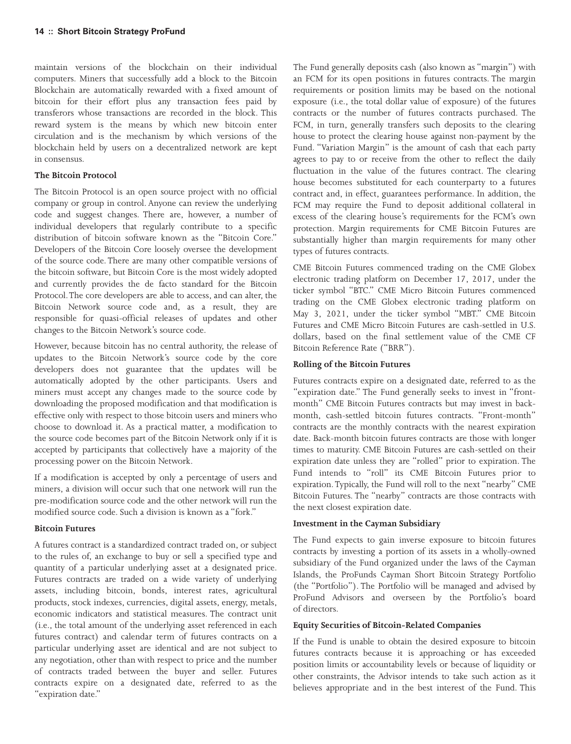maintain versions of the blockchain on their individual computers. Miners that successfully add a block to the Bitcoin Blockchain are automatically rewarded with a fixed amount of bitcoin for their effort plus any transaction fees paid by transferors whose transactions are recorded in the block. This reward system is the means by which new bitcoin enter circulation and is the mechanism by which versions of the blockchain held by users on a decentralized network are kept in consensus.

### The Bitcoin Protocol

The Bitcoin Protocol is an open source project with no official company or group in control. Anyone can review the underlying code and suggest changes. There are, however, a number of individual developers that regularly contribute to a specific distribution of bitcoin software known as the "Bitcoin Core." Developers of the Bitcoin Core loosely oversee the development of the source code. There are many other compatible versions of the bitcoin software, but Bitcoin Core is the most widely adopted and currently provides the de facto standard for the Bitcoin Protocol. The core developers are able to access, and can alter, the Bitcoin Network source code and, as a result, they are responsible for quasi-official releases of updates and other changes to the Bitcoin Network's source code.

However, because bitcoin has no central authority, the release of updates to the Bitcoin Network's source code by the core developers does not guarantee that the updates will be automatically adopted by the other participants. Users and miners must accept any changes made to the source code by downloading the proposed modification and that modification is effective only with respect to those bitcoin users and miners who choose to download it. As a practical matter, a modification to the source code becomes part of the Bitcoin Network only if it is accepted by participants that collectively have a majority of the processing power on the Bitcoin Network.

If a modification is accepted by only a percentage of users and miners, a division will occur such that one network will run the pre-modification source code and the other network will run the modified source code. Such a division is known as a "fork."

### Bitcoin Futures

A futures contract is a standardized contract traded on, or subject to the rules of, an exchange to buy or sell a specified type and quantity of a particular underlying asset at a designated price. Futures contracts are traded on a wide variety of underlying assets, including bitcoin, bonds, interest rates, agricultural products, stock indexes, currencies, digital assets, energy, metals, economic indicators and statistical measures. The contract unit (i.e., the total amount of the underlying asset referenced in each futures contract) and calendar term of futures contracts on a particular underlying asset are identical and are not subject to any negotiation, other than with respect to price and the number of contracts traded between the buyer and seller. Futures contracts expire on a designated date, referred to as the "expiration date."

The Fund generally deposits cash (also known as "margin") with an FCM for its open positions in futures contracts. The margin requirements or position limits may be based on the notional exposure (i.e., the total dollar value of exposure) of the futures contracts or the number of futures contracts purchased. The FCM, in turn, generally transfers such deposits to the clearing house to protect the clearing house against non-payment by the Fund. "Variation Margin" is the amount of cash that each party agrees to pay to or receive from the other to reflect the daily fluctuation in the value of the futures contract. The clearing house becomes substituted for each counterparty to a futures contract and, in effect, guarantees performance. In addition, the FCM may require the Fund to deposit additional collateral in excess of the clearing house's requirements for the FCM's own protection. Margin requirements for CME Bitcoin Futures are substantially higher than margin requirements for many other types of futures contracts.

CME Bitcoin Futures commenced trading on the CME Globex electronic trading platform on December 17, 2017, under the ticker symbol "BTC." CME Micro Bitcoin Futures commenced trading on the CME Globex electronic trading platform on May 3, 2021, under the ticker symbol "MBT." CME Bitcoin Futures and CME Micro Bitcoin Futures are cash-settled in U.S. dollars, based on the final settlement value of the CME CF Bitcoin Reference Rate ("BRR").

### Rolling of the Bitcoin Futures

Futures contracts expire on a designated date, referred to as the "expiration date." The Fund generally seeks to invest in "front-month" CME Bitcoin Futures contracts but may invest in back-month, cash-settled bitcoin futures contracts. "Front-month" contracts are the monthly contracts with the nearest expiration date. Back-month bitcoin futures contracts are those with longer times to maturity. CME Bitcoin Futures are cash-settled on their expiration date unless they are "rolled" prior to expiration. The Fund intends to "roll" its CME Bitcoin Futures prior to expiration. Typically, the Fund will roll to the next "nearby" CME Bitcoin Futures. The "nearby" contracts are those contracts with the next closest expiration date.

### Investment in the Cayman Subsidiary

The Fund expects to gain inverse exposure to bitcoin futures contracts by investing a portion of its assets in a wholly-owned subsidiary of the Fund organized under the laws of the Cayman Islands, the ProFunds Cayman Short Bitcoin Strategy Portfolio (the "Portfolio"). The Portfolio will be managed and advised by ProFund Advisors and overseen by the Portfolio's board of directors.

### Equity Securities of Bitcoin-Related Companies

If the Fund is unable to obtain the desired exposure to bitcoin futures contracts because it is approaching or has exceeded position limits or accountability levels or because of liquidity or other constraints, the Advisor intends to take such action as it believes appropriate and in the best interest of the Fund. This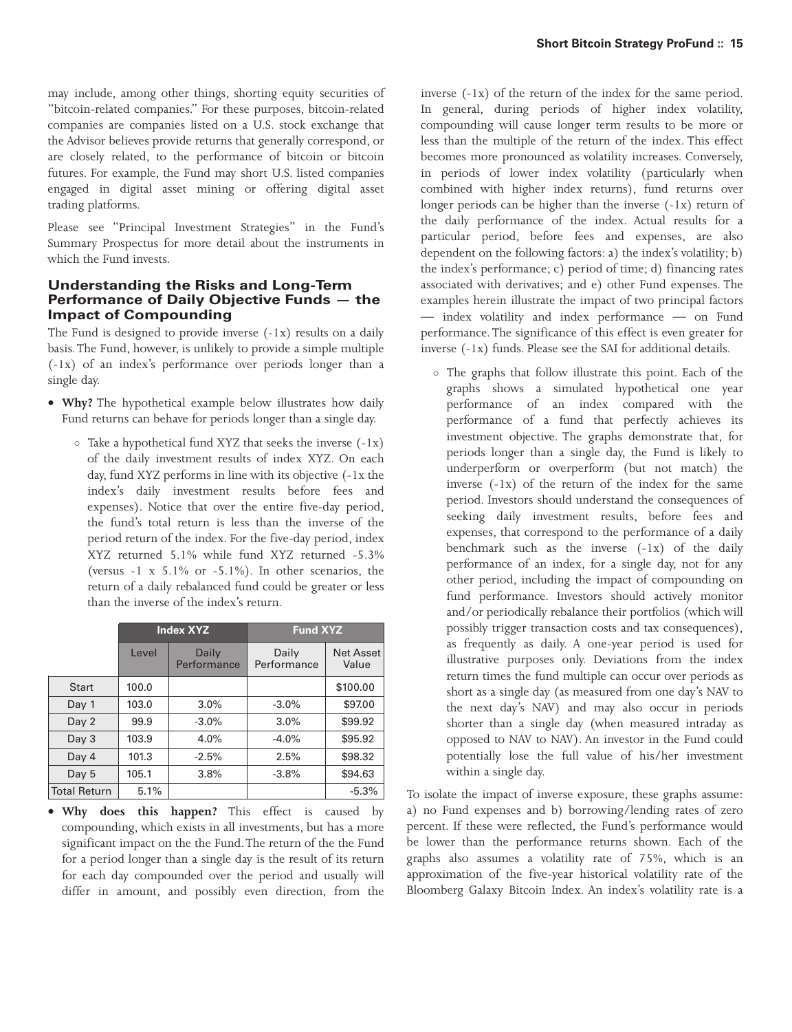may include, among other things, shorting equity securities of "bitcoin-related companies." For these purposes, bitcoin-related companies are companies listed on a U.S. stock exchange that the Advisor believes provide returns that generally correspond, or are closely related, to the performance of bitcoin or bitcoin futures. For example, the Fund may short U.S. listed companies engaged in digital asset mining or offering digital asset trading platforms.

Please see "Principal Investment Strategies" in the Fund's Summary Prospectus for more detail about the instruments in which the Fund invests.

### Understanding the Risks and Long-Term Performance of Daily Objective Funds — the Impact of Compounding

The Fund is designed to provide inverse (-1x) results on a daily basis. The Fund, however, is unlikely to provide a simple multiple (-1x) of an index's performance over periods longer than a single day.

- **Why?** The hypothetical example below illustrates how daily Fund returns can behave for periods longer than a single day.
  - Take a hypothetical fund XYZ that seeks the inverse (-1x) of the daily investment results of index XYZ. On each day, fund XYZ performs in line with its objective (-1x the index's daily investment results before fees and expenses). Notice that over the entire five-day period, the fund's total return is less than the inverse of the period return of the index. For the five-day period, index XYZ returned 5.1% while fund XYZ returned -5.3% (versus -1 x 5.1% or -5.1%). In other scenarios, the return of a daily rebalanced fund could be greater or less than the inverse of the index's return.

| | Index XYZ | | Fund XYZ | |
|---|---|---|---|---|
| | Level | Daily Performance | Daily Performance | Net Asset Value |
| Start | 100.0 | | | $100.00 |
| Day 1 | 103.0 | 3.0% | -3.0% | $97.00 |
| Day 2 | 99.9 | -3.0% | 3.0% | $99.92 |
| Day 3 | 103.9 | 4.0% | -4.0% | $95.92 |
| Day 4 | 101.3 | -2.5% | 2.5% | $98.32 |
| Day 5 | 105.1 | 3.8% | -3.8% | $94.63 |
| Total Return | 5.1% | | | -5.3% |

- **Why does this happen?** This effect is caused by compounding, which exists in all investments, but has a more significant impact on the the Fund. The return of the the Fund for a period longer than a single day is the result of its return for each day compounded over the period and usually will differ in amount, and possibly even direction, from the inverse (-1x) of the return of the index for the same period. In general, during periods of higher index volatility, compounding will cause longer term results to be more or less than the multiple of the return of the index. This effect becomes more pronounced as volatility increases. Conversely, in periods of lower index volatility (particularly when combined with higher index returns), fund returns over longer periods can be higher than the inverse (-1x) return of the daily performance of the index. Actual results for a particular period, before fees and expenses, are also dependent on the following factors: a) the index's volatility; b) the index's performance; c) period of time; d) financing rates associated with derivatives; and e) other Fund expenses. The examples herein illustrate the impact of two principal factors — index volatility and index performance — on Fund performance. The significance of this effect is even greater for inverse (-1x) funds. Please see the SAI for additional details.
  - The graphs that follow illustrate this point. Each of the graphs shows a simulated hypothetical one year performance of an index compared with the performance of a fund that perfectly achieves its investment objective. The graphs demonstrate that, for periods longer than a single day, the Fund is likely to underperform or overperform (but not match) the inverse (-1x) of the return of the index for the same period. Investors should understand the consequences of seeking daily investment results, before fees and expenses, that correspond to the performance of a daily benchmark such as the inverse (-1x) of the daily performance of an index, for a single day, not for any other period, including the impact of compounding on fund performance. Investors should actively monitor and/or periodically rebalance their portfolios (which will possibly trigger transaction costs and tax consequences), as frequently as daily. A one-year period is used for illustrative purposes only. Deviations from the index return times the fund multiple can occur over periods as short as a single day (as measured from one day's NAV to the next day's NAV) and may also occur in periods shorter than a single day (when measured intraday as opposed to NAV to NAV). An investor in the Fund could potentially lose the full value of his/her investment within a single day.

To isolate the impact of inverse exposure, these graphs assume: a) no Fund expenses and b) borrowing/lending rates of zero percent. If these were reflected, the Fund's performance would be lower than the performance returns shown. Each of the graphs also assumes a volatility rate of 75%, which is an approximation of the five-year historical volatility rate of the Bloomberg Galaxy Bitcoin Index. An index's volatility rate is a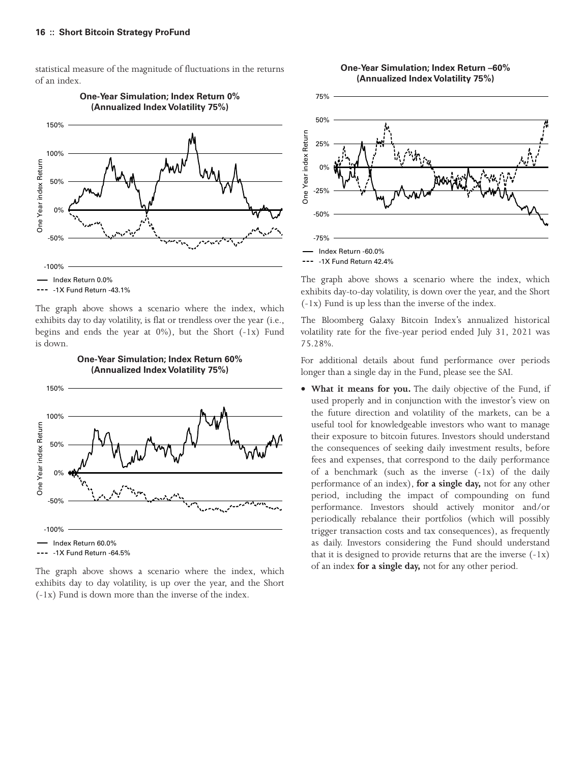statistical measure of the magnitude of fluctuations in the returns of an index.

**One-Year Simulation; Index Return 0% (Annualized Index Volatility 75%)**

— Index Return 0.0%
--- -1X Fund Return -43.1%

The graph above shows a scenario where the index, which exhibits day to day volatility, is flat or trendless over the year (i.e., begins and ends the year at 0%), but the Short (-1x) Fund is down.

**One-Year Simulation; Index Return 60% (Annualized Index Volatility 75%)**

— Index Return 60.0%
--- -1X Fund Return -64.5%

The graph above shows a scenario where the index, which exhibits day to day volatility, is up over the year, and the Short (-1x) Fund is down more than the inverse of the index.

**One-Year Simulation; Index Return –60% (Annualized Index Volatility 75%)**

— Index Return -60.0%
--- -1X Fund Return 42.4%

The graph above shows a scenario where the index, which exhibits day-to-day volatility, is down over the year, and the Short (-1x) Fund is up less than the inverse of the index.

The Bloomberg Galaxy Bitcoin Index's annualized historical volatility rate for the five-year period ended July 31, 2021 was 75.28%.

For additional details about fund performance over periods longer than a single day in the Fund, please see the SAI.

- **What it means for you.** The daily objective of the Fund, if used properly and in conjunction with the investor's view on the future direction and volatility of the markets, can be a useful tool for knowledgeable investors who want to manage their exposure to bitcoin futures. Investors should understand the consequences of seeking daily investment results, before fees and expenses, that correspond to the daily performance of a benchmark (such as the inverse (-1x) of the daily performance of an index), **for a single day,** not for any other period, including the impact of compounding on fund performance. Investors should actively monitor and/or periodically rebalance their portfolios (which will possibly trigger transaction costs and tax consequences), as frequently as daily. Investors considering the Fund should understand that it is designed to provide returns that are the inverse (-1x) of an index **for a single day,** not for any other period.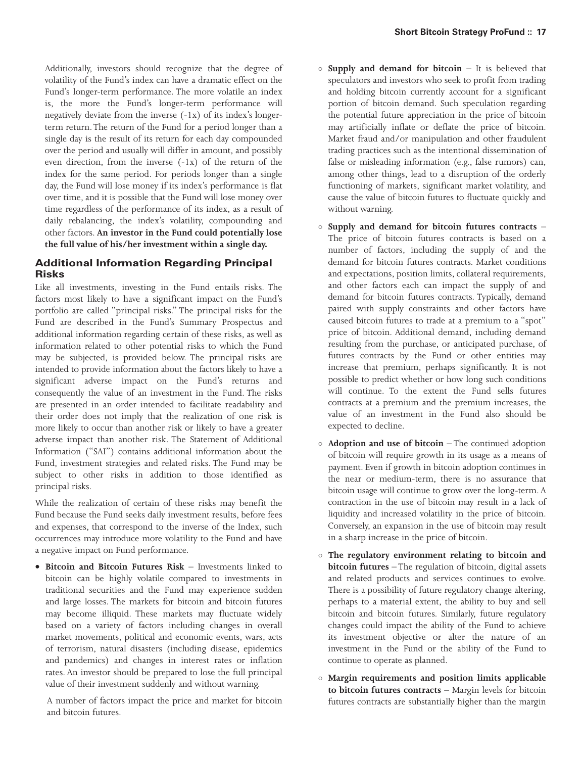Additionally, investors should recognize that the degree of volatility of the Fund's index can have a dramatic effect on the Fund's longer-term performance. The more volatile an index is, the more the Fund's longer-term performance will negatively deviate from the inverse (-1x) of its index's longer-term return. The return of the Fund for a period longer than a single day is the result of its return for each day compounded over the period and usually will differ in amount, and possibly even direction, from the inverse (-1x) of the return of the index for the same period. For periods longer than a single day, the Fund will lose money if its index's performance is flat over time, and it is possible that the Fund will lose money over time regardless of the performance of its index, as a result of daily rebalancing, the index's volatility, compounding and other factors. **An investor in the Fund could potentially lose the full value of his/her investment within a single day.**

## Additional Information Regarding Principal Risks

Like all investments, investing in the Fund entails risks. The factors most likely to have a significant impact on the Fund's portfolio are called "principal risks." The principal risks for the Fund are described in the Fund's Summary Prospectus and additional information regarding certain of these risks, as well as information related to other potential risks to which the Fund may be subjected, is provided below. The principal risks are intended to provide information about the factors likely to have a significant adverse impact on the Fund's returns and consequently the value of an investment in the Fund. The risks are presented in an order intended to facilitate readability and their order does not imply that the realization of one risk is more likely to occur than another risk or likely to have a greater adverse impact than another risk. The Statement of Additional Information ("SAI") contains additional information about the Fund, investment strategies and related risks. The Fund may be subject to other risks in addition to those identified as principal risks.

While the realization of certain of these risks may benefit the Fund because the Fund seeks daily investment results, before fees and expenses, that correspond to the inverse of the Index, such occurrences may introduce more volatility to the Fund and have a negative impact on Fund performance.

- **Bitcoin and Bitcoin Futures Risk** – Investments linked to bitcoin can be highly volatile compared to investments in traditional securities and the Fund may experience sudden and large losses. The markets for bitcoin and bitcoin futures may become illiquid. These markets may fluctuate widely based on a variety of factors including changes in overall market movements, political and economic events, wars, acts of terrorism, natural disasters (including disease, epidemics and pandemics) and changes in interest rates or inflation rates. An investor should be prepared to lose the full principal value of their investment suddenly and without warning.

  A number of factors impact the price and market for bitcoin and bitcoin futures.

  - **Supply and demand for bitcoin** – It is believed that speculators and investors who seek to profit from trading and holding bitcoin currently account for a significant portion of bitcoin demand. Such speculation regarding the potential future appreciation in the price of bitcoin may artificially inflate or deflate the price of bitcoin. Market fraud and/or manipulation and other fraudulent trading practices such as the intentional dissemination of false or misleading information (e.g., false rumors) can, among other things, lead to a disruption of the orderly functioning of markets, significant market volatility, and cause the value of bitcoin futures to fluctuate quickly and without warning.
  - **Supply and demand for bitcoin futures contracts** – The price of bitcoin futures contracts is based on a number of factors, including the supply of and the demand for bitcoin futures contracts. Market conditions and expectations, position limits, collateral requirements, and other factors each can impact the supply of and demand for bitcoin futures contracts. Typically, demand paired with supply constraints and other factors have caused bitcoin futures to trade at a premium to a "spot" price of bitcoin. Additional demand, including demand resulting from the purchase, or anticipated purchase, of futures contracts by the Fund or other entities may increase that premium, perhaps significantly. It is not possible to predict whether or how long such conditions will continue. To the extent the Fund sells futures contracts at a premium and the premium increases, the value of an investment in the Fund also should be expected to decline.
  - **Adoption and use of bitcoin** – The continued adoption of bitcoin will require growth in its usage as a means of payment. Even if growth in bitcoin adoption continues in the near or medium-term, there is no assurance that bitcoin usage will continue to grow over the long-term. A contraction in the use of bitcoin may result in a lack of liquidity and increased volatility in the price of bitcoin. Conversely, an expansion in the use of bitcoin may result in a sharp increase in the price of bitcoin.
  - **The regulatory environment relating to bitcoin and bitcoin futures** – The regulation of bitcoin, digital assets and related products and services continues to evolve. There is a possibility of future regulatory change altering, perhaps to a material extent, the ability to buy and sell bitcoin and bitcoin futures. Similarly, future regulatory changes could impact the ability of the Fund to achieve its investment objective or alter the nature of an investment in the Fund or the ability of the Fund to continue to operate as planned.
  - **Margin requirements and position limits applicable to bitcoin futures contracts** – Margin levels for bitcoin futures contracts are substantially higher than the margin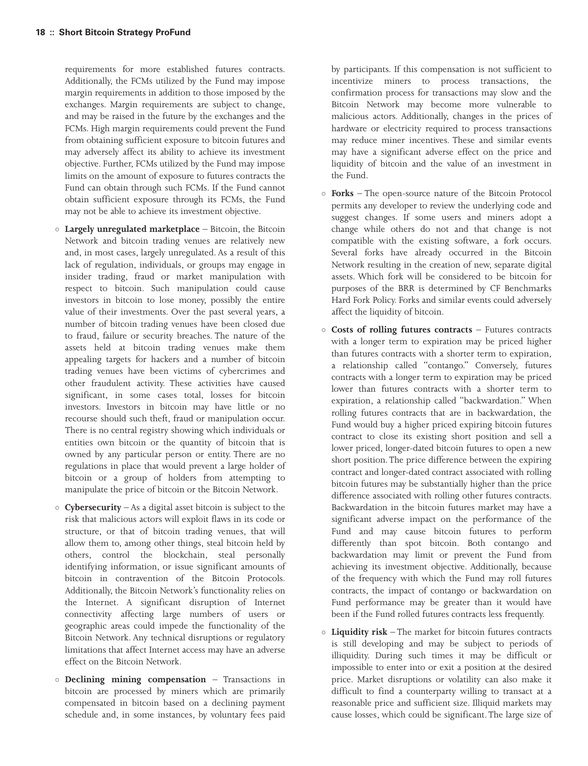requirements for more established futures contracts. Additionally, the FCMs utilized by the Fund may impose margin requirements in addition to those imposed by the exchanges. Margin requirements are subject to change, and may be raised in the future by the exchanges and the FCMs. High margin requirements could prevent the Fund from obtaining sufficient exposure to bitcoin futures and may adversely affect its ability to achieve its investment objective. Further, FCMs utilized by the Fund may impose limits on the amount of exposure to futures contracts the Fund can obtain through such FCMs. If the Fund cannot obtain sufficient exposure through its FCMs, the Fund may not be able to achieve its investment objective.

- **Largely unregulated marketplace** – Bitcoin, the Bitcoin Network and bitcoin trading venues are relatively new and, in most cases, largely unregulated. As a result of this lack of regulation, individuals, or groups may engage in insider trading, fraud or market manipulation with respect to bitcoin. Such manipulation could cause investors in bitcoin to lose money, possibly the entire value of their investments. Over the past several years, a number of bitcoin trading venues have been closed due to fraud, failure or security breaches. The nature of the assets held at bitcoin trading venues make them appealing targets for hackers and a number of bitcoin trading venues have been victims of cybercrimes and other fraudulent activity. These activities have caused significant, in some cases total, losses for bitcoin investors. Investors in bitcoin may have little or no recourse should such theft, fraud or manipulation occur. There is no central registry showing which individuals or entities own bitcoin or the quantity of bitcoin that is owned by any particular person or entity. There are no regulations in place that would prevent a large holder of bitcoin or a group of holders from attempting to manipulate the price of bitcoin or the Bitcoin Network.

- **Cybersecurity** – As a digital asset bitcoin is subject to the risk that malicious actors will exploit flaws in its code or structure, or that of bitcoin trading venues, that will allow them to, among other things, steal bitcoin held by others, control the blockchain, steal personally identifying information, or issue significant amounts of bitcoin in contravention of the Bitcoin Protocols. Additionally, the Bitcoin Network's functionality relies on the Internet. A significant disruption of Internet connectivity affecting large numbers of users or geographic areas could impede the functionality of the Bitcoin Network. Any technical disruptions or regulatory limitations that affect Internet access may have an adverse effect on the Bitcoin Network.

- **Declining mining compensation** – Transactions in bitcoin are processed by miners which are primarily compensated in bitcoin based on a declining payment schedule and, in some instances, by voluntary fees paid by participants. If this compensation is not sufficient to incentivize miners to process transactions, the confirmation process for transactions may slow and the Bitcoin Network may become more vulnerable to malicious actors. Additionally, changes in the prices of hardware or electricity required to process transactions may reduce miner incentives. These and similar events may have a significant adverse effect on the price and liquidity of bitcoin and the value of an investment in the Fund.

- **Forks** – The open-source nature of the Bitcoin Protocol permits any developer to review the underlying code and suggest changes. If some users and miners adopt a change while others do not and that change is not compatible with the existing software, a fork occurs. Several forks have already occurred in the Bitcoin Network resulting in the creation of new, separate digital assets. Which fork will be considered to be bitcoin for purposes of the BRR is determined by CF Benchmarks Hard Fork Policy. Forks and similar events could adversely affect the liquidity of bitcoin.

- **Costs of rolling futures contracts** – Futures contracts with a longer term to expiration may be priced higher than futures contracts with a shorter term to expiration, a relationship called "contango." Conversely, futures contracts with a longer term to expiration may be priced lower than futures contracts with a shorter term to expiration, a relationship called "backwardation." When rolling futures contracts that are in backwardation, the Fund would buy a higher priced expiring bitcoin futures contract to close its existing short position and sell a lower priced, longer-dated bitcoin futures to open a new short position. The price difference between the expiring contract and longer-dated contract associated with rolling bitcoin futures may be substantially higher than the price difference associated with rolling other futures contracts. Backwardation in the bitcoin futures market may have a significant adverse impact on the performance of the Fund and may cause bitcoin futures to perform differently than spot bitcoin. Both contango and backwardation may limit or prevent the Fund from achieving its investment objective. Additionally, because of the frequency with which the Fund may roll futures contracts, the impact of contango or backwardation on Fund performance may be greater than it would have been if the Fund rolled futures contracts less frequently.

- **Liquidity risk** – The market for bitcoin futures contracts is still developing and may be subject to periods of illiquidity. During such times it may be difficult or impossible to enter into or exit a position at the desired price. Market disruptions or volatility can also make it difficult to find a counterparty willing to transact at a reasonable price and sufficient size. Illiquid markets may cause losses, which could be significant. The large size of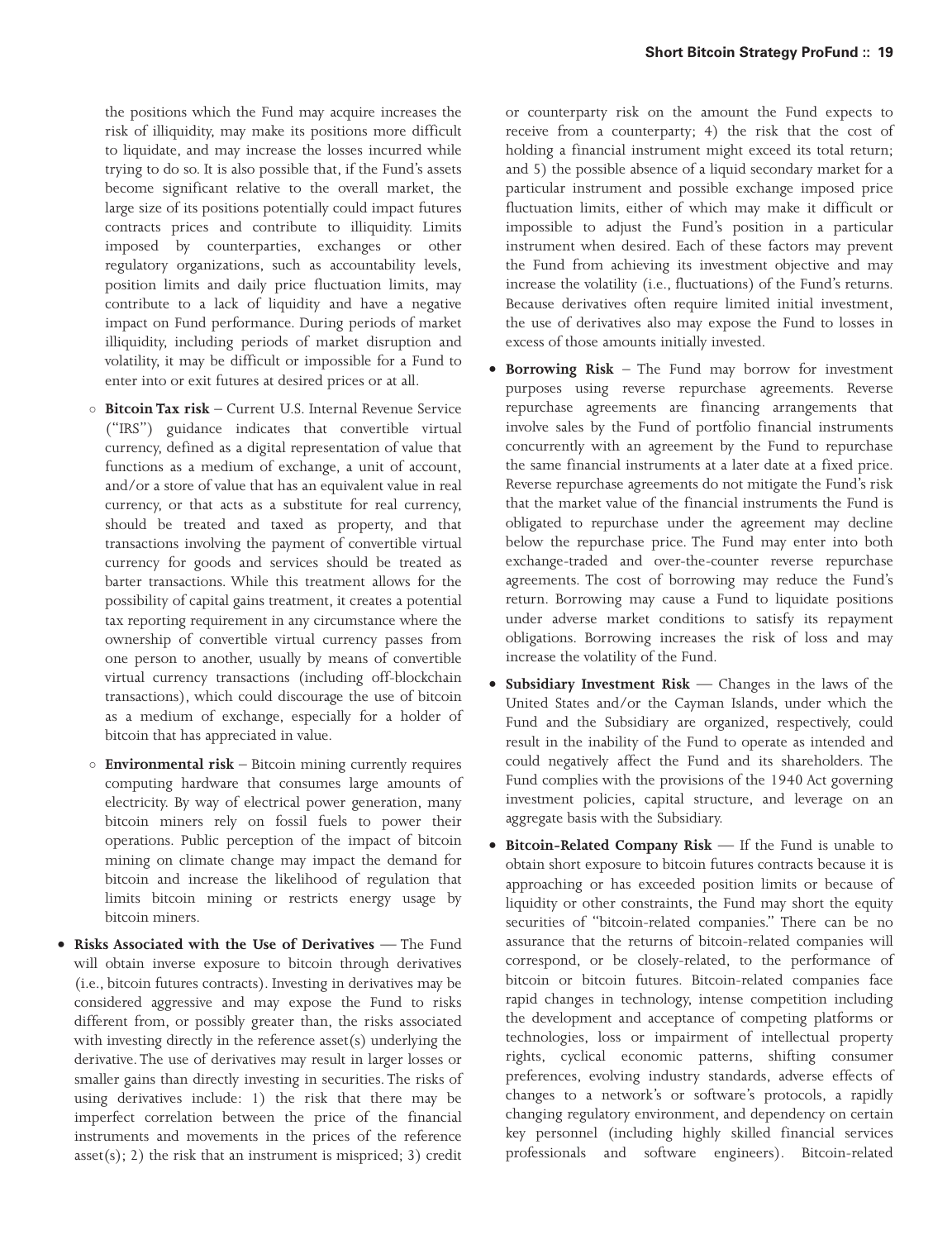the positions which the Fund may acquire increases the risk of illiquidity, may make its positions more difficult to liquidate, and may increase the losses incurred while trying to do so. It is also possible that, if the Fund's assets become significant relative to the overall market, the large size of its positions potentially could impact futures contracts prices and contribute to illiquidity. Limits imposed by counterparties, exchanges or other regulatory organizations, such as accountability levels, position limits and daily price fluctuation limits, may contribute to a lack of liquidity and have a negative impact on Fund performance. During periods of market illiquidity, including periods of market disruption and volatility, it may be difficult or impossible for a Fund to enter into or exit futures at desired prices or at all.

- **Bitcoin Tax risk** – Current U.S. Internal Revenue Service ("IRS") guidance indicates that convertible virtual currency, defined as a digital representation of value that functions as a medium of exchange, a unit of account, and/or a store of value that has an equivalent value in real currency, or that acts as a substitute for real currency, should be treated and taxed as property, and that transactions involving the payment of convertible virtual currency for goods and services should be treated as barter transactions. While this treatment allows for the possibility of capital gains treatment, it creates a potential tax reporting requirement in any circumstance where the ownership of convertible virtual currency passes from one person to another, usually by means of convertible virtual currency transactions (including off-blockchain transactions), which could discourage the use of bitcoin as a medium of exchange, especially for a holder of bitcoin that has appreciated in value.
- **Environmental risk** – Bitcoin mining currently requires computing hardware that consumes large amounts of electricity. By way of electrical power generation, many bitcoin miners rely on fossil fuels to power their operations. Public perception of the impact of bitcoin mining on climate change may impact the demand for bitcoin and increase the likelihood of regulation that limits bitcoin mining or restricts energy usage by bitcoin miners.

- **Risks Associated with the Use of Derivatives** — The Fund will obtain inverse exposure to bitcoin through derivatives (i.e., bitcoin futures contracts). Investing in derivatives may be considered aggressive and may expose the Fund to risks different from, or possibly greater than, the risks associated with investing directly in the reference asset(s) underlying the derivative. The use of derivatives may result in larger losses or smaller gains than directly investing in securities. The risks of using derivatives include: 1) the risk that there may be imperfect correlation between the price of the financial instruments and movements in the prices of the reference asset(s); 2) the risk that an instrument is mispriced; 3) credit or counterparty risk on the amount the Fund expects to receive from a counterparty; 4) the risk that the cost of holding a financial instrument might exceed its total return; and 5) the possible absence of a liquid secondary market for a particular instrument and possible exchange imposed price fluctuation limits, either of which may make it difficult or impossible to adjust the Fund's position in a particular instrument when desired. Each of these factors may prevent the Fund from achieving its investment objective and may increase the volatility (i.e., fluctuations) of the Fund's returns. Because derivatives often require limited initial investment, the use of derivatives also may expose the Fund to losses in excess of those amounts initially invested.
- **Borrowing Risk** – The Fund may borrow for investment purposes using reverse repurchase agreements. Reverse repurchase agreements are financing arrangements that involve sales by the Fund of portfolio financial instruments concurrently with an agreement by the Fund to repurchase the same financial instruments at a later date at a fixed price. Reverse repurchase agreements do not mitigate the Fund's risk that the market value of the financial instruments the Fund is obligated to repurchase under the agreement may decline below the repurchase price. The Fund may enter into both exchange-traded and over-the-counter reverse repurchase agreements. The cost of borrowing may reduce the Fund's return. Borrowing may cause a Fund to liquidate positions under adverse market conditions to satisfy its repayment obligations. Borrowing increases the risk of loss and may increase the volatility of the Fund.
- **Subsidiary Investment Risk** — Changes in the laws of the United States and/or the Cayman Islands, under which the Fund and the Subsidiary are organized, respectively, could result in the inability of the Fund to operate as intended and could negatively affect the Fund and its shareholders. The Fund complies with the provisions of the 1940 Act governing investment policies, capital structure, and leverage on an aggregate basis with the Subsidiary.
- **Bitcoin-Related Company Risk** — If the Fund is unable to obtain short exposure to bitcoin futures contracts because it is approaching or has exceeded position limits or because of liquidity or other constraints, the Fund may short the equity securities of "bitcoin-related companies." There can be no assurance that the returns of bitcoin-related companies will correspond, or be closely-related, to the performance of bitcoin or bitcoin futures. Bitcoin-related companies face rapid changes in technology, intense competition including the development and acceptance of competing platforms or technologies, loss or impairment of intellectual property rights, cyclical economic patterns, shifting consumer preferences, evolving industry standards, adverse effects of changes to a network's or software's protocols, a rapidly changing regulatory environment, and dependency on certain key personnel (including highly skilled financial services professionals and software engineers). Bitcoin-related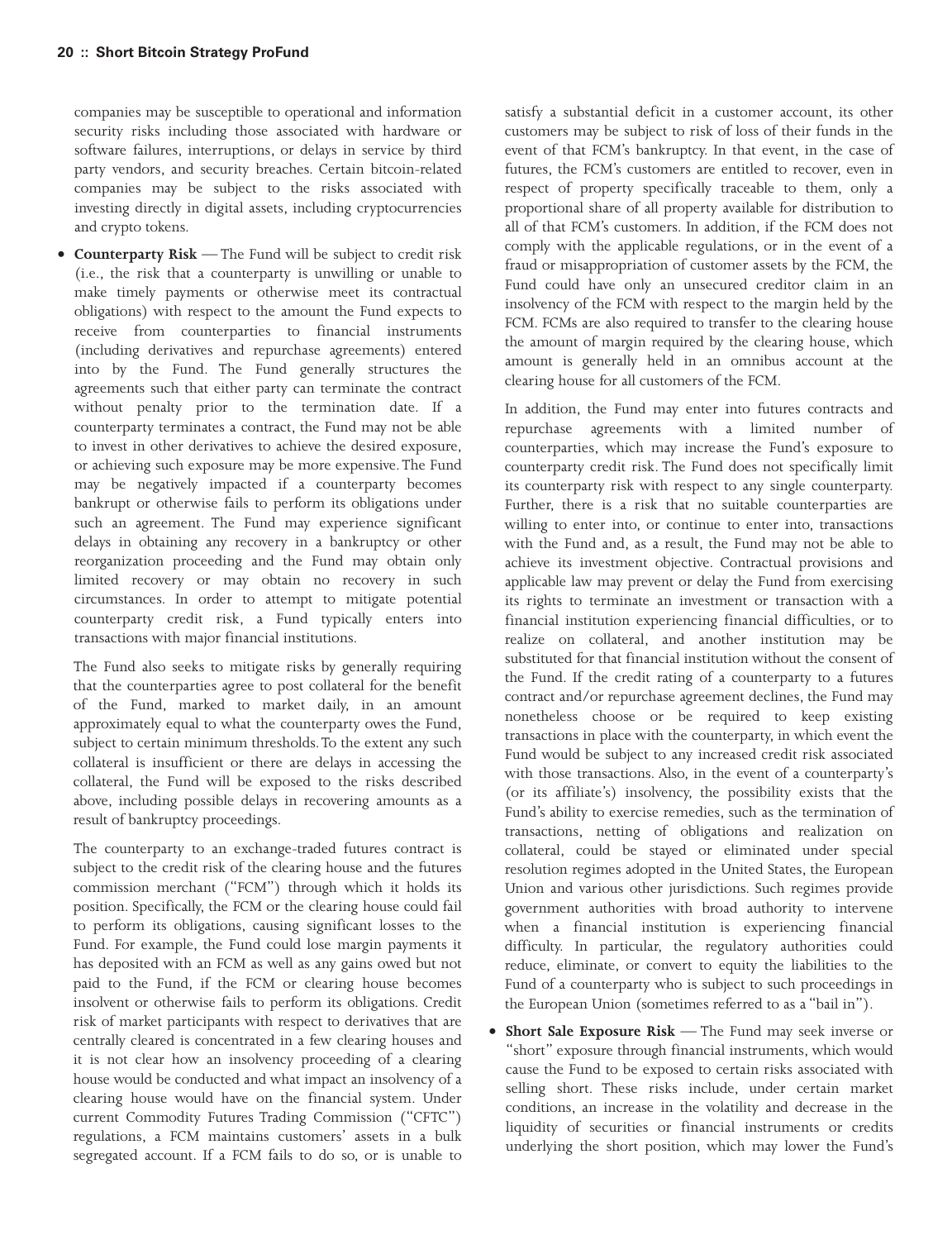companies may be susceptible to operational and information security risks including those associated with hardware or software failures, interruptions, or delays in service by third party vendors, and security breaches. Certain bitcoin-related companies may be subject to the risks associated with investing directly in digital assets, including cryptocurrencies and crypto tokens.

- **Counterparty Risk** — The Fund will be subject to credit risk (i.e., the risk that a counterparty is unwilling or unable to make timely payments or otherwise meet its contractual obligations) with respect to the amount the Fund expects to receive from counterparties to financial instruments (including derivatives and repurchase agreements) entered into by the Fund. The Fund generally structures the agreements such that either party can terminate the contract without penalty prior to the termination date. If a counterparty terminates a contract, the Fund may not be able to invest in other derivatives to achieve the desired exposure, or achieving such exposure may be more expensive. The Fund may be negatively impacted if a counterparty becomes bankrupt or otherwise fails to perform its obligations under such an agreement. The Fund may experience significant delays in obtaining any recovery in a bankruptcy or other reorganization proceeding and the Fund may obtain only limited recovery or may obtain no recovery in such circumstances. In order to attempt to mitigate potential counterparty credit risk, a Fund typically enters into transactions with major financial institutions.

  The Fund also seeks to mitigate risks by generally requiring that the counterparties agree to post collateral for the benefit of the Fund, marked to market daily, in an amount approximately equal to what the counterparty owes the Fund, subject to certain minimum thresholds. To the extent any such collateral is insufficient or there are delays in accessing the collateral, the Fund will be exposed to the risks described above, including possible delays in recovering amounts as a result of bankruptcy proceedings.

  The counterparty to an exchange-traded futures contract is subject to the credit risk of the clearing house and the futures commission merchant ("FCM") through which it holds its position. Specifically, the FCM or the clearing house could fail to perform its obligations, causing significant losses to the Fund. For example, the Fund could lose margin payments it has deposited with an FCM as well as any gains owed but not paid to the Fund, if the FCM or clearing house becomes insolvent or otherwise fails to perform its obligations. Credit risk of market participants with respect to derivatives that are centrally cleared is concentrated in a few clearing houses and it is not clear how an insolvency proceeding of a clearing house would be conducted and what impact an insolvency of a clearing house would have on the financial system. Under current Commodity Futures Trading Commission ("CFTC") regulations, a FCM maintains customers' assets in a bulk segregated account. If a FCM fails to do so, or is unable to satisfy a substantial deficit in a customer account, its other customers may be subject to risk of loss of their funds in the event of that FCM's bankruptcy. In that event, in the case of futures, the FCM's customers are entitled to recover, even in respect of property specifically traceable to them, only a proportional share of all property available for distribution to all of that FCM's customers. In addition, if the FCM does not comply with the applicable regulations, or in the event of a fraud or misappropriation of customer assets by the FCM, the Fund could have only an unsecured creditor claim in an insolvency of the FCM with respect to the margin held by the FCM. FCMs are also required to transfer to the clearing house the amount of margin required by the clearing house, which amount is generally held in an omnibus account at the clearing house for all customers of the FCM.

  In addition, the Fund may enter into futures contracts and repurchase agreements with a limited number of counterparties, which may increase the Fund's exposure to counterparty credit risk. The Fund does not specifically limit its counterparty risk with respect to any single counterparty. Further, there is a risk that no suitable counterparties are willing to enter into, or continue to enter into, transactions with the Fund and, as a result, the Fund may not be able to achieve its investment objective. Contractual provisions and applicable law may prevent or delay the Fund from exercising its rights to terminate an investment or transaction with a financial institution experiencing financial difficulties, or to realize on collateral, and another institution may be substituted for that financial institution without the consent of the Fund. If the credit rating of a counterparty to a futures contract and/or repurchase agreement declines, the Fund may nonetheless choose or be required to keep existing transactions in place with the counterparty, in which event the Fund would be subject to any increased credit risk associated with those transactions. Also, in the event of a counterparty's (or its affiliate's) insolvency, the possibility exists that the Fund's ability to exercise remedies, such as the termination of transactions, netting of obligations and realization on collateral, could be stayed or eliminated under special resolution regimes adopted in the United States, the European Union and various other jurisdictions. Such regimes provide government authorities with broad authority to intervene when a financial institution is experiencing financial difficulty. In particular, the regulatory authorities could reduce, eliminate, or convert to equity the liabilities to the Fund of a counterparty who is subject to such proceedings in the European Union (sometimes referred to as a "bail in").

- **Short Sale Exposure Risk** — The Fund may seek inverse or "short" exposure through financial instruments, which would cause the Fund to be exposed to certain risks associated with selling short. These risks include, under certain market conditions, an increase in the volatility and decrease in the liquidity of securities or financial instruments or credits underlying the short position, which may lower the Fund's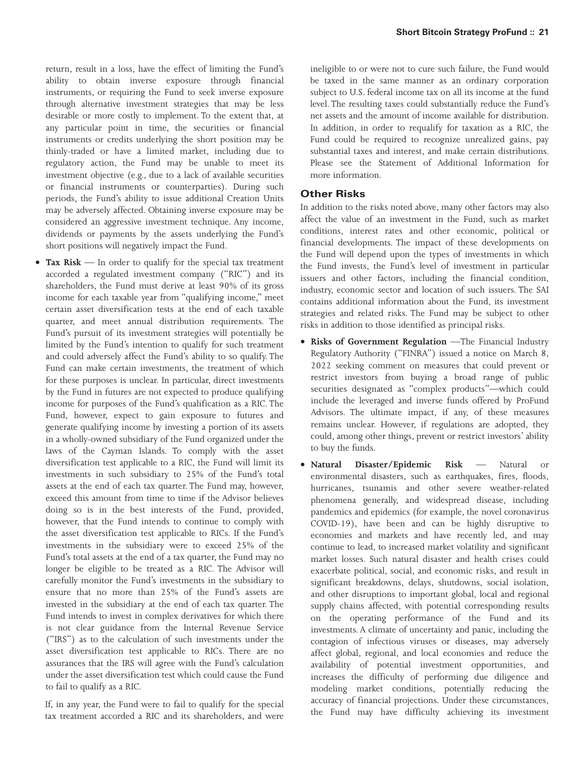return, result in a loss, have the effect of limiting the Fund's ability to obtain inverse exposure through financial instruments, or requiring the Fund to seek inverse exposure through alternative investment strategies that may be less desirable or more costly to implement. To the extent that, at any particular point in time, the securities or financial instruments or credits underlying the short position may be thinly-traded or have a limited market, including due to regulatory action, the Fund may be unable to meet its investment objective (e.g., due to a lack of available securities or financial instruments or counterparties). During such periods, the Fund's ability to issue additional Creation Units may be adversely affected. Obtaining inverse exposure may be considered an aggressive investment technique. Any income, dividends or payments by the assets underlying the Fund's short positions will negatively impact the Fund.

- **Tax Risk** — In order to qualify for the special tax treatment accorded a regulated investment company ("RIC") and its shareholders, the Fund must derive at least 90% of its gross income for each taxable year from "qualifying income," meet certain asset diversification tests at the end of each taxable quarter, and meet annual distribution requirements. The Fund's pursuit of its investment strategies will potentially be limited by the Fund's intention to qualify for such treatment and could adversely affect the Fund's ability to so qualify. The Fund can make certain investments, the treatment of which for these purposes is unclear. In particular, direct investments by the Fund in futures are not expected to produce qualifying income for purposes of the Fund's qualification as a RIC. The Fund, however, expect to gain exposure to futures and generate qualifying income by investing a portion of its assets in a wholly-owned subsidiary of the Fund organized under the laws of the Cayman Islands. To comply with the asset diversification test applicable to a RIC, the Fund will limit its investments in such subsidiary to 25% of the Fund's total assets at the end of each tax quarter. The Fund may, however, exceed this amount from time to time if the Advisor believes doing so is in the best interests of the Fund, provided, however, that the Fund intends to continue to comply with the asset diversification test applicable to RICs. If the Fund's investments in the subsidiary were to exceed 25% of the Fund's total assets at the end of a tax quarter, the Fund may no longer be eligible to be treated as a RIC. The Advisor will carefully monitor the Fund's investments in the subsidiary to ensure that no more than 25% of the Fund's assets are invested in the subsidiary at the end of each tax quarter. The Fund intends to invest in complex derivatives for which there is not clear guidance from the Internal Revenue Service ("IRS") as to the calculation of such investments under the asset diversification test applicable to RICs. There are no assurances that the IRS will agree with the Fund's calculation under the asset diversification test which could cause the Fund to fail to qualify as a RIC.

  If, in any year, the Fund were to fail to qualify for the special tax treatment accorded a RIC and its shareholders, and were ineligible to or were not to cure such failure, the Fund would be taxed in the same manner as an ordinary corporation subject to U.S. federal income tax on all its income at the fund level. The resulting taxes could substantially reduce the Fund's net assets and the amount of income available for distribution. In addition, in order to requalify for taxation as a RIC, the Fund could be required to recognize unrealized gains, pay substantial taxes and interest, and make certain distributions. Please see the Statement of Additional Information for more information.

## Other Risks

In addition to the risks noted above, many other factors may also affect the value of an investment in the Fund, such as market conditions, interest rates and other economic, political or financial developments. The impact of these developments on the Fund will depend upon the types of investments in which the Fund invests, the Fund's level of investment in particular issuers and other factors, including the financial condition, industry, economic sector and location of such issuers. The SAI contains additional information about the Fund, its investment strategies and related risks. The Fund may be subject to other risks in addition to those identified as principal risks.

- **Risks of Government Regulation** —The Financial Industry Regulatory Authority ("FINRA") issued a notice on March 8, 2022 seeking comment on measures that could prevent or restrict investors from buying a broad range of public securities designated as "complex products"—which could include the leveraged and inverse funds offered by ProFund Advisors. The ultimate impact, if any, of these measures remains unclear. However, if regulations are adopted, they could, among other things, prevent or restrict investors' ability to buy the funds.
- **Natural Disaster/Epidemic Risk** — Natural or environmental disasters, such as earthquakes, fires, floods, hurricanes, tsunamis and other severe weather-related phenomena generally, and widespread disease, including pandemics and epidemics (for example, the novel coronavirus COVID-19), have been and can be highly disruptive to economies and markets and have recently led, and may continue to lead, to increased market volatility and significant market losses. Such natural disaster and health crises could exacerbate political, social, and economic risks, and result in significant breakdowns, delays, shutdowns, social isolation, and other disruptions to important global, local and regional supply chains affected, with potential corresponding results on the operating performance of the Fund and its investments. A climate of uncertainty and panic, including the contagion of infectious viruses or diseases, may adversely affect global, regional, and local economies and reduce the availability of potential investment opportunities, and increases the difficulty of performing due diligence and modeling market conditions, potentially reducing the accuracy of financial projections. Under these circumstances, the Fund may have difficulty achieving its investment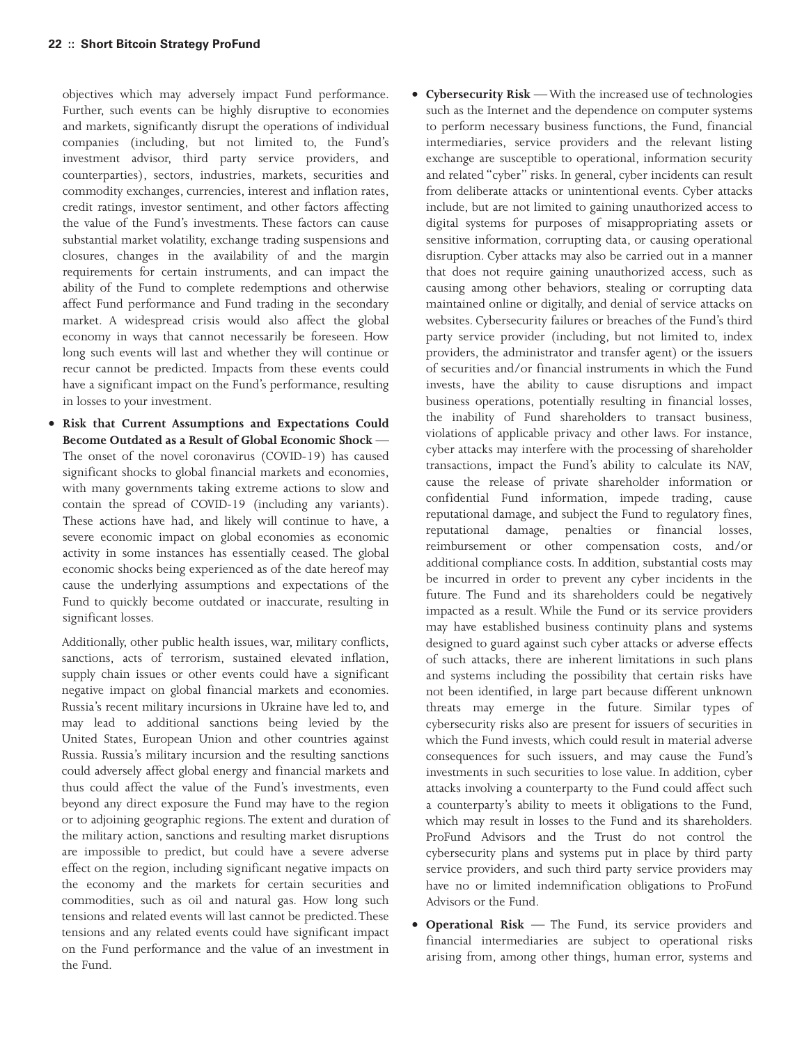objectives which may adversely impact Fund performance. Further, such events can be highly disruptive to economies and markets, significantly disrupt the operations of individual companies (including, but not limited to, the Fund's investment advisor, third party service providers, and counterparties), sectors, industries, markets, securities and commodity exchanges, currencies, interest and inflation rates, credit ratings, investor sentiment, and other factors affecting the value of the Fund's investments. These factors can cause substantial market volatility, exchange trading suspensions and closures, changes in the availability of and the margin requirements for certain instruments, and can impact the ability of the Fund to complete redemptions and otherwise affect Fund performance and Fund trading in the secondary market. A widespread crisis would also affect the global economy in ways that cannot necessarily be foreseen. How long such events will last and whether they will continue or recur cannot be predicted. Impacts from these events could have a significant impact on the Fund's performance, resulting in losses to your investment.

- **Risk that Current Assumptions and Expectations Could Become Outdated as a Result of Global Economic Shock** — The onset of the novel coronavirus (COVID-19) has caused significant shocks to global financial markets and economies, with many governments taking extreme actions to slow and contain the spread of COVID-19 (including any variants). These actions have had, and likely will continue to have, a severe economic impact on global economies as economic activity in some instances has essentially ceased. The global economic shocks being experienced as of the date hereof may cause the underlying assumptions and expectations of the Fund to quickly become outdated or inaccurate, resulting in significant losses.

  Additionally, other public health issues, war, military conflicts, sanctions, acts of terrorism, sustained elevated inflation, supply chain issues or other events could have a significant negative impact on global financial markets and economies. Russia's recent military incursions in Ukraine have led to, and may lead to additional sanctions being levied by the United States, European Union and other countries against Russia. Russia's military incursion and the resulting sanctions could adversely affect global energy and financial markets and thus could affect the value of the Fund's investments, even beyond any direct exposure the Fund may have to the region or to adjoining geographic regions. The extent and duration of the military action, sanctions and resulting market disruptions are impossible to predict, but could have a severe adverse effect on the region, including significant negative impacts on the economy and the markets for certain securities and commodities, such as oil and natural gas. How long such tensions and related events will last cannot be predicted. These tensions and any related events could have significant impact on the Fund performance and the value of an investment in the Fund.

- **Cybersecurity Risk** — With the increased use of technologies such as the Internet and the dependence on computer systems to perform necessary business functions, the Fund, financial intermediaries, service providers and the relevant listing exchange are susceptible to operational, information security and related "cyber" risks. In general, cyber incidents can result from deliberate attacks or unintentional events. Cyber attacks include, but are not limited to gaining unauthorized access to digital systems for purposes of misappropriating assets or sensitive information, corrupting data, or causing operational disruption. Cyber attacks may also be carried out in a manner that does not require gaining unauthorized access, such as causing among other behaviors, stealing or corrupting data maintained online or digitally, and denial of service attacks on websites. Cybersecurity failures or breaches of the Fund's third party service provider (including, but not limited to, index providers, the administrator and transfer agent) or the issuers of securities and/or financial instruments in which the Fund invests, have the ability to cause disruptions and impact business operations, potentially resulting in financial losses, the inability of Fund shareholders to transact business, violations of applicable privacy and other laws. For instance, cyber attacks may interfere with the processing of shareholder transactions, impact the Fund's ability to calculate its NAV, cause the release of private shareholder information or confidential Fund information, impede trading, cause reputational damage, and subject the Fund to regulatory fines, reputational damage, penalties or financial losses, reimbursement or other compensation costs, and/or additional compliance costs. In addition, substantial costs may be incurred in order to prevent any cyber incidents in the future. The Fund and its shareholders could be negatively impacted as a result. While the Fund or its service providers may have established business continuity plans and systems designed to guard against such cyber attacks or adverse effects of such attacks, there are inherent limitations in such plans and systems including the possibility that certain risks have not been identified, in large part because different unknown threats may emerge in the future. Similar types of cybersecurity risks also are present for issuers of securities in which the Fund invests, which could result in material adverse consequences for such issuers, and may cause the Fund's investments in such securities to lose value. In addition, cyber attacks involving a counterparty to the Fund could affect such a counterparty's ability to meets it obligations to the Fund, which may result in losses to the Fund and its shareholders. ProFund Advisors and the Trust do not control the cybersecurity plans and systems put in place by third party service providers, and such third party service providers may have no or limited indemnification obligations to ProFund Advisors or the Fund.

- **Operational Risk** — The Fund, its service providers and financial intermediaries are subject to operational risks arising from, among other things, human error, systems and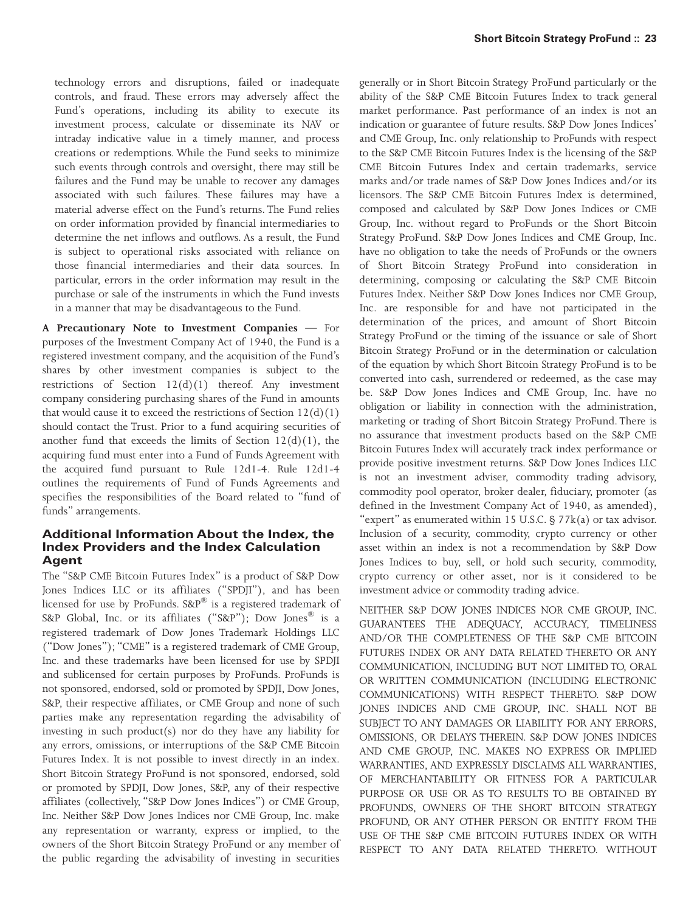technology errors and disruptions, failed or inadequate controls, and fraud. These errors may adversely affect the Fund's operations, including its ability to execute its investment process, calculate or disseminate its NAV or intraday indicative value in a timely manner, and process creations or redemptions. While the Fund seeks to minimize such events through controls and oversight, there may still be failures and the Fund may be unable to recover any damages associated with such failures. These failures may have a material adverse effect on the Fund's returns. The Fund relies on order information provided by financial intermediaries to determine the net inflows and outflows. As a result, the Fund is subject to operational risks associated with reliance on those financial intermediaries and their data sources. In particular, errors in the order information may result in the purchase or sale of the instruments in which the Fund invests in a manner that may be disadvantageous to the Fund.

**A Precautionary Note to Investment Companies** — For purposes of the Investment Company Act of 1940, the Fund is a registered investment company, and the acquisition of the Fund's shares by other investment companies is subject to the restrictions of Section 12(d)(1) thereof. Any investment company considering purchasing shares of the Fund in amounts that would cause it to exceed the restrictions of Section 12(d)(1) should contact the Trust. Prior to a fund acquiring securities of another fund that exceeds the limits of Section 12(d)(1), the acquiring fund must enter into a Fund of Funds Agreement with the acquired fund pursuant to Rule 12d1-4. Rule 12d1-4 outlines the requirements of Fund of Funds Agreements and specifies the responsibilities of the Board related to "fund of funds" arrangements.

## Additional Information About the Index, the Index Providers and the Index Calculation Agent

The "S&P CME Bitcoin Futures Index" is a product of S&P Dow Jones Indices LLC or its affiliates ("SPDJI"), and has been licensed for use by ProFunds. S&P® is a registered trademark of S&P Global, Inc. or its affiliates ("S&P"); Dow Jones® is a registered trademark of Dow Jones Trademark Holdings LLC ("Dow Jones"); "CME" is a registered trademark of CME Group, Inc. and these trademarks have been licensed for use by SPDJI and sublicensed for certain purposes by ProFunds. ProFunds is not sponsored, endorsed, sold or promoted by SPDJI, Dow Jones, S&P, their respective affiliates, or CME Group and none of such parties make any representation regarding the advisability of investing in such product(s) nor do they have any liability for any errors, omissions, or interruptions of the S&P CME Bitcoin Futures Index. It is not possible to invest directly in an index. Short Bitcoin Strategy ProFund is not sponsored, endorsed, sold or promoted by SPDJI, Dow Jones, S&P, any of their respective affiliates (collectively, "S&P Dow Jones Indices") or CME Group, Inc. Neither S&P Dow Jones Indices nor CME Group, Inc. make any representation or warranty, express or implied, to the owners of the Short Bitcoin Strategy ProFund or any member of the public regarding the advisability of investing in securities generally or in Short Bitcoin Strategy ProFund particularly or the ability of the S&P CME Bitcoin Futures Index to track general market performance. Past performance of an index is not an indication or guarantee of future results. S&P Dow Jones Indices' and CME Group, Inc. only relationship to ProFunds with respect to the S&P CME Bitcoin Futures Index is the licensing of the S&P CME Bitcoin Futures Index and certain trademarks, service marks and/or trade names of S&P Dow Jones Indices and/or its licensors. The S&P CME Bitcoin Futures Index is determined, composed and calculated by S&P Dow Jones Indices or CME Group, Inc. without regard to ProFunds or the Short Bitcoin Strategy ProFund. S&P Dow Jones Indices and CME Group, Inc. have no obligation to take the needs of ProFunds or the owners of Short Bitcoin Strategy ProFund into consideration in determining, composing or calculating the S&P CME Bitcoin Futures Index. Neither S&P Dow Jones Indices nor CME Group, Inc. are responsible for and have not participated in the determination of the prices, and amount of Short Bitcoin Strategy ProFund or the timing of the issuance or sale of Short Bitcoin Strategy ProFund or in the determination or calculation of the equation by which Short Bitcoin Strategy ProFund is to be converted into cash, surrendered or redeemed, as the case may be. S&P Dow Jones Indices and CME Group, Inc. have no obligation or liability in connection with the administration, marketing or trading of Short Bitcoin Strategy ProFund. There is no assurance that investment products based on the S&P CME Bitcoin Futures Index will accurately track index performance or provide positive investment returns. S&P Dow Jones Indices LLC is not an investment adviser, commodity trading advisory, commodity pool operator, broker dealer, fiduciary, promoter (as defined in the Investment Company Act of 1940, as amended), "expert" as enumerated within 15 U.S.C. § 77k(a) or tax advisor. Inclusion of a security, commodity, crypto currency or other asset within an index is not a recommendation by S&P Dow Jones Indices to buy, sell, or hold such security, commodity, crypto currency or other asset, nor is it considered to be investment advice or commodity trading advice.

NEITHER S&P DOW JONES INDICES NOR CME GROUP, INC. GUARANTEES THE ADEQUACY, ACCURACY, TIMELINESS AND/OR THE COMPLETENESS OF THE S&P CME BITCOIN FUTURES INDEX OR ANY DATA RELATED THERETO OR ANY COMMUNICATION, INCLUDING BUT NOT LIMITED TO, ORAL OR WRITTEN COMMUNICATION (INCLUDING ELECTRONIC COMMUNICATIONS) WITH RESPECT THERETO. S&P DOW JONES INDICES AND CME GROUP, INC. SHALL NOT BE SUBJECT TO ANY DAMAGES OR LIABILITY FOR ANY ERRORS, OMISSIONS, OR DELAYS THEREIN. S&P DOW JONES INDICES AND CME GROUP, INC. MAKES NO EXPRESS OR IMPLIED WARRANTIES, AND EXPRESSLY DISCLAIMS ALL WARRANTIES, OF MERCHANTABILITY OR FITNESS FOR A PARTICULAR PURPOSE OR USE OR AS TO RESULTS TO BE OBTAINED BY PROFUNDS, OWNERS OF THE SHORT BITCOIN STRATEGY PROFUND, OR ANY OTHER PERSON OR ENTITY FROM THE USE OF THE S&P CME BITCOIN FUTURES INDEX OR WITH RESPECT TO ANY DATA RELATED THERETO. WITHOUT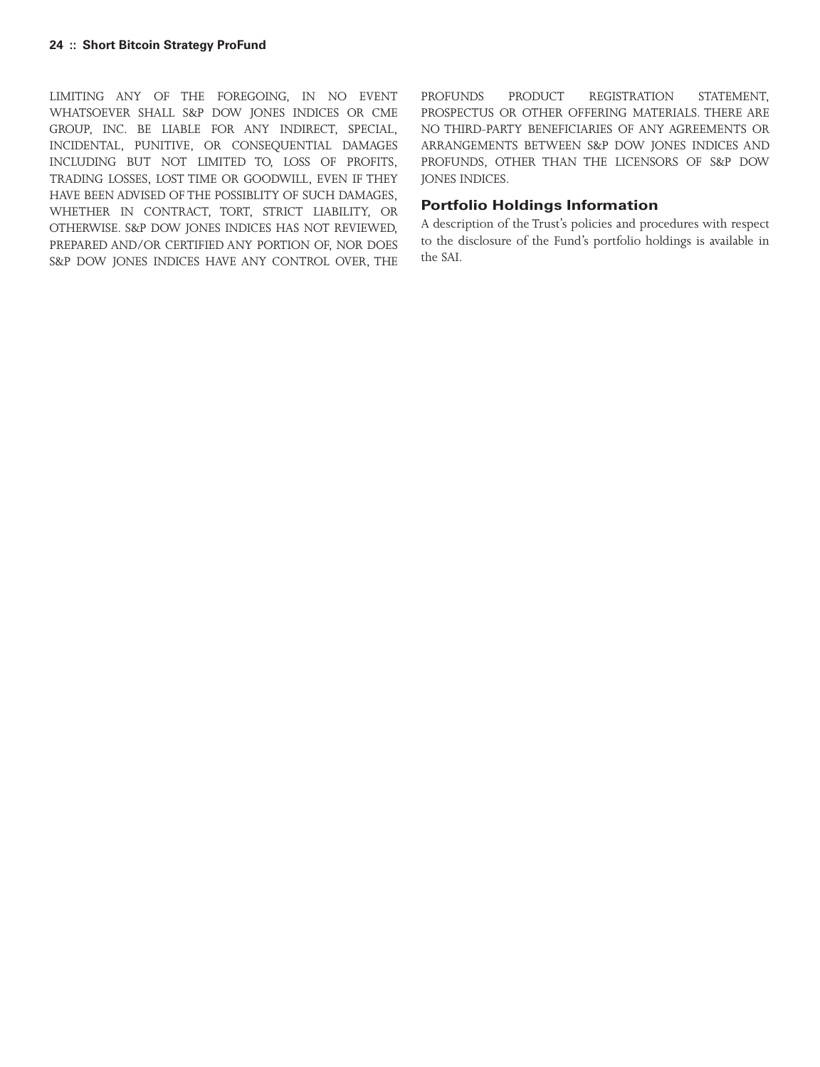LIMITING ANY OF THE FOREGOING, IN NO EVENT WHATSOEVER SHALL S&P DOW JONES INDICES OR CME GROUP, INC. BE LIABLE FOR ANY INDIRECT, SPECIAL, INCIDENTAL, PUNITIVE, OR CONSEQUENTIAL DAMAGES INCLUDING BUT NOT LIMITED TO, LOSS OF PROFITS, TRADING LOSSES, LOST TIME OR GOODWILL, EVEN IF THEY HAVE BEEN ADVISED OF THE POSSIBLITY OF SUCH DAMAGES, WHETHER IN CONTRACT, TORT, STRICT LIABILITY, OR OTHERWISE. S&P DOW JONES INDICES HAS NOT REVIEWED, PREPARED AND/OR CERTIFIED ANY PORTION OF, NOR DOES S&P DOW JONES INDICES HAVE ANY CONTROL OVER, THE PROFUNDS PRODUCT REGISTRATION STATEMENT, PROSPECTUS OR OTHER OFFERING MATERIALS. THERE ARE NO THIRD-PARTY BENEFICIARIES OF ANY AGREEMENTS OR ARRANGEMENTS BETWEEN S&P DOW JONES INDICES AND PROFUNDS, OTHER THAN THE LICENSORS OF S&P DOW JONES INDICES.

## Portfolio Holdings Information

A description of the Trust's policies and procedures with respect to the disclosure of the Fund's portfolio holdings is available in the SAI.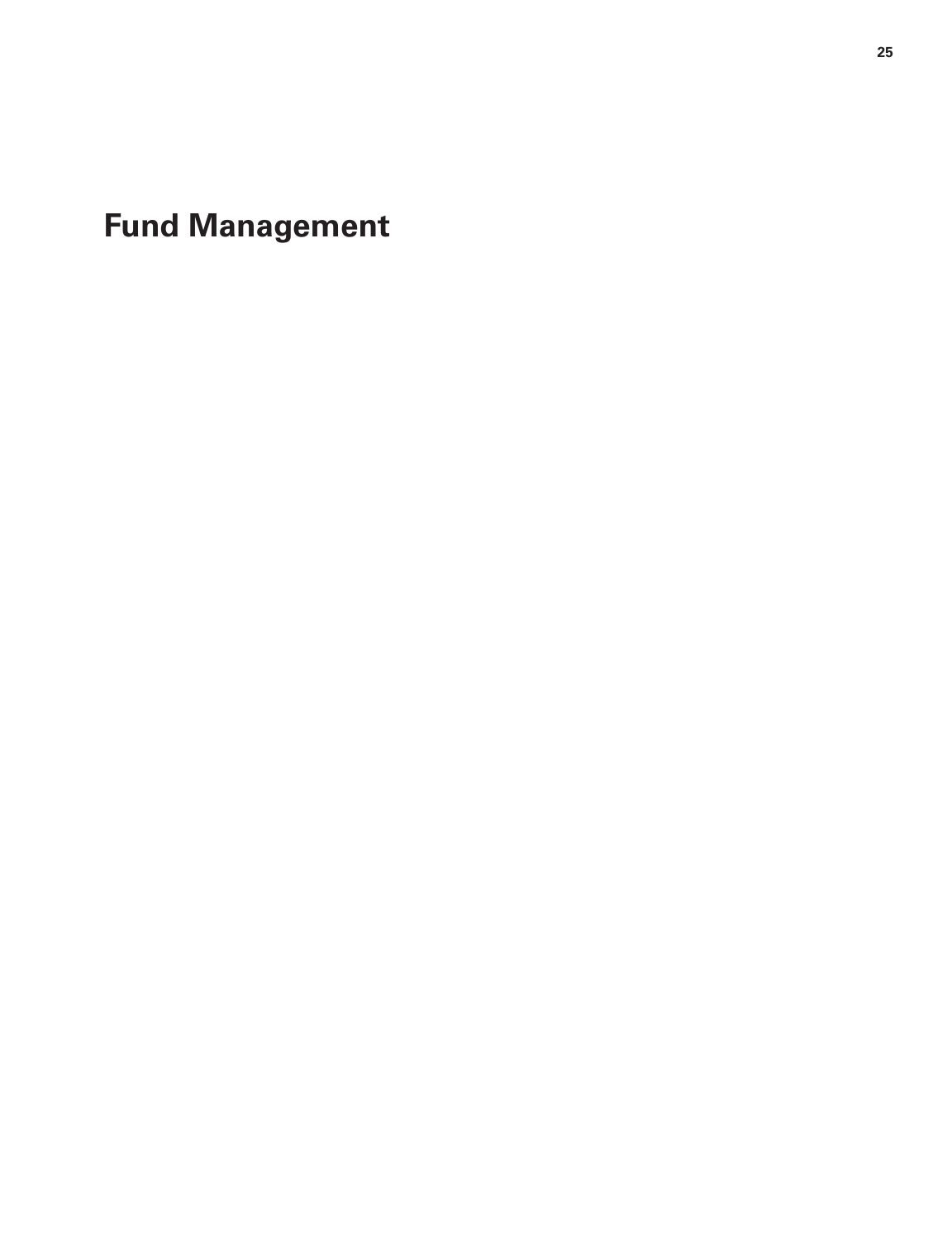# Fund Management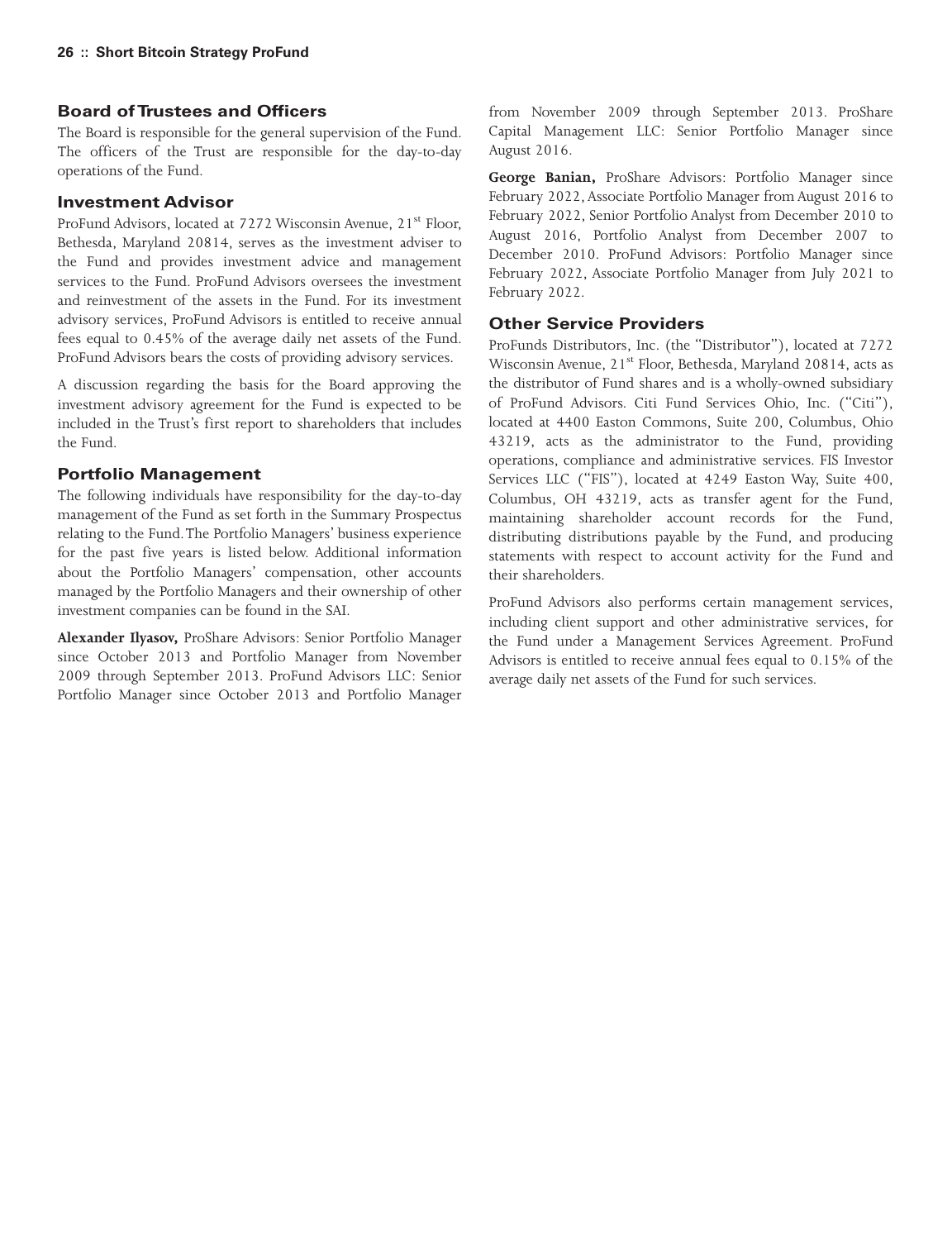## Board of Trustees and Officers

The Board is responsible for the general supervision of the Fund. The officers of the Trust are responsible for the day-to-day operations of the Fund.

## Investment Advisor

ProFund Advisors, located at 7272 Wisconsin Avenue, 21st Floor, Bethesda, Maryland 20814, serves as the investment adviser to the Fund and provides investment advice and management services to the Fund. ProFund Advisors oversees the investment and reinvestment of the assets in the Fund. For its investment advisory services, ProFund Advisors is entitled to receive annual fees equal to 0.45% of the average daily net assets of the Fund. ProFund Advisors bears the costs of providing advisory services.

A discussion regarding the basis for the Board approving the investment advisory agreement for the Fund is expected to be included in the Trust's first report to shareholders that includes the Fund.

## Portfolio Management

The following individuals have responsibility for the day-to-day management of the Fund as set forth in the Summary Prospectus relating to the Fund. The Portfolio Managers' business experience for the past five years is listed below. Additional information about the Portfolio Managers' compensation, other accounts managed by the Portfolio Managers and their ownership of other investment companies can be found in the SAI.

**Alexander Ilyasov,** ProShare Advisors: Senior Portfolio Manager since October 2013 and Portfolio Manager from November 2009 through September 2013. ProFund Advisors LLC: Senior Portfolio Manager since October 2013 and Portfolio Manager from November 2009 through September 2013. ProShare Capital Management LLC: Senior Portfolio Manager since August 2016.

**George Banian,** ProShare Advisors: Portfolio Manager since February 2022, Associate Portfolio Manager from August 2016 to February 2022, Senior Portfolio Analyst from December 2010 to August 2016, Portfolio Analyst from December 2007 to December 2010. ProFund Advisors: Portfolio Manager since February 2022, Associate Portfolio Manager from July 2021 to February 2022.

## Other Service Providers

ProFunds Distributors, Inc. (the "Distributor"), located at 7272 Wisconsin Avenue, 21st Floor, Bethesda, Maryland 20814, acts as the distributor of Fund shares and is a wholly-owned subsidiary of ProFund Advisors. Citi Fund Services Ohio, Inc. ("Citi"), located at 4400 Easton Commons, Suite 200, Columbus, Ohio 43219, acts as the administrator to the Fund, providing operations, compliance and administrative services. FIS Investor Services LLC ("FIS"), located at 4249 Easton Way, Suite 400, Columbus, OH 43219, acts as transfer agent for the Fund, maintaining shareholder account records for the Fund, distributing distributions payable by the Fund, and producing statements with respect to account activity for the Fund and their shareholders.

ProFund Advisors also performs certain management services, including client support and other administrative services, for the Fund under a Management Services Agreement. ProFund Advisors is entitled to receive annual fees equal to 0.15% of the average daily net assets of the Fund for such services.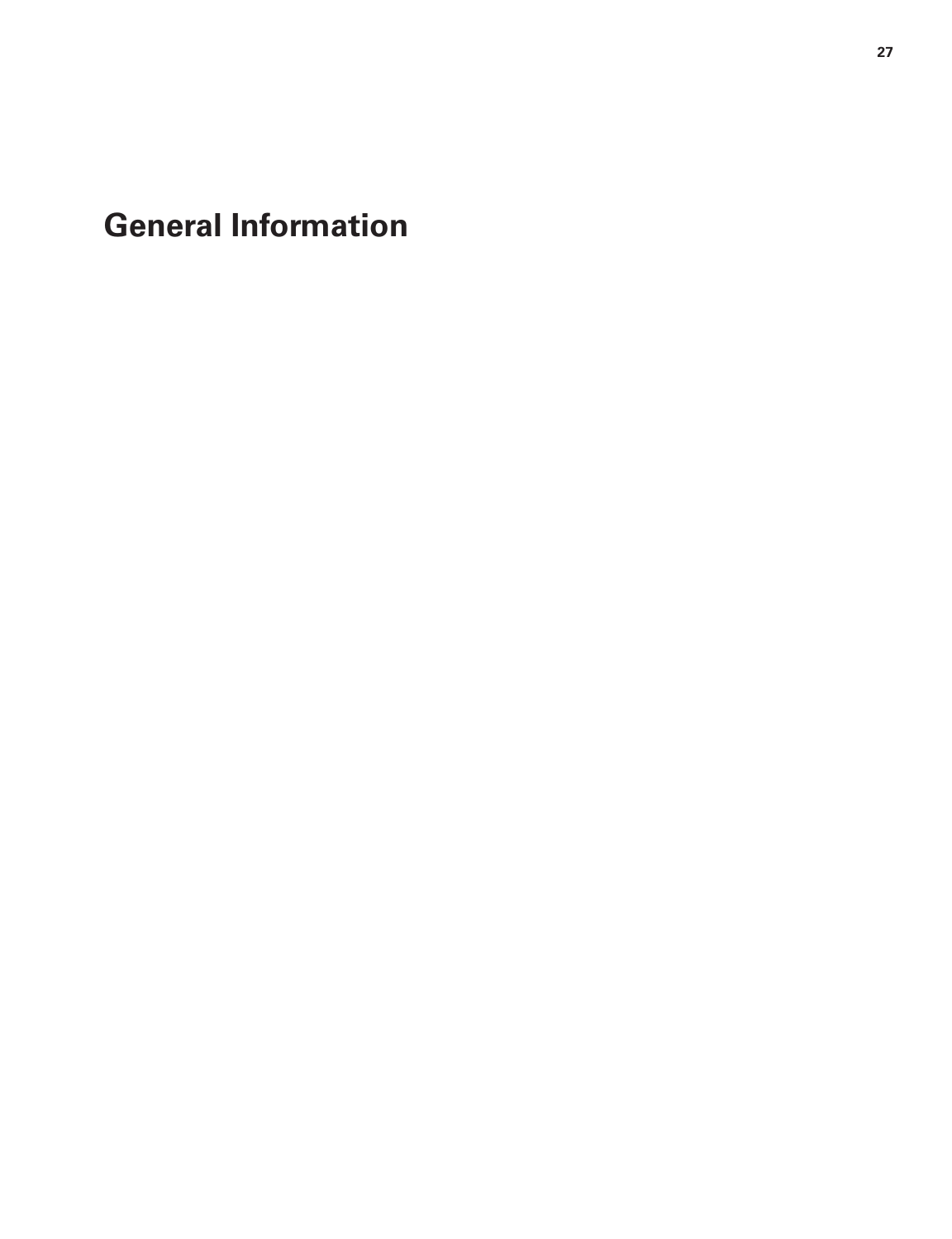# General Information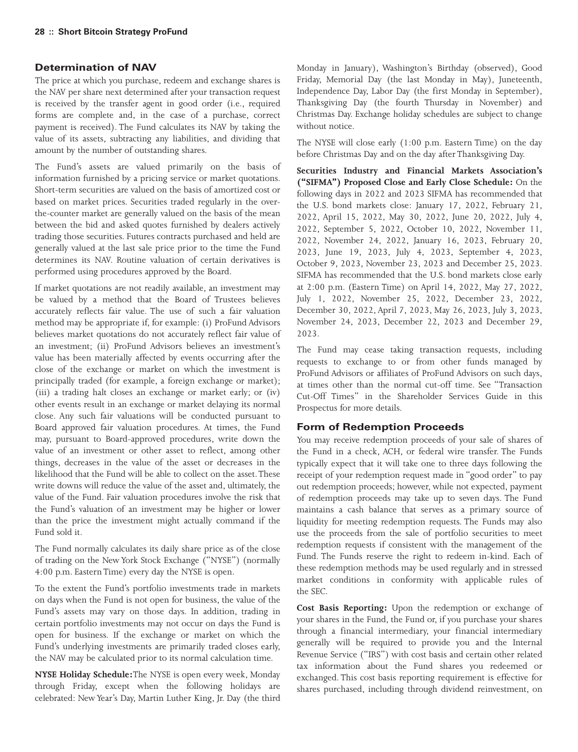## Determination of NAV

The price at which you purchase, redeem and exchange shares is the NAV per share next determined after your transaction request is received by the transfer agent in good order (i.e., required forms are complete and, in the case of a purchase, correct payment is received). The Fund calculates its NAV by taking the value of its assets, subtracting any liabilities, and dividing that amount by the number of outstanding shares.

The Fund's assets are valued primarily on the basis of information furnished by a pricing service or market quotations. Short-term securities are valued on the basis of amortized cost or based on market prices. Securities traded regularly in the over-the-counter market are generally valued on the basis of the mean between the bid and asked quotes furnished by dealers actively trading those securities. Futures contracts purchased and held are generally valued at the last sale price prior to the time the Fund determines its NAV. Routine valuation of certain derivatives is performed using procedures approved by the Board.

If market quotations are not readily available, an investment may be valued by a method that the Board of Trustees believes accurately reflects fair value. The use of such a fair valuation method may be appropriate if, for example: (i) ProFund Advisors believes market quotations do not accurately reflect fair value of an investment; (ii) ProFund Advisors believes an investment's value has been materially affected by events occurring after the close of the exchange or market on which the investment is principally traded (for example, a foreign exchange or market); (iii) a trading halt closes an exchange or market early; or (iv) other events result in an exchange or market delaying its normal close. Any such fair valuations will be conducted pursuant to Board approved fair valuation procedures. At times, the Fund may, pursuant to Board-approved procedures, write down the value of an investment or other asset to reflect, among other things, decreases in the value of the asset or decreases in the likelihood that the Fund will be able to collect on the asset. These write downs will reduce the value of the asset and, ultimately, the value of the Fund. Fair valuation procedures involve the risk that the Fund's valuation of an investment may be higher or lower than the price the investment might actually command if the Fund sold it.

The Fund normally calculates its daily share price as of the close of trading on the New York Stock Exchange ("NYSE") (normally 4:00 p.m. Eastern Time) every day the NYSE is open.

To the extent the Fund's portfolio investments trade in markets on days when the Fund is not open for business, the value of the Fund's assets may vary on those days. In addition, trading in certain portfolio investments may not occur on days the Fund is open for business. If the exchange or market on which the Fund's underlying investments are primarily traded closes early, the NAV may be calculated prior to its normal calculation time.

**NYSE Holiday Schedule:** The NYSE is open every week, Monday through Friday, except when the following holidays are celebrated: New Year's Day, Martin Luther King, Jr. Day (the third Monday in January), Washington's Birthday (observed), Good Friday, Memorial Day (the last Monday in May), Juneteenth, Independence Day, Labor Day (the first Monday in September), Thanksgiving Day (the fourth Thursday in November) and Christmas Day. Exchange holiday schedules are subject to change without notice.

The NYSE will close early (1:00 p.m. Eastern Time) on the day before Christmas Day and on the day after Thanksgiving Day.

**Securities Industry and Financial Markets Association's ("SIFMA") Proposed Close and Early Close Schedule:** On the following days in 2022 and 2023 SIFMA has recommended that the U.S. bond markets close: January 17, 2022, February 21, 2022, April 15, 2022, May 30, 2022, June 20, 2022, July 4, 2022, September 5, 2022, October 10, 2022, November 11, 2022, November 24, 2022, January 16, 2023, February 20, 2023, June 19, 2023, July 4, 2023, September 4, 2023, October 9, 2023, November 23, 2023 and December 25, 2023. SIFMA has recommended that the U.S. bond markets close early at 2:00 p.m. (Eastern Time) on April 14, 2022, May 27, 2022, July 1, 2022, November 25, 2022, December 23, 2022, December 30, 2022, April 7, 2023, May 26, 2023, July 3, 2023, November 24, 2023, December 22, 2023 and December 29, 2023.

The Fund may cease taking transaction requests, including requests to exchange to or from other funds managed by ProFund Advisors or affiliates of ProFund Advisors on such days, at times other than the normal cut-off time. See "Transaction Cut-Off Times" in the Shareholder Services Guide in this Prospectus for more details.

## Form of Redemption Proceeds

You may receive redemption proceeds of your sale of shares of the Fund in a check, ACH, or federal wire transfer. The Funds typically expect that it will take one to three days following the receipt of your redemption request made in "good order" to pay out redemption proceeds; however, while not expected, payment of redemption proceeds may take up to seven days. The Fund maintains a cash balance that serves as a primary source of liquidity for meeting redemption requests. The Funds may also use the proceeds from the sale of portfolio securities to meet redemption requests if consistent with the management of the Fund. The Funds reserve the right to redeem in-kind. Each of these redemption methods may be used regularly and in stressed market conditions in conformity with applicable rules of the SEC.

**Cost Basis Reporting:** Upon the redemption or exchange of your shares in the Fund, the Fund or, if you purchase your shares through a financial intermediary, your financial intermediary generally will be required to provide you and the Internal Revenue Service ("IRS") with cost basis and certain other related tax information about the Fund shares you redeemed or exchanged. This cost basis reporting requirement is effective for shares purchased, including through dividend reinvestment, on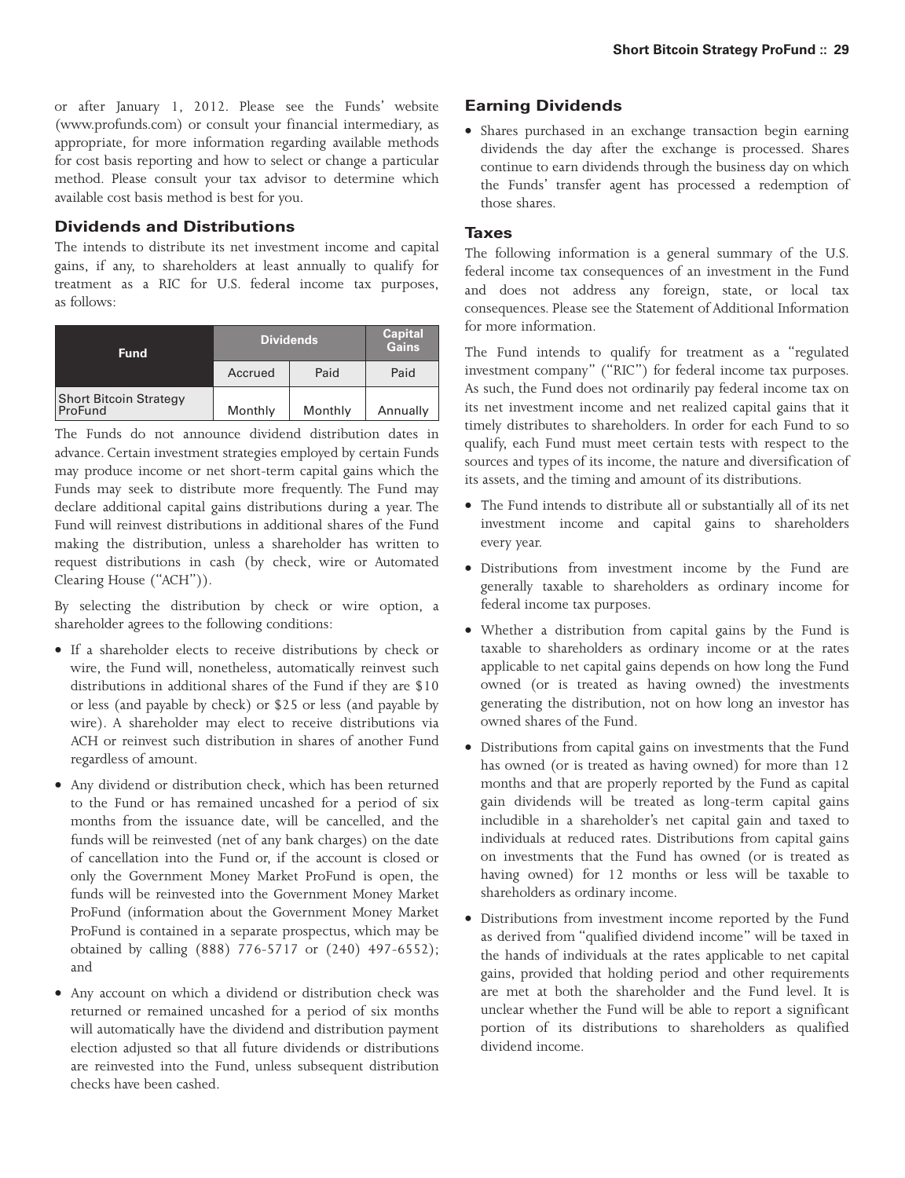or after January 1, 2012. Please see the Funds' website (www.profunds.com) or consult your financial intermediary, as appropriate, for more information regarding available methods for cost basis reporting and how to select or change a particular method. Please consult your tax advisor to determine which available cost basis method is best for you.

### Dividends and Distributions

The intends to distribute its net investment income and capital gains, if any, to shareholders at least annually to qualify for treatment as a RIC for U.S. federal income tax purposes, as follows:

| Fund | Dividends | | Capital Gains |
|---|---|---|---|
| | Accrued | Paid | Paid |
| Short Bitcoin Strategy ProFund | Monthly | Monthly | Annually |

The Funds do not announce dividend distribution dates in advance. Certain investment strategies employed by certain Funds may produce income or net short-term capital gains which the Funds may seek to distribute more frequently. The Fund may declare additional capital gains distributions during a year. The Fund will reinvest distributions in additional shares of the Fund making the distribution, unless a shareholder has written to request distributions in cash (by check, wire or Automated Clearing House ("ACH")).

By selecting the distribution by check or wire option, a shareholder agrees to the following conditions:

- If a shareholder elects to receive distributions by check or wire, the Fund will, nonetheless, automatically reinvest such distributions in additional shares of the Fund if they are $10 or less (and payable by check) or $25 or less (and payable by wire). A shareholder may elect to receive distributions via ACH or reinvest such distribution in shares of another Fund regardless of amount.
- Any dividend or distribution check, which has been returned to the Fund or has remained uncashed for a period of six months from the issuance date, will be cancelled, and the funds will be reinvested (net of any bank charges) on the date of cancellation into the Fund or, if the account is closed or only the Government Money Market ProFund is open, the funds will be reinvested into the Government Money Market ProFund (information about the Government Money Market ProFund is contained in a separate prospectus, which may be obtained by calling (888) 776-5717 or (240) 497-6552); and
- Any account on which a dividend or distribution check was returned or remained uncashed for a period of six months will automatically have the dividend and distribution payment election adjusted so that all future dividends or distributions are reinvested into the Fund, unless subsequent distribution checks have been cashed.

### Earning Dividends

- Shares purchased in an exchange transaction begin earning dividends the day after the exchange is processed. Shares continue to earn dividends through the business day on which the Funds' transfer agent has processed a redemption of those shares.

### Taxes

The following information is a general summary of the U.S. federal income tax consequences of an investment in the Fund and does not address any foreign, state, or local tax consequences. Please see the Statement of Additional Information for more information.

The Fund intends to qualify for treatment as a "regulated investment company" ("RIC") for federal income tax purposes. As such, the Fund does not ordinarily pay federal income tax on its net investment income and net realized capital gains that it timely distributes to shareholders. In order for each Fund to so qualify, each Fund must meet certain tests with respect to the sources and types of its income, the nature and diversification of its assets, and the timing and amount of its distributions.

- The Fund intends to distribute all or substantially all of its net investment income and capital gains to shareholders every year.
- Distributions from investment income by the Fund are generally taxable to shareholders as ordinary income for federal income tax purposes.
- Whether a distribution from capital gains by the Fund is taxable to shareholders as ordinary income or at the rates applicable to net capital gains depends on how long the Fund owned (or is treated as having owned) the investments generating the distribution, not on how long an investor has owned shares of the Fund.
- Distributions from capital gains on investments that the Fund has owned (or is treated as having owned) for more than 12 months and that are properly reported by the Fund as capital gain dividends will be treated as long-term capital gains includible in a shareholder's net capital gain and taxed to individuals at reduced rates. Distributions from capital gains on investments that the Fund has owned (or is treated as having owned) for 12 months or less will be taxable to shareholders as ordinary income.
- Distributions from investment income reported by the Fund as derived from "qualified dividend income" will be taxed in the hands of individuals at the rates applicable to net capital gains, provided that holding period and other requirements are met at both the shareholder and the Fund level. It is unclear whether the Fund will be able to report a significant portion of its distributions to shareholders as qualified dividend income.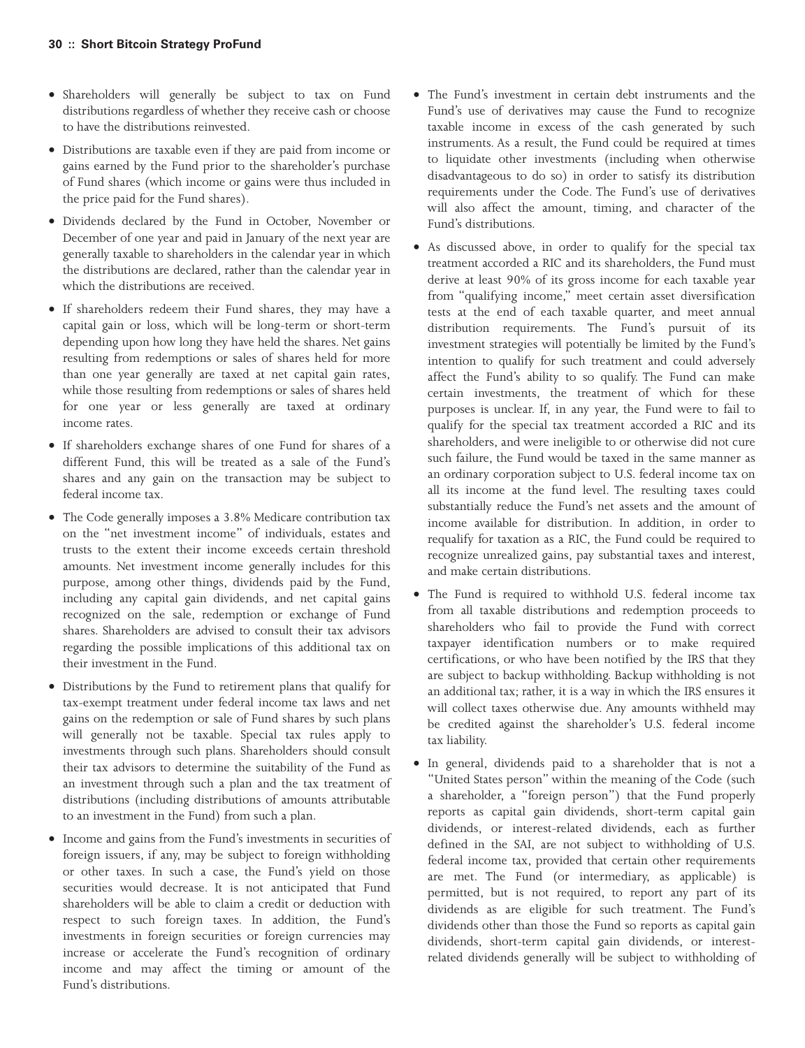- Shareholders will generally be subject to tax on Fund distributions regardless of whether they receive cash or choose to have the distributions reinvested.
- Distributions are taxable even if they are paid from income or gains earned by the Fund prior to the shareholder's purchase of Fund shares (which income or gains were thus included in the price paid for the Fund shares).
- Dividends declared by the Fund in October, November or December of one year and paid in January of the next year are generally taxable to shareholders in the calendar year in which the distributions are declared, rather than the calendar year in which the distributions are received.
- If shareholders redeem their Fund shares, they may have a capital gain or loss, which will be long-term or short-term depending upon how long they have held the shares. Net gains resulting from redemptions or sales of shares held for more than one year generally are taxed at net capital gain rates, while those resulting from redemptions or sales of shares held for one year or less generally are taxed at ordinary income rates.
- If shareholders exchange shares of one Fund for shares of a different Fund, this will be treated as a sale of the Fund's shares and any gain on the transaction may be subject to federal income tax.
- The Code generally imposes a 3.8% Medicare contribution tax on the "net investment income" of individuals, estates and trusts to the extent their income exceeds certain threshold amounts. Net investment income generally includes for this purpose, among other things, dividends paid by the Fund, including any capital gain dividends, and net capital gains recognized on the sale, redemption or exchange of Fund shares. Shareholders are advised to consult their tax advisors regarding the possible implications of this additional tax on their investment in the Fund.
- Distributions by the Fund to retirement plans that qualify for tax-exempt treatment under federal income tax laws and net gains on the redemption or sale of Fund shares by such plans will generally not be taxable. Special tax rules apply to investments through such plans. Shareholders should consult their tax advisors to determine the suitability of the Fund as an investment through such a plan and the tax treatment of distributions (including distributions of amounts attributable to an investment in the Fund) from such a plan.
- Income and gains from the Fund's investments in securities of foreign issuers, if any, may be subject to foreign withholding or other taxes. In such a case, the Fund's yield on those securities would decrease. It is not anticipated that Fund shareholders will be able to claim a credit or deduction with respect to such foreign taxes. In addition, the Fund's investments in foreign securities or foreign currencies may increase or accelerate the Fund's recognition of ordinary income and may affect the timing or amount of the Fund's distributions.
- The Fund's investment in certain debt instruments and the Fund's use of derivatives may cause the Fund to recognize taxable income in excess of the cash generated by such instruments. As a result, the Fund could be required at times to liquidate other investments (including when otherwise disadvantageous to do so) in order to satisfy its distribution requirements under the Code. The Fund's use of derivatives will also affect the amount, timing, and character of the Fund's distributions.
- As discussed above, in order to qualify for the special tax treatment accorded a RIC and its shareholders, the Fund must derive at least 90% of its gross income for each taxable year from "qualifying income," meet certain asset diversification tests at the end of each taxable quarter, and meet annual distribution requirements. The Fund's pursuit of its investment strategies will potentially be limited by the Fund's intention to qualify for such treatment and could adversely affect the Fund's ability to so qualify. The Fund can make certain investments, the treatment of which for these purposes is unclear. If, in any year, the Fund were to fail to qualify for the special tax treatment accorded a RIC and its shareholders, and were ineligible to or otherwise did not cure such failure, the Fund would be taxed in the same manner as an ordinary corporation subject to U.S. federal income tax on all its income at the fund level. The resulting taxes could substantially reduce the Fund's net assets and the amount of income available for distribution. In addition, in order to requalify for taxation as a RIC, the Fund could be required to recognize unrealized gains, pay substantial taxes and interest, and make certain distributions.
- The Fund is required to withhold U.S. federal income tax from all taxable distributions and redemption proceeds to shareholders who fail to provide the Fund with correct taxpayer identification numbers or to make required certifications, or who have been notified by the IRS that they are subject to backup withholding. Backup withholding is not an additional tax; rather, it is a way in which the IRS ensures it will collect taxes otherwise due. Any amounts withheld may be credited against the shareholder's U.S. federal income tax liability.
- In general, dividends paid to a shareholder that is not a "United States person" within the meaning of the Code (such a shareholder, a "foreign person") that the Fund properly reports as capital gain dividends, short-term capital gain dividends, or interest-related dividends, each as further defined in the SAI, are not subject to withholding of U.S. federal income tax, provided that certain other requirements are met. The Fund (or intermediary, as applicable) is permitted, but is not required, to report any part of its dividends as are eligible for such treatment. The Fund's dividends other than those the Fund so reports as capital gain dividends, short-term capital gain dividends, or interest-related dividends generally will be subject to withholding of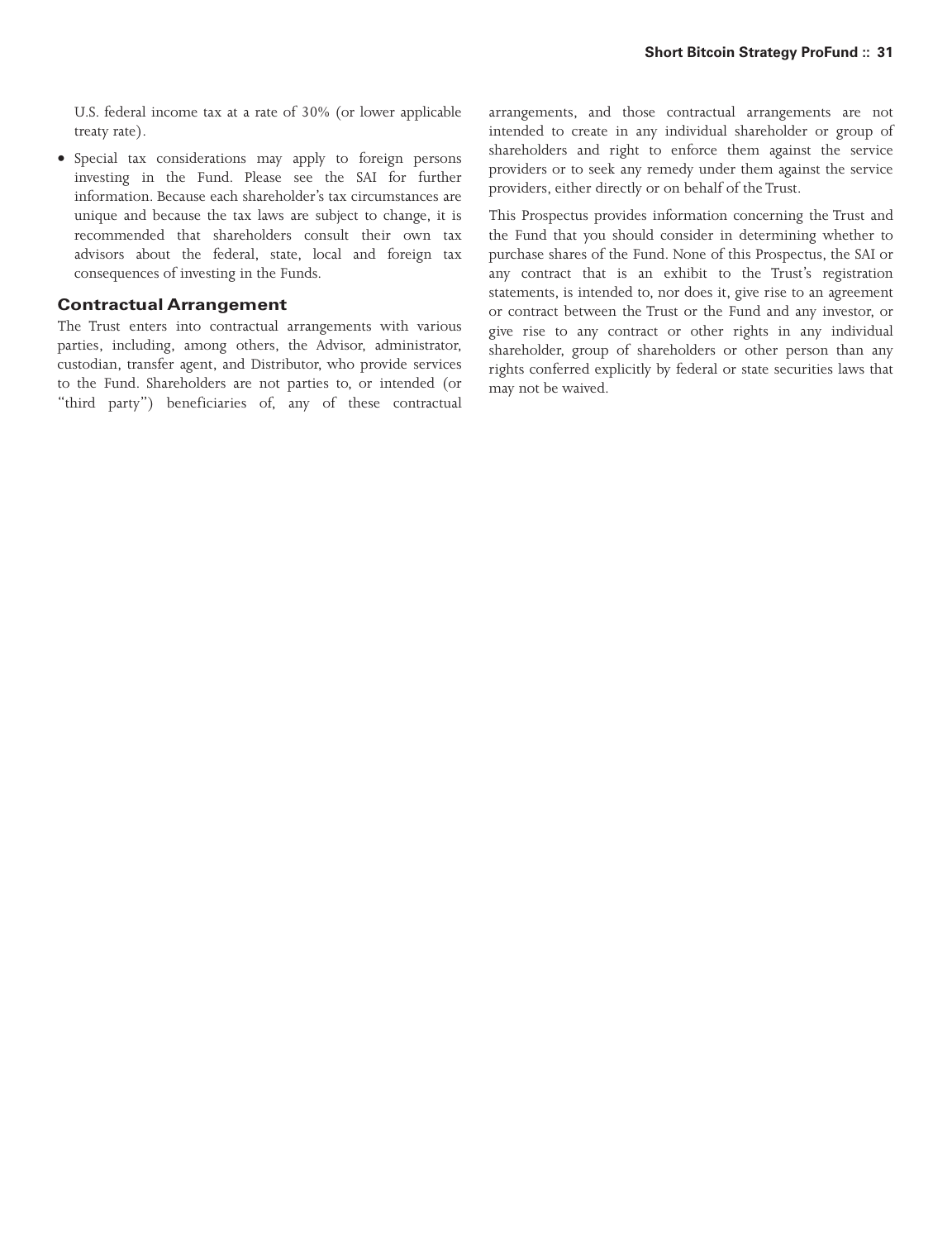U.S. federal income tax at a rate of 30% (or lower applicable treaty rate).

- Special tax considerations may apply to foreign persons investing in the Fund. Please see the SAI for further information. Because each shareholder's tax circumstances are unique and because the tax laws are subject to change, it is recommended that shareholders consult their own tax advisors about the federal, state, local and foreign tax consequences of investing in the Funds.

### Contractual Arrangement

The Trust enters into contractual arrangements with various parties, including, among others, the Advisor, administrator, custodian, transfer agent, and Distributor, who provide services to the Fund. Shareholders are not parties to, or intended (or "third party") beneficiaries of, any of these contractual arrangements, and those contractual arrangements are not intended to create in any individual shareholder or group of shareholders and right to enforce them against the service providers or to seek any remedy under them against the service providers, either directly or on behalf of the Trust.

This Prospectus provides information concerning the Trust and the Fund that you should consider in determining whether to purchase shares of the Fund. None of this Prospectus, the SAI or any contract that is an exhibit to the Trust's registration statements, is intended to, nor does it, give rise to an agreement or contract between the Trust or the Fund and any investor, or give rise to any contract or other rights in any individual shareholder, group of shareholders or other person than any rights conferred explicitly by federal or state securities laws that may not be waived.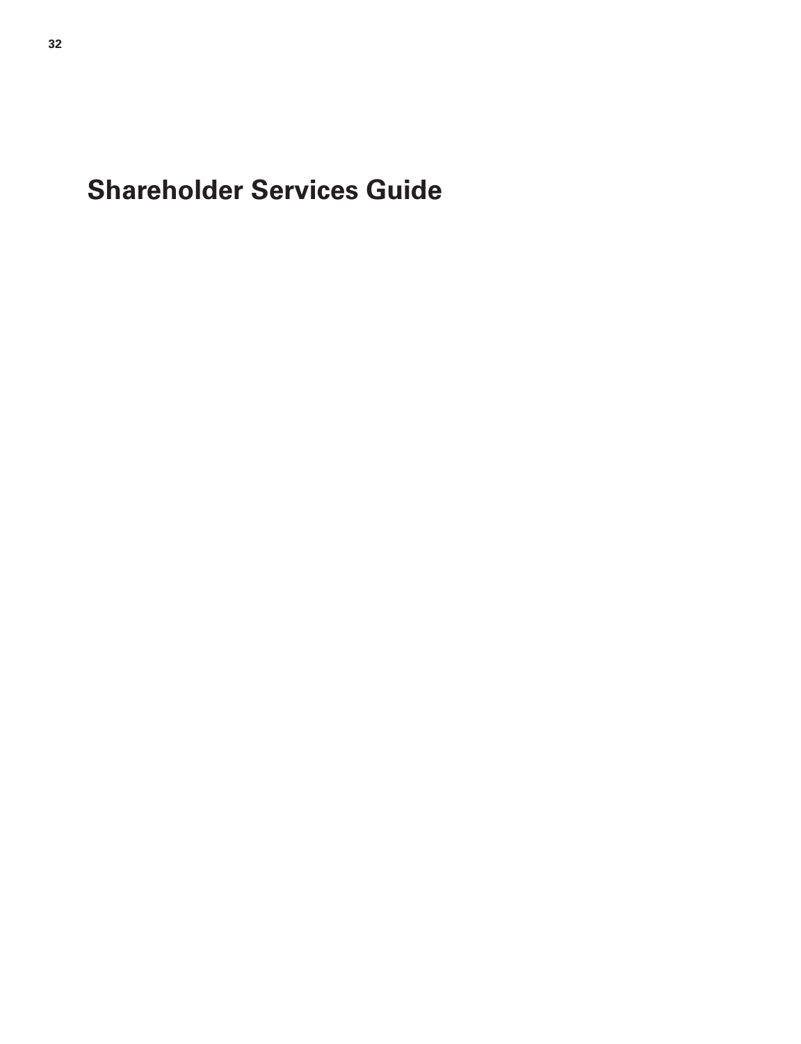# Shareholder Services Guide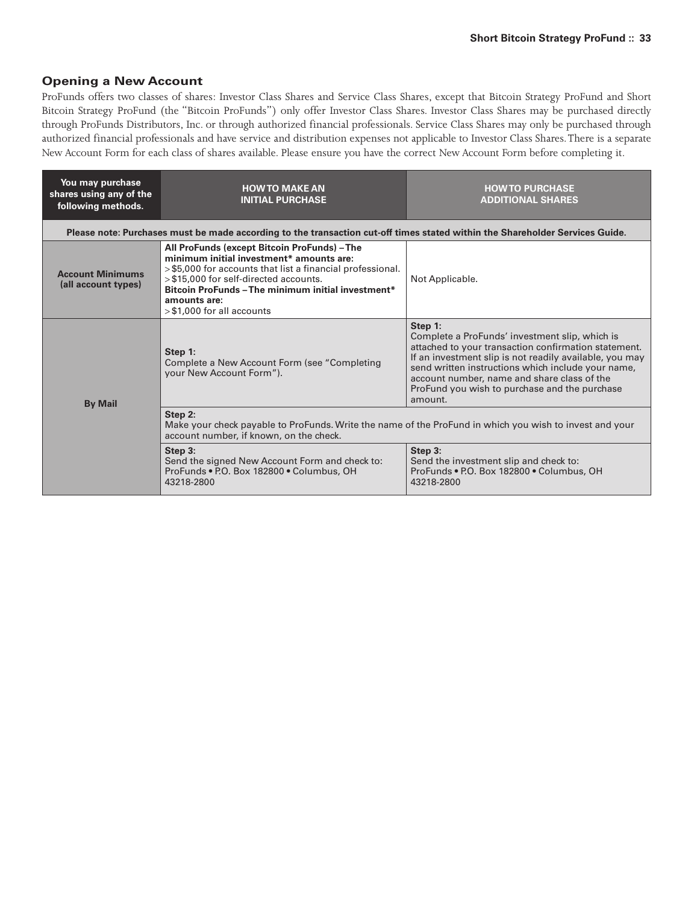## Opening a New Account

ProFunds offers two classes of shares: Investor Class Shares and Service Class Shares, except that Bitcoin Strategy ProFund and Short Bitcoin Strategy ProFund (the "Bitcoin ProFunds") only offer Investor Class Shares. Investor Class Shares may be purchased directly through ProFunds Distributors, Inc. or through authorized financial professionals. Service Class Shares may only be purchased through authorized financial professionals and have service and distribution expenses not applicable to Investor Class Shares. There is a separate New Account Form for each class of shares available. Please ensure you have the correct New Account Form before completing it.

| You may purchase shares using any of the following methods. | HOW TO MAKE AN INITIAL PURCHASE | HOW TO PURCHASE ADDITIONAL SHARES |
|---|---|---|
| **Please note: Purchases must be made according to the transaction cut-off times stated within the Shareholder Services Guide.** | | |
| **Account Minimums (all account types)** | **All ProFunds (except Bitcoin ProFunds) – The minimum initial investment* amounts are:**<br>> $5,000 for accounts that list a financial professional.<br>> $15,000 for self-directed accounts.<br>**Bitcoin ProFunds – The minimum initial investment* amounts are:**<br>> $1,000 for all accounts | Not Applicable. |
| **By Mail** | **Step 1:**<br>Complete a New Account Form (see "Completing your New Account Form"). | **Step 1:**<br>Complete a ProFunds' investment slip, which is attached to your transaction confirmation statement. If an investment slip is not readily available, you may send written instructions which include your name, account number, name and share class of the ProFund you wish to purchase and the purchase amount. |
| | **Step 2:**<br>Make your check payable to ProFunds. Write the name of the ProFund in which you wish to invest and your account number, if known, on the check. | |
| | **Step 3:**<br>Send the signed New Account Form and check to:<br>ProFunds • P.O. Box 182800 • Columbus, OH 43218-2800 | **Step 3:**<br>Send the investment slip and check to:<br>ProFunds • P.O. Box 182800 • Columbus, OH 43218-2800 |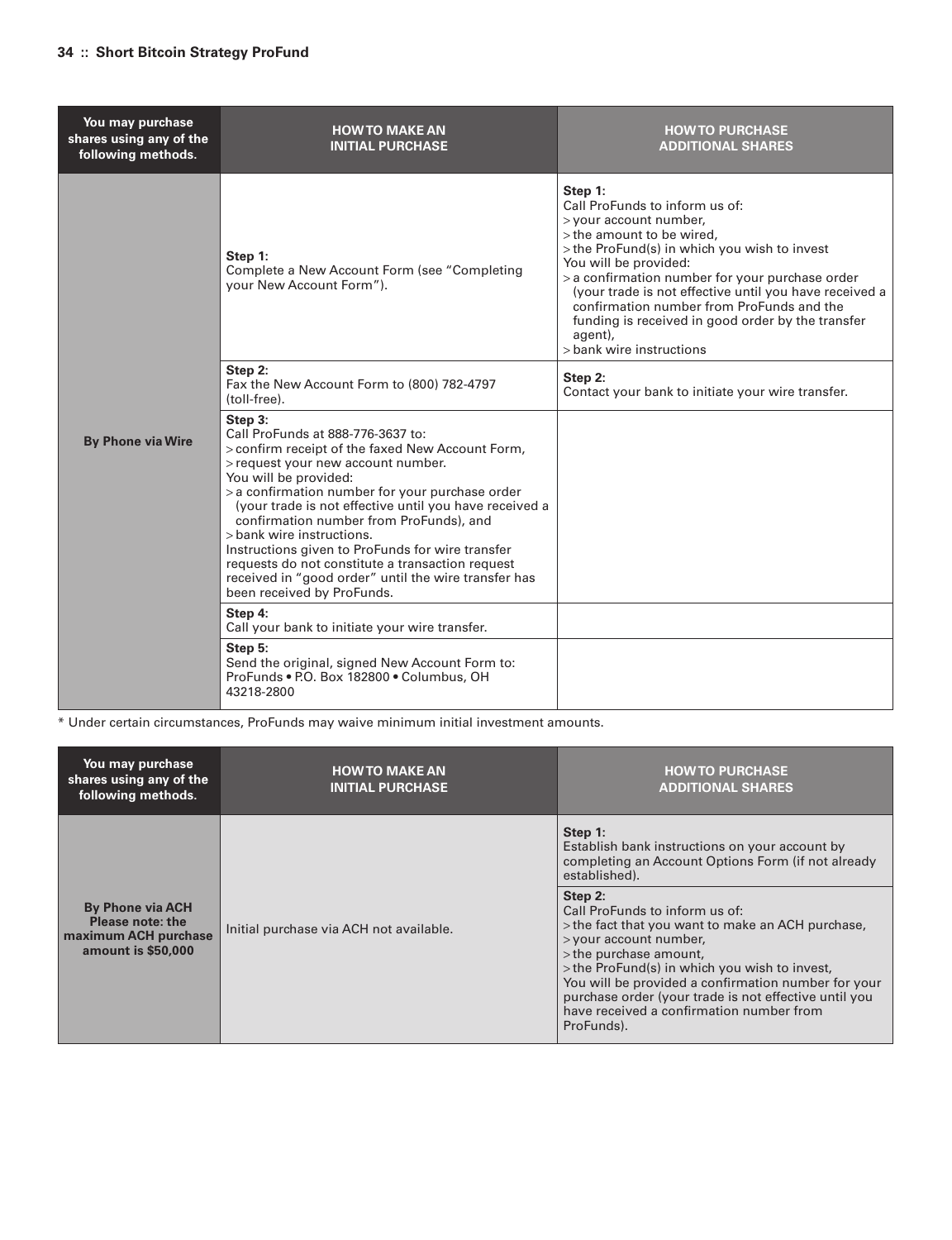| You may purchase shares using any of the following methods. | HOW TO MAKE AN INITIAL PURCHASE | HOW TO PURCHASE ADDITIONAL SHARES |
| --- | --- | --- |
| By Phone via Wire | **Step 1:** Complete a New Account Form (see "Completing your New Account Form"). | **Step 1:** Call ProFunds to inform us of: > your account number, > the amount to be wired, > the ProFund(s) in which you wish to invest You will be provided: > a confirmation number for your purchase order (your trade is not effective until you have received a confirmation number from ProFunds and the funding is received in good order by the transfer agent), > bank wire instructions |
| | **Step 2:** Fax the New Account Form to (800) 782-4797 (toll-free). | **Step 2:** Contact your bank to initiate your wire transfer. |
| | **Step 3:** Call ProFunds at 888-776-3637 to: > confirm receipt of the faxed New Account Form, > request your new account number. You will be provided: > a confirmation number for your purchase order (your trade is not effective until you have received a confirmation number from ProFunds), and > bank wire instructions. Instructions given to ProFunds for wire transfer requests do not constitute a transaction request received in "good order" until the wire transfer has been received by ProFunds. | |
| | **Step 4:** Call your bank to initiate your wire transfer. | |
| | **Step 5:** Send the original, signed New Account Form to: ProFunds • P.O. Box 182800 • Columbus, OH 43218-2800 | |

* Under certain circumstances, ProFunds may waive minimum initial investment amounts.

| You may purchase shares using any of the following methods. | HOW TO MAKE AN INITIAL PURCHASE | HOW TO PURCHASE ADDITIONAL SHARES |
| --- | --- | --- |
| **By Phone via ACH** Please note: the maximum ACH purchase amount is $50,000 | Initial purchase via ACH not available. | **Step 1:** Establish bank instructions on your account by completing an Account Options Form (if not already established). |
| | | **Step 2:** Call ProFunds to inform us of: > the fact that you want to make an ACH purchase, > your account number, > the purchase amount, > the ProFund(s) in which you wish to invest, You will be provided a confirmation number for your purchase order (your trade is not effective until you have received a confirmation number from ProFunds). |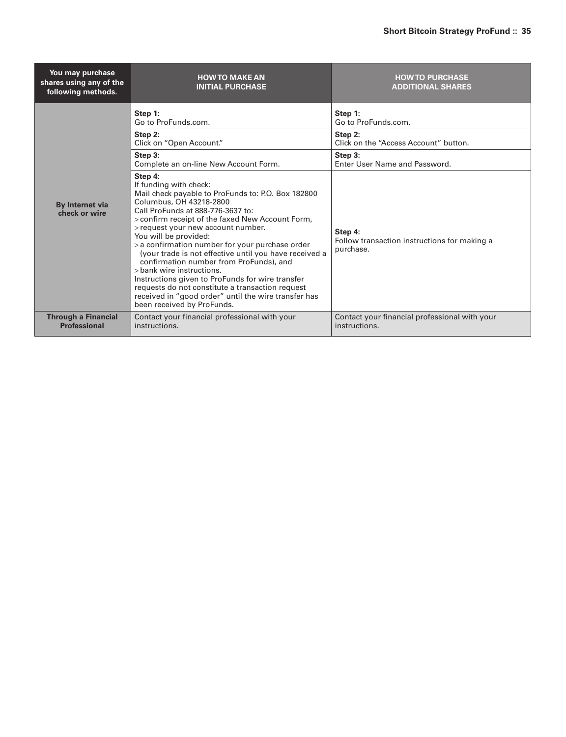| You may purchase shares using any of the following methods. | HOW TO MAKE AN INITIAL PURCHASE | HOW TO PURCHASE ADDITIONAL SHARES |
|---|---|---|
| **By Internet via check or wire** | **Step 1:**<br>Go to ProFunds.com. | **Step 1:**<br>Go to ProFunds.com. |
| | **Step 2:**<br>Click on "Open Account." | **Step 2:**<br>Click on the "Access Account" button. |
| | **Step 3:**<br>Complete an on-line New Account Form. | **Step 3:**<br>Enter User Name and Password. |
| | **Step 4:**<br>If funding with check:<br>Mail check payable to ProFunds to: P.O. Box 182800 Columbus, OH 43218-2800<br>Call ProFunds at 888-776-3637 to:<br>> confirm receipt of the faxed New Account Form,<br>> request your new account number.<br>You will be provided:<br>> a confirmation number for your purchase order (your trade is not effective until you have received a confirmation number from ProFunds), and<br>> bank wire instructions.<br>Instructions given to ProFunds for wire transfer requests do not constitute a transaction request received in "good order" until the wire transfer has been received by ProFunds. | **Step 4:**<br>Follow transaction instructions for making a purchase. |
| **Through a Financial Professional** | Contact your financial professional with your instructions. | Contact your financial professional with your instructions. |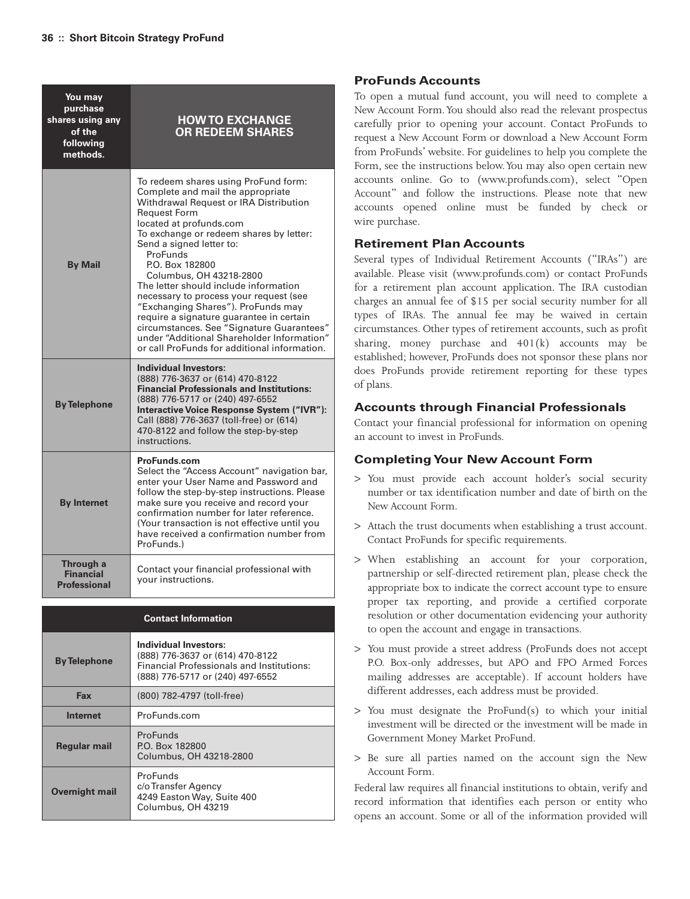| You may purchase shares using any of the following methods. | HOW TO EXCHANGE OR REDEEM SHARES |
|---|---|
| By Mail | To redeem shares using ProFund form: Complete and mail the appropriate Withdrawal Request or IRA Distribution Request Form located at profunds.com<br>To exchange or redeem shares by letter: Send a signed letter to:<br>ProFunds<br>P.O. Box 182800<br>Columbus, OH 43218-2800<br>The letter should include information necessary to process your request (see "Exchanging Shares"). ProFunds may require a signature guarantee in certain circumstances. See "Signature Guarantees" under "Additional Shareholder Information" or call ProFunds for additional information. |
| By Telephone | **Individual Investors:**<br>(888) 776-3637 or (614) 470-8122<br>**Financial Professionals and Institutions:**<br>(888) 776-5717 or (240) 497-6552<br>**Interactive Voice Response System ("IVR"):** Call (888) 776-3637 (toll-free) or (614) 470-8122 and follow the step-by-step instructions. |
| By Internet | **ProFunds.com**<br>Select the "Access Account" navigation bar, enter your User Name and Password and follow the step-by-step instructions. Please make sure you receive and record your confirmation number for later reference. (Your transaction is not effective until you have received a confirmation number from ProFunds.) |
| Through a Financial Professional | Contact your financial professional with your instructions. |

| Contact Information | |
|---|---|
| By Telephone | **Individual Investors:**<br>(888) 776-3637 or (614) 470-8122<br>Financial Professionals and Institutions:<br>(888) 776-5717 or (240) 497-6552 |
| Fax | (800) 782-4797 (toll-free) |
| Internet | ProFunds.com |
| Regular mail | ProFunds<br>P.O. Box 182800<br>Columbus, OH 43218-2800 |
| Overnight mail | ProFunds<br>c/o Transfer Agency<br>4249 Easton Way, Suite 400<br>Columbus, OH 43219 |

### ProFunds Accounts

To open a mutual fund account, you will need to complete a New Account Form. You should also read the relevant prospectus carefully prior to opening your account. Contact ProFunds to request a New Account Form or download a New Account Form from ProFunds' website. For guidelines to help you complete the Form, see the instructions below. You may also open certain new accounts online. Go to (www.profunds.com), select "Open Account" and follow the instructions. Please note that new accounts opened online must be funded by check or wire purchase.

### Retirement Plan Accounts

Several types of Individual Retirement Accounts ("IRAs") are available. Please visit (www.profunds.com) or contact ProFunds for a retirement plan account application. The IRA custodian charges an annual fee of $15 per social security number for all types of IRAs. The annual fee may be waived in certain circumstances. Other types of retirement accounts, such as profit sharing, money purchase and 401(k) accounts may be established; however, ProFunds does not sponsor these plans nor does ProFunds provide retirement reporting for these types of plans.

### Accounts through Financial Professionals

Contact your financial professional for information on opening an account to invest in ProFunds.

### Completing Your New Account Form

- You must provide each account holder's social security number or tax identification number and date of birth on the New Account Form.
- Attach the trust documents when establishing a trust account. Contact ProFunds for specific requirements.
- When establishing an account for your corporation, partnership or self-directed retirement plan, please check the appropriate box to indicate the correct account type to ensure proper tax reporting, and provide a certified corporate resolution or other documentation evidencing your authority to open the account and engage in transactions.
- You must provide a street address (ProFunds does not accept P.O. Box-only addresses, but APO and FPO Armed Forces mailing addresses are acceptable). If account holders have different addresses, each address must be provided.
- You must designate the ProFund(s) to which your initial investment will be directed or the investment will be made in Government Money Market ProFund.
- Be sure all parties named on the account sign the New Account Form.

Federal law requires all financial institutions to obtain, verify and record information that identifies each person or entity who opens an account. Some or all of the information provided will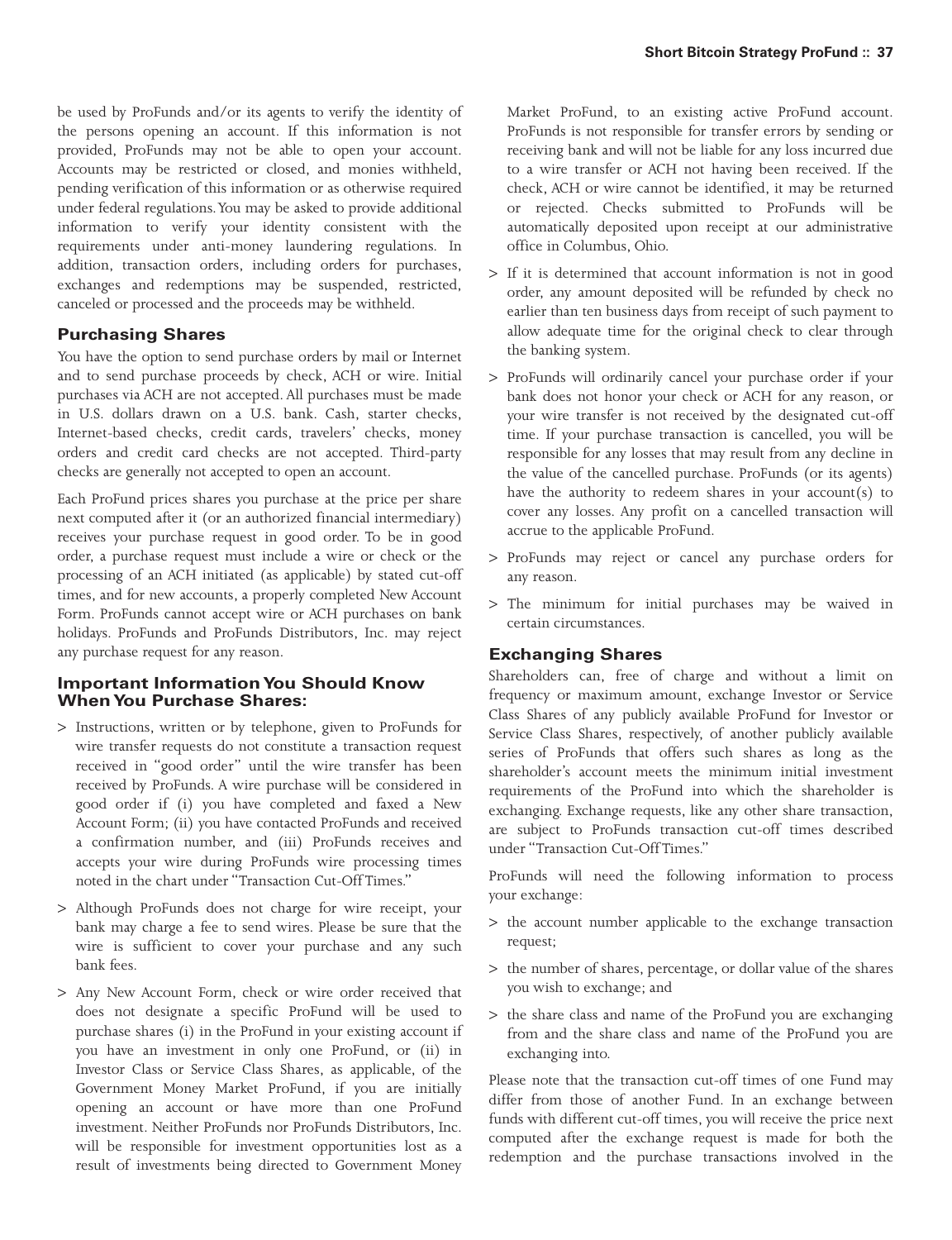be used by ProFunds and/or its agents to verify the identity of the persons opening an account. If this information is not provided, ProFunds may not be able to open your account. Accounts may be restricted or closed, and monies withheld, pending verification of this information or as otherwise required under federal regulations. You may be asked to provide additional information to verify your identity consistent with the requirements under anti-money laundering regulations. In addition, transaction orders, including orders for purchases, exchanges and redemptions may be suspended, restricted, canceled or processed and the proceeds may be withheld.

### Purchasing Shares

You have the option to send purchase orders by mail or Internet and to send purchase proceeds by check, ACH or wire. Initial purchases via ACH are not accepted. All purchases must be made in U.S. dollars drawn on a U.S. bank. Cash, starter checks, Internet-based checks, credit cards, travelers' checks, money orders and credit card checks are not accepted. Third-party checks are generally not accepted to open an account.

Each ProFund prices shares you purchase at the price per share next computed after it (or an authorized financial intermediary) receives your purchase request in good order. To be in good order, a purchase request must include a wire or check or the processing of an ACH initiated (as applicable) by stated cut-off times, and for new accounts, a properly completed New Account Form. ProFunds cannot accept wire or ACH purchases on bank holidays. ProFunds and ProFunds Distributors, Inc. may reject any purchase request for any reason.

### Important Information You Should Know When You Purchase Shares:

> Instructions, written or by telephone, given to ProFunds for wire transfer requests do not constitute a transaction request received in "good order" until the wire transfer has been received by ProFunds. A wire purchase will be considered in good order if (i) you have completed and faxed a New Account Form; (ii) you have contacted ProFunds and received a confirmation number, and (iii) ProFunds receives and accepts your wire during ProFunds wire processing times noted in the chart under "Transaction Cut-Off Times."

> Although ProFunds does not charge for wire receipt, your bank may charge a fee to send wires. Please be sure that the wire is sufficient to cover your purchase and any such bank fees.

> Any New Account Form, check or wire order received that does not designate a specific ProFund will be used to purchase shares (i) in the ProFund in your existing account if you have an investment in only one ProFund, or (ii) in Investor Class or Service Class Shares, as applicable, of the Government Money Market ProFund, if you are initially opening an account or have more than one ProFund investment. Neither ProFunds nor ProFunds Distributors, Inc. will be responsible for investment opportunities lost as a result of investments being directed to Government Money Market ProFund, to an existing active ProFund account. ProFunds is not responsible for transfer errors by sending or receiving bank and will not be liable for any loss incurred due to a wire transfer or ACH not having been received. If the check, ACH or wire cannot be identified, it may be returned or rejected. Checks submitted to ProFunds will be automatically deposited upon receipt at our administrative office in Columbus, Ohio.

> If it is determined that account information is not in good order, any amount deposited will be refunded by check no earlier than ten business days from receipt of such payment to allow adequate time for the original check to clear through the banking system.

> ProFunds will ordinarily cancel your purchase order if your bank does not honor your check or ACH for any reason, or your wire transfer is not received by the designated cut-off time. If your purchase transaction is cancelled, you will be responsible for any losses that may result from any decline in the value of the cancelled purchase. ProFunds (or its agents) have the authority to redeem shares in your account(s) to cover any losses. Any profit on a cancelled transaction will accrue to the applicable ProFund.

> ProFunds may reject or cancel any purchase orders for any reason.

> The minimum for initial purchases may be waived in certain circumstances.

### Exchanging Shares

Shareholders can, free of charge and without a limit on frequency or maximum amount, exchange Investor or Service Class Shares of any publicly available ProFund for Investor or Service Class Shares, respectively, of another publicly available series of ProFunds that offers such shares as long as the shareholder's account meets the minimum initial investment requirements of the ProFund into which the shareholder is exchanging. Exchange requests, like any other share transaction, are subject to ProFunds transaction cut-off times described under "Transaction Cut-Off Times."

ProFunds will need the following information to process your exchange:

> the account number applicable to the exchange transaction request;

> the number of shares, percentage, or dollar value of the shares you wish to exchange; and

> the share class and name of the ProFund you are exchanging from and the share class and name of the ProFund you are exchanging into.

Please note that the transaction cut-off times of one Fund may differ from those of another Fund. In an exchange between funds with different cut-off times, you will receive the price next computed after the exchange request is made for both the redemption and the purchase transactions involved in the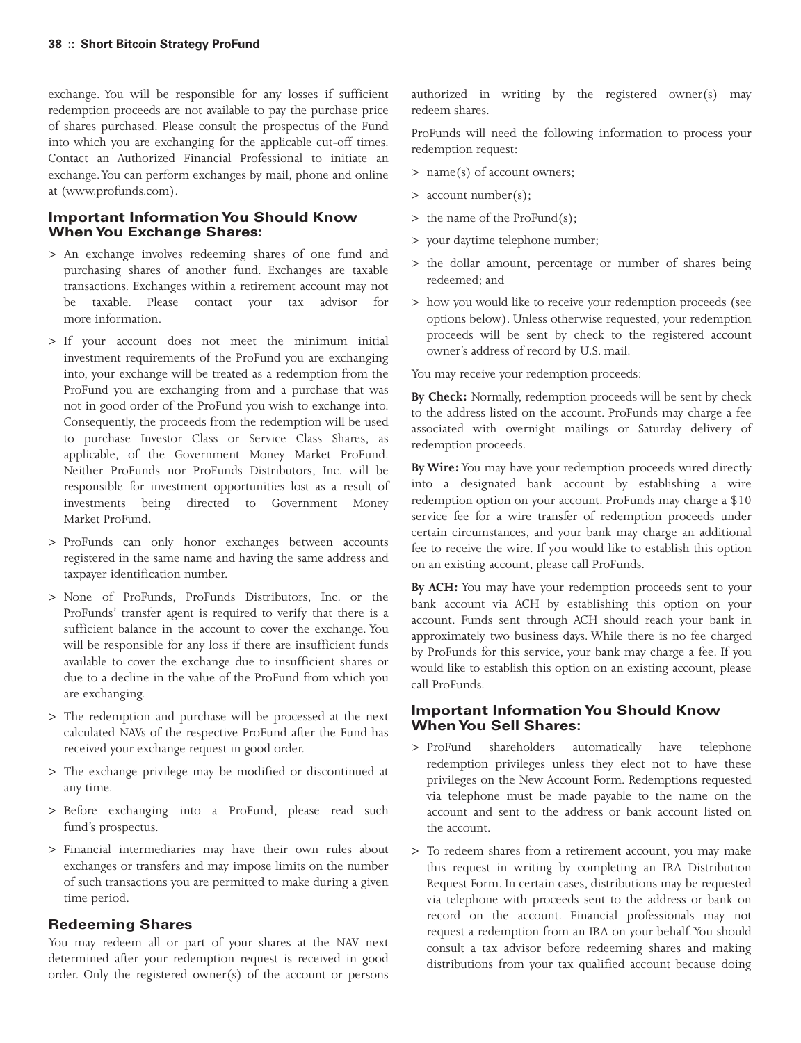exchange. You will be responsible for any losses if sufficient redemption proceeds are not available to pay the purchase price of shares purchased. Please consult the prospectus of the Fund into which you are exchanging for the applicable cut-off times. Contact an Authorized Financial Professional to initiate an exchange. You can perform exchanges by mail, phone and online at (www.profunds.com).

### Important Information You Should Know When You Exchange Shares:

> An exchange involves redeeming shares of one fund and purchasing shares of another fund. Exchanges are taxable transactions. Exchanges within a retirement account may not be taxable. Please contact your tax advisor for more information.

> If your account does not meet the minimum initial investment requirements of the ProFund you are exchanging into, your exchange will be treated as a redemption from the ProFund you are exchanging from and a purchase that was not in good order of the ProFund you wish to exchange into. Consequently, the proceeds from the redemption will be used to purchase Investor Class or Service Class Shares, as applicable, of the Government Money Market ProFund. Neither ProFunds nor ProFunds Distributors, Inc. will be responsible for investment opportunities lost as a result of investments being directed to Government Money Market ProFund.

> ProFunds can only honor exchanges between accounts registered in the same name and having the same address and taxpayer identification number.

> None of ProFunds, ProFunds Distributors, Inc. or the ProFunds' transfer agent is required to verify that there is a sufficient balance in the account to cover the exchange. You will be responsible for any loss if there are insufficient funds available to cover the exchange due to insufficient shares or due to a decline in the value of the ProFund from which you are exchanging.

> The redemption and purchase will be processed at the next calculated NAVs of the respective ProFund after the Fund has received your exchange request in good order.

> The exchange privilege may be modified or discontinued at any time.

> Before exchanging into a ProFund, please read such fund's prospectus.

> Financial intermediaries may have their own rules about exchanges or transfers and may impose limits on the number of such transactions you are permitted to make during a given time period.

### Redeeming Shares

You may redeem all or part of your shares at the NAV next determined after your redemption request is received in good order. Only the registered owner(s) of the account or persons authorized in writing by the registered owner(s) may redeem shares.

ProFunds will need the following information to process your redemption request:

> name(s) of account owners;

> account number(s);

> the name of the ProFund(s);

> your daytime telephone number;

> the dollar amount, percentage or number of shares being redeemed; and

> how you would like to receive your redemption proceeds (see options below). Unless otherwise requested, your redemption proceeds will be sent by check to the registered account owner's address of record by U.S. mail.

You may receive your redemption proceeds:

**By Check:** Normally, redemption proceeds will be sent by check to the address listed on the account. ProFunds may charge a fee associated with overnight mailings or Saturday delivery of redemption proceeds.

**By Wire:** You may have your redemption proceeds wired directly into a designated bank account by establishing a wire redemption option on your account. ProFunds may charge a $10 service fee for a wire transfer of redemption proceeds under certain circumstances, and your bank may charge an additional fee to receive the wire. If you would like to establish this option on an existing account, please call ProFunds.

**By ACH:** You may have your redemption proceeds sent to your bank account via ACH by establishing this option on your account. Funds sent through ACH should reach your bank in approximately two business days. While there is no fee charged by ProFunds for this service, your bank may charge a fee. If you would like to establish this option on an existing account, please call ProFunds.

### Important Information You Should Know When You Sell Shares:

> ProFund shareholders automatically have telephone redemption privileges unless they elect not to have these privileges on the New Account Form. Redemptions requested via telephone must be made payable to the name on the account and sent to the address or bank account listed on the account.

> To redeem shares from a retirement account, you may make this request in writing by completing an IRA Distribution Request Form. In certain cases, distributions may be requested via telephone with proceeds sent to the address or bank on record on the account. Financial professionals may not request a redemption from an IRA on your behalf. You should consult a tax advisor before redeeming shares and making distributions from your tax qualified account because doing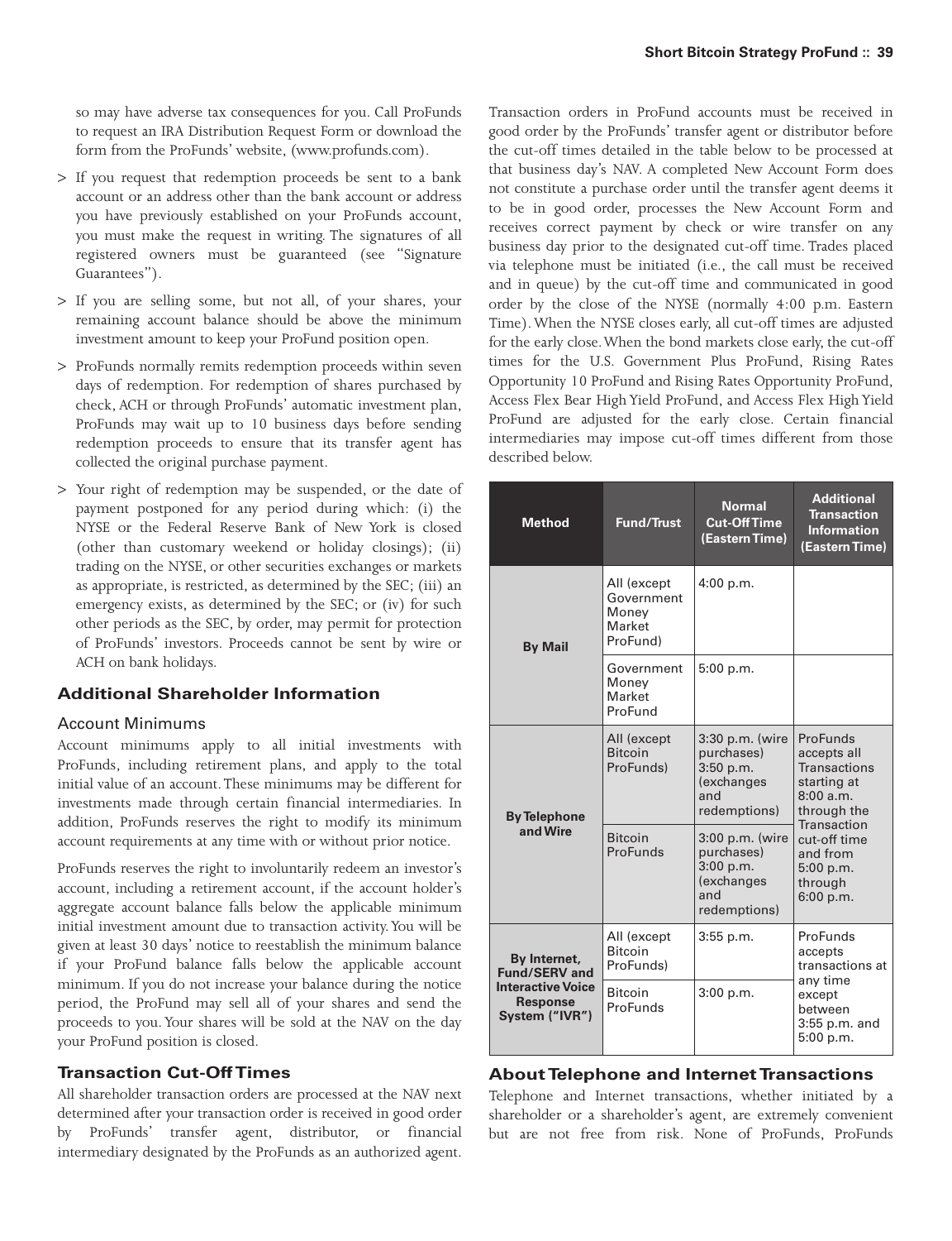so may have adverse tax consequences for you. Call ProFunds to request an IRA Distribution Request Form or download the form from the ProFunds' website, (www.profunds.com).

> If you request that redemption proceeds be sent to a bank account or an address other than the bank account or address you have previously established on your ProFunds account, you must make the request in writing. The signatures of all registered owners must be guaranteed (see "Signature Guarantees").

> If you are selling some, but not all, of your shares, your remaining account balance should be above the minimum investment amount to keep your ProFund position open.

> ProFunds normally remits redemption proceeds within seven days of redemption. For redemption of shares purchased by check, ACH or through ProFunds' automatic investment plan, ProFunds may wait up to 10 business days before sending redemption proceeds to ensure that its transfer agent has collected the original purchase payment.

> Your right of redemption may be suspended, or the date of payment postponed for any period during which: (i) the NYSE or the Federal Reserve Bank of New York is closed (other than customary weekend or holiday closings); (ii) trading on the NYSE, or other securities exchanges or markets as appropriate, is restricted, as determined by the SEC; (iii) an emergency exists, as determined by the SEC; or (iv) for such other periods as the SEC, by order, may permit for protection of ProFunds' investors. Proceeds cannot be sent by wire or ACH on bank holidays.

## Additional Shareholder Information

### Account Minimums

Account minimums apply to all initial investments with ProFunds, including retirement plans, and apply to the total initial value of an account. These minimums may be different for investments made through certain financial intermediaries. In addition, ProFunds reserves the right to modify its minimum account requirements at any time with or without prior notice.

ProFunds reserves the right to involuntarily redeem an investor's account, including a retirement account, if the account holder's aggregate account balance falls below the applicable minimum initial investment amount due to transaction activity. You will be given at least 30 days' notice to reestablish the minimum balance if your ProFund balance falls below the applicable account minimum. If you do not increase your balance during the notice period, the ProFund may sell all of your shares and send the proceeds to you. Your shares will be sold at the NAV on the day your ProFund position is closed.

## Transaction Cut-Off Times

All shareholder transaction orders are processed at the NAV next determined after your transaction order is received in good order by ProFunds' transfer agent, distributor, or financial intermediary designated by the ProFunds as an authorized agent. Transaction orders in ProFund accounts must be received in good order by the ProFunds' transfer agent or distributor before the cut-off times detailed in the table below to be processed at that business day's NAV. A completed New Account Form does not constitute a purchase order until the transfer agent deems it to be in good order, processes the New Account Form and receives correct payment by check or wire transfer on any business day prior to the designated cut-off time. Trades placed via telephone must be initiated (i.e., the call must be received and in queue) by the cut-off time and communicated in good order by the close of the NYSE (normally 4:00 p.m. Eastern Time). When the NYSE closes early, all cut-off times are adjusted for the early close. When the bond markets close early, the cut-off times for the U.S. Government Plus ProFund, Rising Rates Opportunity 10 ProFund and Rising Rates Opportunity ProFund, Access Flex Bear High Yield ProFund, and Access Flex High Yield ProFund are adjusted for the early close. Certain financial intermediaries may impose cut-off times different from those described below.

| Method | Fund/Trust | Normal Cut-Off Time (Eastern Time) | Additional Transaction Information (Eastern Time) |
|---|---|---|---|
| By Mail | All (except Government Money Market ProFund) | 4:00 p.m. | |
| | Government Money Market ProFund | 5:00 p.m. | |
| By Telephone and Wire | All (except Bitcoin ProFunds) | 3:30 p.m. (wire purchases) 3:50 p.m. (exchanges and redemptions) | ProFunds accepts all Transactions starting at 8:00 a.m. through the Transaction cut-off time and from 5:00 p.m. through 6:00 p.m. |
| | Bitcoin ProFunds | 3:00 p.m. (wire purchases) 3:00 p.m. (exchanges and redemptions) | |
| By Internet, Fund/SERV and Interactive Voice Response System ("IVR") | All (except Bitcoin ProFunds) | 3:55 p.m. | ProFunds accepts transactions at any time except between 3:55 p.m. and 5:00 p.m. |
| | Bitcoin ProFunds | 3:00 p.m. | |

## About Telephone and Internet Transactions

Telephone and Internet transactions, whether initiated by a shareholder or a shareholder's agent, are extremely convenient but are not free from risk. None of ProFunds, ProFunds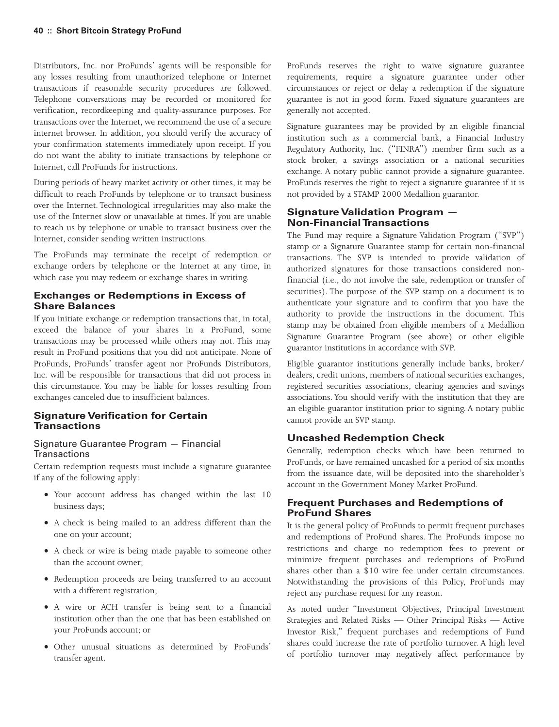Distributors, Inc. nor ProFunds' agents will be responsible for any losses resulting from unauthorized telephone or Internet transactions if reasonable security procedures are followed. Telephone conversations may be recorded or monitored for verification, recordkeeping and quality-assurance purposes. For transactions over the Internet, we recommend the use of a secure internet browser. In addition, you should verify the accuracy of your confirmation statements immediately upon receipt. If you do not want the ability to initiate transactions by telephone or Internet, call ProFunds for instructions.

During periods of heavy market activity or other times, it may be difficult to reach ProFunds by telephone or to transact business over the Internet. Technological irregularities may also make the use of the Internet slow or unavailable at times. If you are unable to reach us by telephone or unable to transact business over the Internet, consider sending written instructions.

The ProFunds may terminate the receipt of redemption or exchange orders by telephone or the Internet at any time, in which case you may redeem or exchange shares in writing.

## Exchanges or Redemptions in Excess of Share Balances

If you initiate exchange or redemption transactions that, in total, exceed the balance of your shares in a ProFund, some transactions may be processed while others may not. This may result in ProFund positions that you did not anticipate. None of ProFunds, ProFunds' transfer agent nor ProFunds Distributors, Inc. will be responsible for transactions that did not process in this circumstance. You may be liable for losses resulting from exchanges canceled due to insufficient balances.

## Signature Verification for Certain Transactions

### Signature Guarantee Program — Financial Transactions

Certain redemption requests must include a signature guarantee if any of the following apply:

- Your account address has changed within the last 10 business days;
- A check is being mailed to an address different than the one on your account;
- A check or wire is being made payable to someone other than the account owner;
- Redemption proceeds are being transferred to an account with a different registration;
- A wire or ACH transfer is being sent to a financial institution other than the one that has been established on your ProFunds account; or
- Other unusual situations as determined by ProFunds' transfer agent.

ProFunds reserves the right to waive signature guarantee requirements, require a signature guarantee under other circumstances or reject or delay a redemption if the signature guarantee is not in good form. Faxed signature guarantees are generally not accepted.

Signature guarantees may be provided by an eligible financial institution such as a commercial bank, a Financial Industry Regulatory Authority, Inc. ("FINRA") member firm such as a stock broker, a savings association or a national securities exchange. A notary public cannot provide a signature guarantee. ProFunds reserves the right to reject a signature guarantee if it is not provided by a STAMP 2000 Medallion guarantor.

## Signature Validation Program — Non-Financial Transactions

The Fund may require a Signature Validation Program ("SVP") stamp or a Signature Guarantee stamp for certain non-financial transactions. The SVP is intended to provide validation of authorized signatures for those transactions considered non-financial (i.e., do not involve the sale, redemption or transfer of securities). The purpose of the SVP stamp on a document is to authenticate your signature and to confirm that you have the authority to provide the instructions in the document. This stamp may be obtained from eligible members of a Medallion Signature Guarantee Program (see above) or other eligible guarantor institutions in accordance with SVP.

Eligible guarantor institutions generally include banks, broker/dealers, credit unions, members of national securities exchanges, registered securities associations, clearing agencies and savings associations. You should verify with the institution that they are an eligible guarantor institution prior to signing. A notary public cannot provide an SVP stamp.

## Uncashed Redemption Check

Generally, redemption checks which have been returned to ProFunds, or have remained uncashed for a period of six months from the issuance date, will be deposited into the shareholder's account in the Government Money Market ProFund.

## Frequent Purchases and Redemptions of ProFund Shares

It is the general policy of ProFunds to permit frequent purchases and redemptions of ProFund shares. The ProFunds impose no restrictions and charge no redemption fees to prevent or minimize frequent purchases and redemptions of ProFund shares other than a $10 wire fee under certain circumstances. Notwithstanding the provisions of this Policy, ProFunds may reject any purchase request for any reason.

As noted under "Investment Objectives, Principal Investment Strategies and Related Risks — Other Principal Risks — Active Investor Risk," frequent purchases and redemptions of Fund shares could increase the rate of portfolio turnover. A high level of portfolio turnover may negatively affect performance by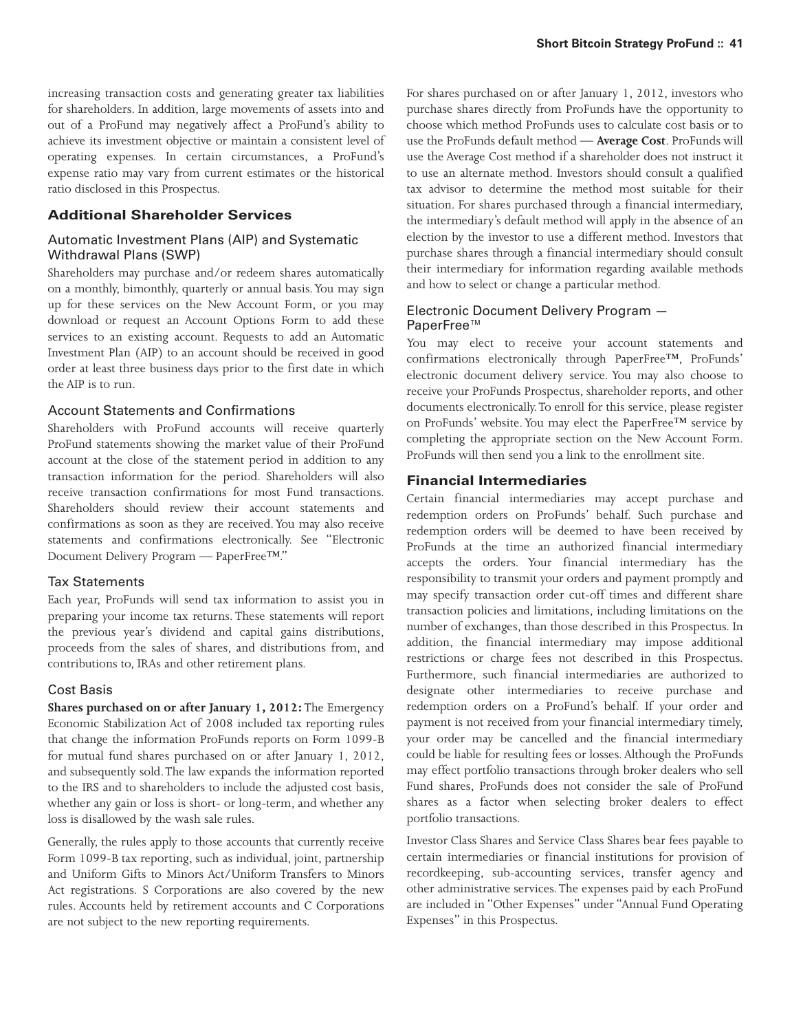increasing transaction costs and generating greater tax liabilities for shareholders. In addition, large movements of assets into and out of a ProFund may negatively affect a ProFund's ability to achieve its investment objective or maintain a consistent level of operating expenses. In certain circumstances, a ProFund's expense ratio may vary from current estimates or the historical ratio disclosed in this Prospectus.

## Additional Shareholder Services

### Automatic Investment Plans (AIP) and Systematic Withdrawal Plans (SWP)

Shareholders may purchase and/or redeem shares automatically on a monthly, bimonthly, quarterly or annual basis. You may sign up for these services on the New Account Form, or you may download or request an Account Options Form to add these services to an existing account. Requests to add an Automatic Investment Plan (AIP) to an account should be received in good order at least three business days prior to the first date in which the AIP is to run.

### Account Statements and Confirmations

Shareholders with ProFund accounts will receive quarterly ProFund statements showing the market value of their ProFund account at the close of the statement period in addition to any transaction information for the period. Shareholders will also receive transaction confirmations for most Fund transactions. Shareholders should review their account statements and confirmations as soon as they are received. You may also receive statements and confirmations electronically. See "Electronic Document Delivery Program — PaperFree™."

### Tax Statements

Each year, ProFunds will send tax information to assist you in preparing your income tax returns. These statements will report the previous year's dividend and capital gains distributions, proceeds from the sales of shares, and distributions from, and contributions to, IRAs and other retirement plans.

### Cost Basis

**Shares purchased on or after January 1, 2012:** The Emergency Economic Stabilization Act of 2008 included tax reporting rules that change the information ProFunds reports on Form 1099-B for mutual fund shares purchased on or after January 1, 2012, and subsequently sold. The law expands the information reported to the IRS and to shareholders to include the adjusted cost basis, whether any gain or loss is short- or long-term, and whether any loss is disallowed by the wash sale rules.

Generally, the rules apply to those accounts that currently receive Form 1099-B tax reporting, such as individual, joint, partnership and Uniform Gifts to Minors Act/Uniform Transfers to Minors Act registrations. S Corporations are also covered by the new rules. Accounts held by retirement accounts and C Corporations are not subject to the new reporting requirements.

For shares purchased on or after January 1, 2012, investors who purchase shares directly from ProFunds have the opportunity to choose which method ProFunds uses to calculate cost basis or to use the ProFunds default method — **Average Cost**. ProFunds will use the Average Cost method if a shareholder does not instruct it to use an alternate method. Investors should consult a qualified tax advisor to determine the method most suitable for their situation. For shares purchased through a financial intermediary, the intermediary's default method will apply in the absence of an election by the investor to use a different method. Investors that purchase shares through a financial intermediary should consult their intermediary for information regarding available methods and how to select or change a particular method.

### Electronic Document Delivery Program — PaperFree™

You may elect to receive your account statements and confirmations electronically through PaperFree™, ProFunds' electronic document delivery service. You may also choose to receive your ProFunds Prospectus, shareholder reports, and other documents electronically. To enroll for this service, please register on ProFunds' website. You may elect the PaperFree™ service by completing the appropriate section on the New Account Form. ProFunds will then send you a link to the enrollment site.

## Financial Intermediaries

Certain financial intermediaries may accept purchase and redemption orders on ProFunds' behalf. Such purchase and redemption orders will be deemed to have been received by ProFunds at the time an authorized financial intermediary accepts the orders. Your financial intermediary has the responsibility to transmit your orders and payment promptly and may specify transaction order cut-off times and different share transaction policies and limitations, including limitations on the number of exchanges, than those described in this Prospectus. In addition, the financial intermediary may impose additional restrictions or charge fees not described in this Prospectus. Furthermore, such financial intermediaries are authorized to designate other intermediaries to receive purchase and redemption orders on a ProFund's behalf. If your order and payment is not received from your financial intermediary timely, your order may be cancelled and the financial intermediary could be liable for resulting fees or losses. Although the ProFunds may effect portfolio transactions through broker dealers who sell Fund shares, ProFunds does not consider the sale of ProFund shares as a factor when selecting broker dealers to effect portfolio transactions.

Investor Class Shares and Service Class Shares bear fees payable to certain intermediaries or financial institutions for provision of recordkeeping, sub-accounting services, transfer agency and other administrative services. The expenses paid by each ProFund are included in "Other Expenses" under "Annual Fund Operating Expenses" in this Prospectus.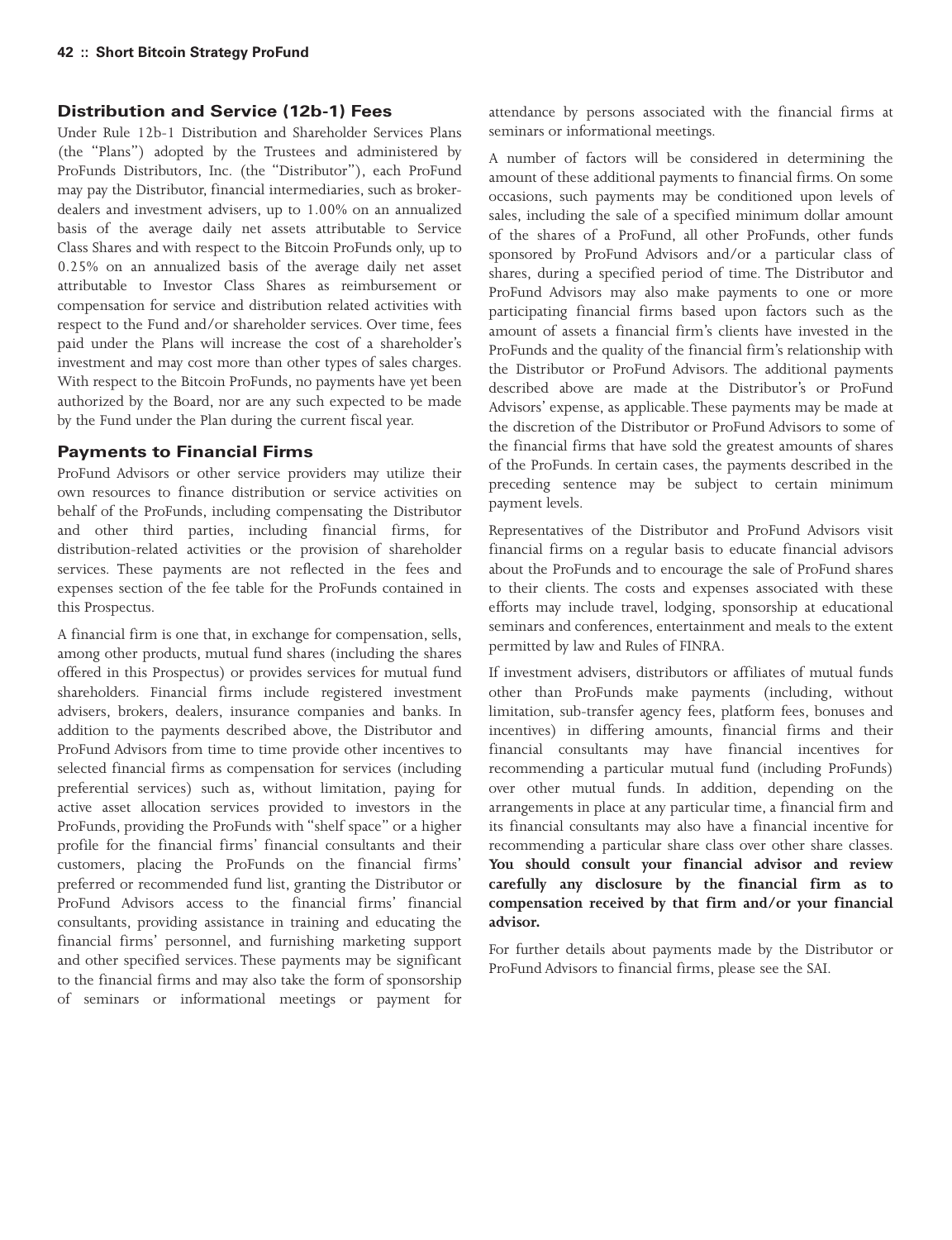## Distribution and Service (12b-1) Fees

Under Rule 12b-1 Distribution and Shareholder Services Plans (the "Plans") adopted by the Trustees and administered by ProFunds Distributors, Inc. (the "Distributor"), each ProFund may pay the Distributor, financial intermediaries, such as broker-dealers and investment advisers, up to 1.00% on an annualized basis of the average daily net assets attributable to Service Class Shares and with respect to the Bitcoin ProFunds only, up to 0.25% on an annualized basis of the average daily net asset attributable to Investor Class Shares as reimbursement or compensation for service and distribution related activities with respect to the Fund and/or shareholder services. Over time, fees paid under the Plans will increase the cost of a shareholder's investment and may cost more than other types of sales charges. With respect to the Bitcoin ProFunds, no payments have yet been authorized by the Board, nor are any such expected to be made by the Fund under the Plan during the current fiscal year.

## Payments to Financial Firms

ProFund Advisors or other service providers may utilize their own resources to finance distribution or service activities on behalf of the ProFunds, including compensating the Distributor and other third parties, including financial firms, for distribution-related activities or the provision of shareholder services. These payments are not reflected in the fees and expenses section of the fee table for the ProFunds contained in this Prospectus.

A financial firm is one that, in exchange for compensation, sells, among other products, mutual fund shares (including the shares offered in this Prospectus) or provides services for mutual fund shareholders. Financial firms include registered investment advisers, brokers, dealers, insurance companies and banks. In addition to the payments described above, the Distributor and ProFund Advisors from time to time provide other incentives to selected financial firms as compensation for services (including preferential services) such as, without limitation, paying for active asset allocation services provided to investors in the ProFunds, providing the ProFunds with "shelf space" or a higher profile for the financial firms' financial consultants and their customers, placing the ProFunds on the financial firms' preferred or recommended fund list, granting the Distributor or ProFund Advisors access to the financial firms' financial consultants, providing assistance in training and educating the financial firms' personnel, and furnishing marketing support and other specified services. These payments may be significant to the financial firms and may also take the form of sponsorship of seminars or informational meetings or payment for attendance by persons associated with the financial firms at seminars or informational meetings.

A number of factors will be considered in determining the amount of these additional payments to financial firms. On some occasions, such payments may be conditioned upon levels of sales, including the sale of a specified minimum dollar amount of the shares of a ProFund, all other ProFunds, other funds sponsored by ProFund Advisors and/or a particular class of shares, during a specified period of time. The Distributor and ProFund Advisors may also make payments to one or more participating financial firms based upon factors such as the amount of assets a financial firm's clients have invested in the ProFunds and the quality of the financial firm's relationship with the Distributor or ProFund Advisors. The additional payments described above are made at the Distributor's or ProFund Advisors' expense, as applicable. These payments may be made at the discretion of the Distributor or ProFund Advisors to some of the financial firms that have sold the greatest amounts of shares of the ProFunds. In certain cases, the payments described in the preceding sentence may be subject to certain minimum payment levels.

Representatives of the Distributor and ProFund Advisors visit financial firms on a regular basis to educate financial advisors about the ProFunds and to encourage the sale of ProFund shares to their clients. The costs and expenses associated with these efforts may include travel, lodging, sponsorship at educational seminars and conferences, entertainment and meals to the extent permitted by law and Rules of FINRA.

If investment advisers, distributors or affiliates of mutual funds other than ProFunds make payments (including, without limitation, sub-transfer agency fees, platform fees, bonuses and incentives) in differing amounts, financial firms and their financial consultants may have financial incentives for recommending a particular mutual fund (including ProFunds) over other mutual funds. In addition, depending on the arrangements in place at any particular time, a financial firm and its financial consultants may also have a financial incentive for recommending a particular share class over other share classes. **You should consult your financial advisor and review carefully any disclosure by the financial firm as to compensation received by that firm and/or your financial advisor.**

For further details about payments made by the Distributor or ProFund Advisors to financial firms, please see the SAI.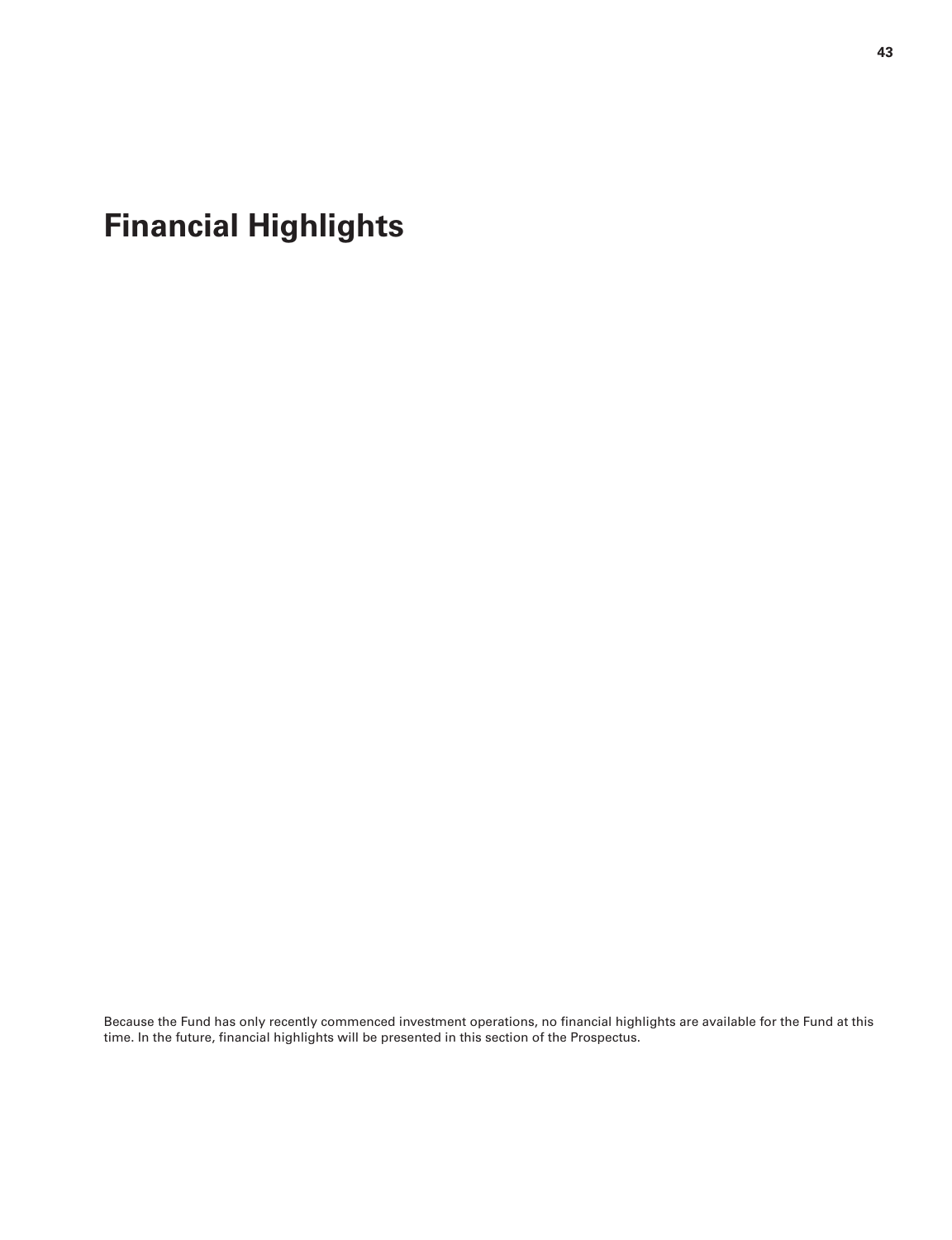# Financial Highlights

Because the Fund has only recently commenced investment operations, no financial highlights are available for the Fund at this time. In the future, financial highlights will be presented in this section of the Prospectus.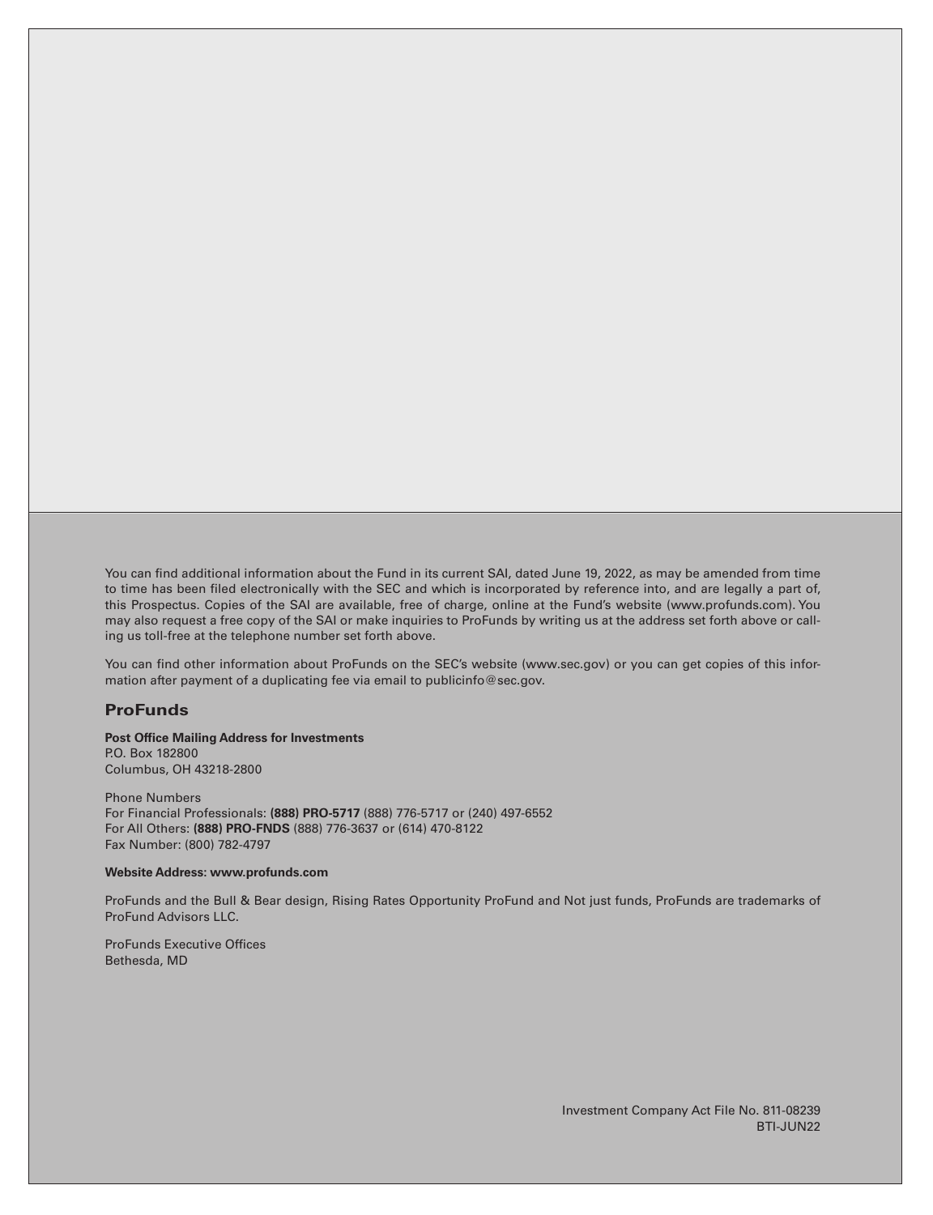You can find additional information about the Fund in its current SAI, dated June 19, 2022, as may be amended from time to time has been filed electronically with the SEC and which is incorporated by reference into, and are legally a part of, this Prospectus. Copies of the SAI are available, free of charge, online at the Fund's website (www.profunds.com). You may also request a free copy of the SAI or make inquiries to ProFunds by writing us at the address set forth above or calling us toll-free at the telephone number set forth above.

You can find other information about ProFunds on the SEC's website (www.sec.gov) or you can get copies of this information after payment of a duplicating fee via email to publicinfo@sec.gov.

## ProFunds

**Post Office Mailing Address for Investments**
P.O. Box 182800
Columbus, OH 43218-2800

Phone Numbers
For Financial Professionals: **(888) PRO-5717** (888) 776-5717 or (240) 497-6552
For All Others: **(888) PRO-FNDS** (888) 776-3637 or (614) 470-8122
Fax Number: (800) 782-4797

**Website Address: www.profunds.com**

ProFunds and the Bull & Bear design, Rising Rates Opportunity ProFund and Not just funds, ProFunds are trademarks of ProFund Advisors LLC.

ProFunds Executive Offices
Bethesda, MD

Investment Company Act File No. 811-08239
BTI-JUN22